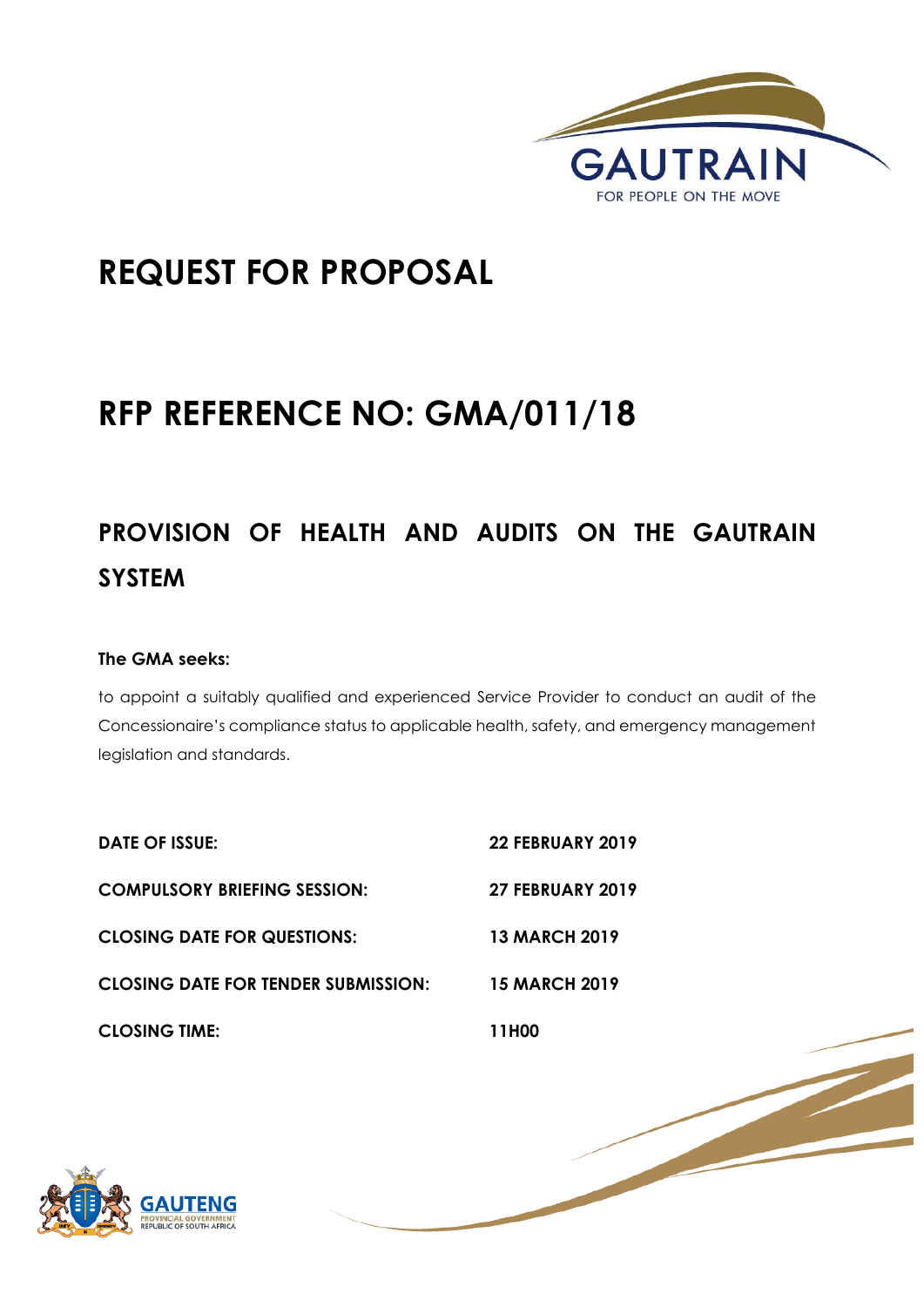GAUTRAIN

FOR PEOPLE ON THE MOVE

# REQUEST FOR PROPOSAL

# RFP REFERENCE NO: GMA/011/18

## PROVISION OF HEALTH AND AUDITS ON THE GAUTRAIN SYSTEM

**The GMA seeks:**

to appoint a suitably qualified and experienced Service Provider to conduct an audit of the Concessionaire's compliance status to applicable health, safety, and emergency management legislation and standards.

| | |
|---|---|
| **DATE OF ISSUE:** | **22 FEBRUARY 2019** |
| **COMPULSORY BRIEFING SESSION:** | **27 FEBRUARY 2019** |
| **CLOSING DATE FOR QUESTIONS:** | **13 MARCH 2019** |
| **CLOSING DATE FOR TENDER SUBMISSION:** | **15 MARCH 2019** |
| **CLOSING TIME:** | **11H00** |

GAUTENG PROVINCIAL GOVERNMENT
REPUBLIC OF SOUTH AFRICA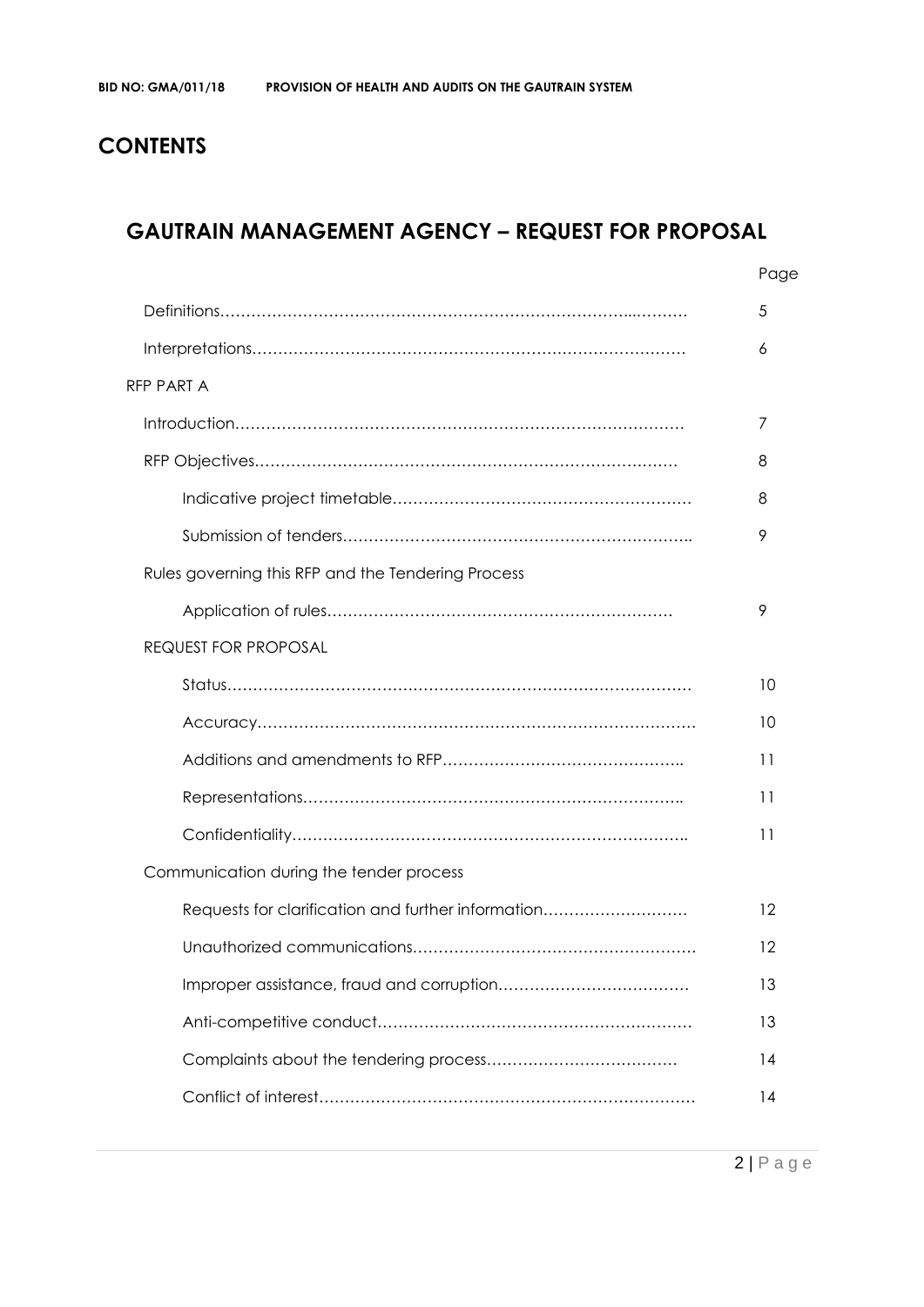# CONTENTS

## GAUTRAIN MANAGEMENT AGENCY – REQUEST FOR PROPOSAL

| | Page |
|---|---|
| Definitions | 5 |
| Interpretations | 6 |
| RFP PART A | |
| Introduction | 7 |
| RFP Objectives | 8 |
| Indicative project timetable | 8 |
| Submission of tenders | 9 |
| Rules governing this RFP and the Tendering Process | |
| Application of rules | 9 |
| REQUEST FOR PROPOSAL | |
| Status | 10 |
| Accuracy | 10 |
| Additions and amendments to RFP | 11 |
| Representations | 11 |
| Confidentiality | 11 |
| Communication during the tender process | |
| Requests for clarification and further information | 12 |
| Unauthorized communications | 12 |
| Improper assistance, fraud and corruption | 13 |
| Anti-competitive conduct | 13 |
| Complaints about the tendering process | 14 |
| Conflict of interest | 14 |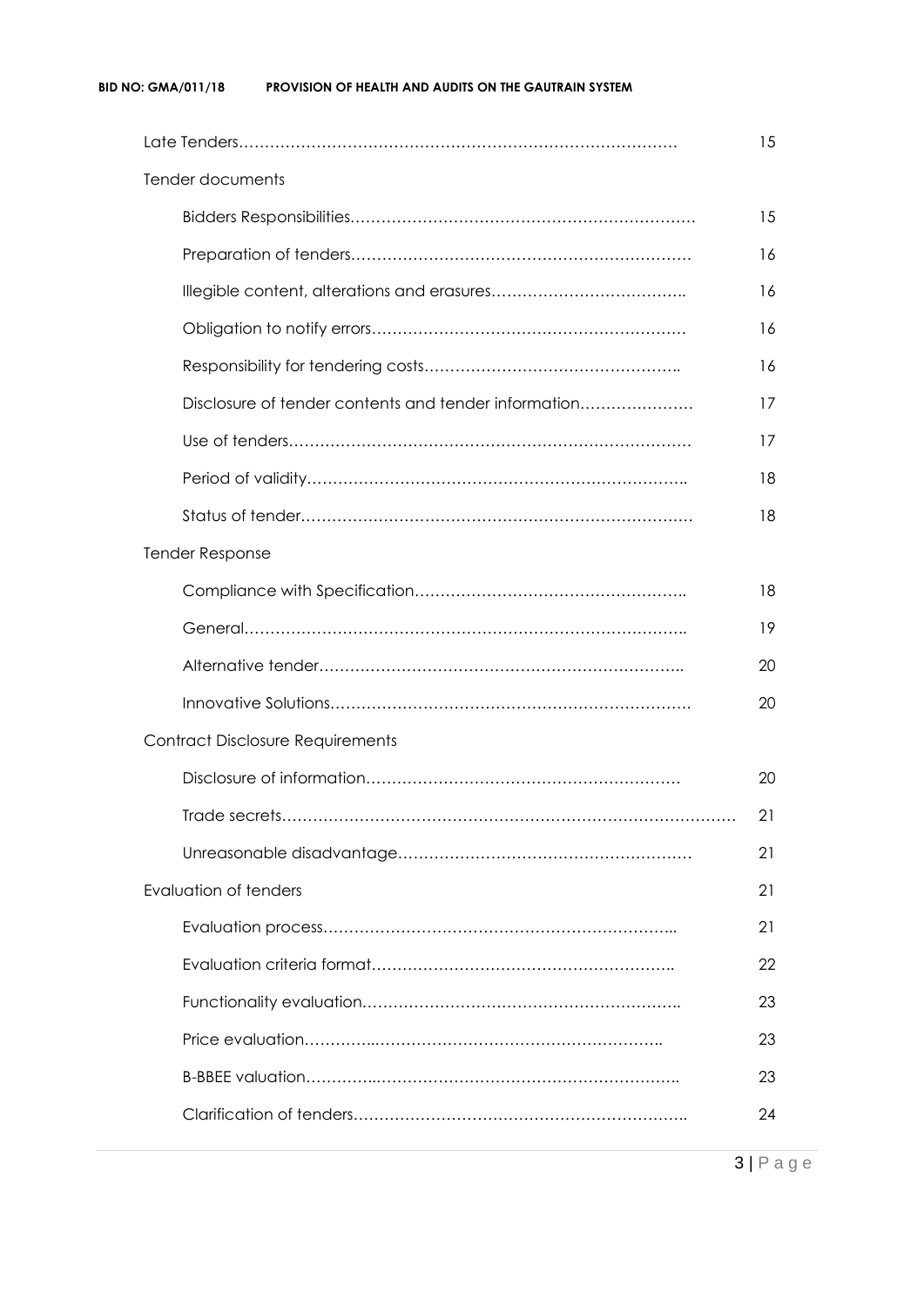| | |
|---|---|
| Late Tenders……………………………………………………………………………… | 15 |
| Tender documents | |
| Bidders Responsibilities………………………………………………………… | 15 |
| Preparation of tenders………………………………………………………… | 16 |
| Illegible content, alterations and erasures……………………………….. | 16 |
| Obligation to notify errors…………………………………………………… | 16 |
| Responsibility for tendering costs………………………………………….. | 16 |
| Disclosure of tender contents and tender information…………………. | 17 |
| Use of tenders…………………………………………………………………… | 17 |
| Period of validity……………………………………………………………….. | 18 |
| Status of tender………………………………………………………………… | 18 |
| Tender Response | |
| Compliance with Specification…………………………………………….. | 18 |
| General………………………………………………………………………….. | 19 |
| Alternative tender…………………………………………………………….. | 20 |
| Innovative Solutions…………………………………………………………. | 20 |
| Contract Disclosure Requirements | |
| Disclosure of information…………………………………………………… | 20 |
| Trade secrets…………………………………………………………………………… | 21 |
| Unreasonable disadvantage……………………………………………….. | 21 |
| Evaluation of tenders | 21 |
| Evaluation process………………………………………………………….. | 21 |
| Evaluation criteria format…………………………………………………. | 22 |
| Functionality evaluation……………………………………………………. | 23 |
| Price evaluation……………..……………………………………………….. | 23 |
| B-BBEE valuation…………...……………………………………………….. | 23 |
| Clarification of tenders……………………………………………………….. | 24 |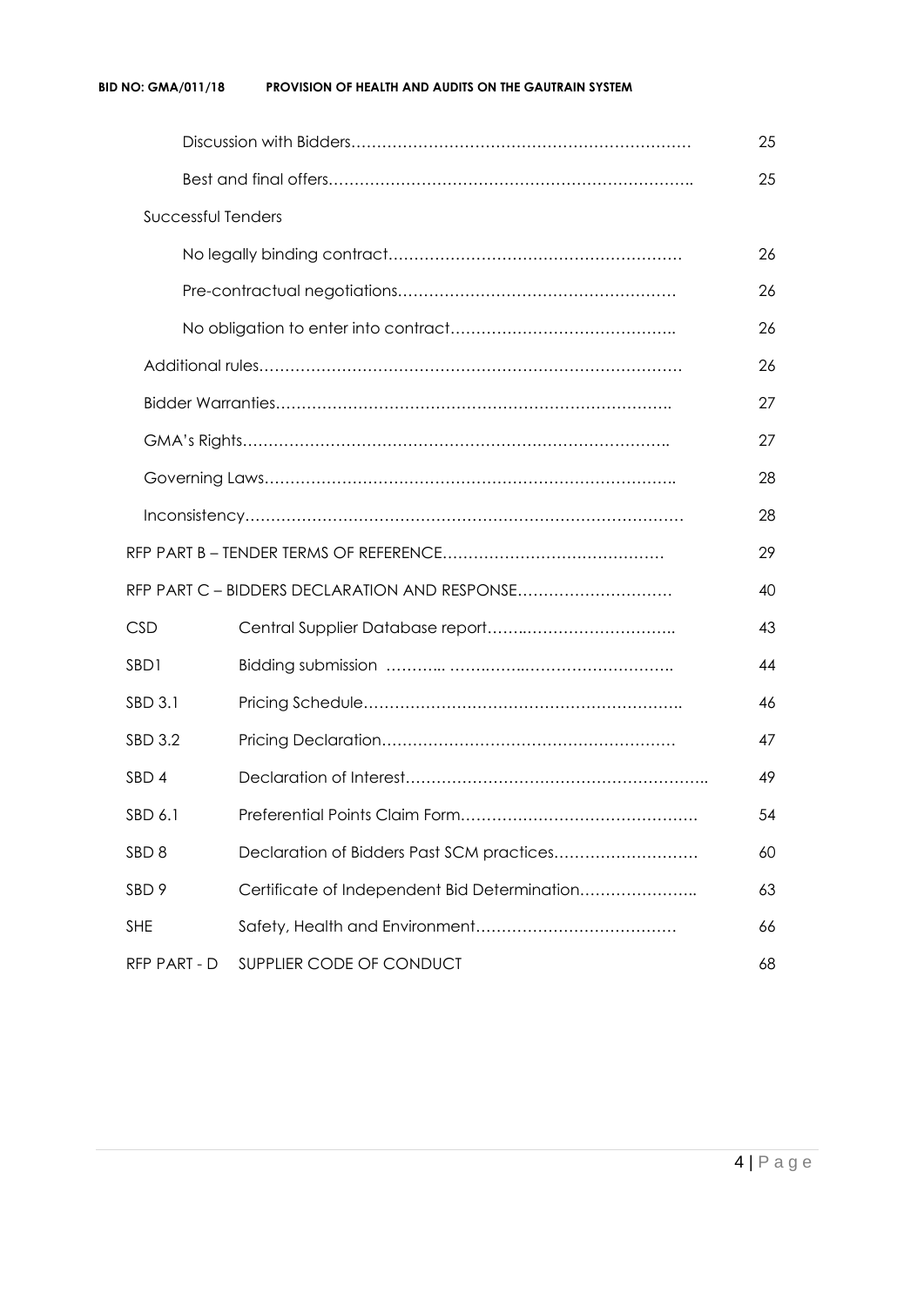| | | |
|---|---|---|
| | Discussion with Bidders………………………………………………………… | 25 |
| | Best and final offers…………………………………………………………….. | 25 |
| Successful Tenders | | |
| | No legally binding contract………………………………………………… | 26 |
| | Pre-contractual negotiations……………………………………………… | 26 |
| | No obligation to enter into contract…………………………………….. | 26 |
| Additional rules……………………………………………………………………… | | 26 |
| Bidder Warranties………………………………………………………………. | | 27 |
| GMA's Rights…………………………………………………………………….. | | 27 |
| Governing Laws………………………………………………………………….. | | 28 |
| Inconsistency………………………………………………………………………… | | 28 |
| RFP PART B – TENDER TERMS OF REFERENCE…………………………………… | | 29 |
| RFP PART C – BIDDERS DECLARATION AND RESPONSE………………………… | | 40 |
| CSD | Central Supplier Database report……..……………………….. | 43 |
| SBD1 | Bidding submission ……….. ……..……..……………………….. | 44 |
| SBD 3.1 | Pricing Schedule…………………………………………………….. | 46 |
| SBD 3.2 | Pricing Declaration………………………………………………… | 47 |
| SBD 4 | Declaration of Interest………………………………………………….. | 49 |
| SBD 6.1 | Preferential Points Claim Form……………………………………… | 54 |
| SBD 8 | Declaration of Bidders Past SCM practices……………………… | 60 |
| SBD 9 | Certificate of Independent Bid Determination………………….. | 63 |
| SHE | Safety, Health and Environment………………………………… | 66 |
| RFP PART - D | SUPPLIER CODE OF CONDUCT | 68 |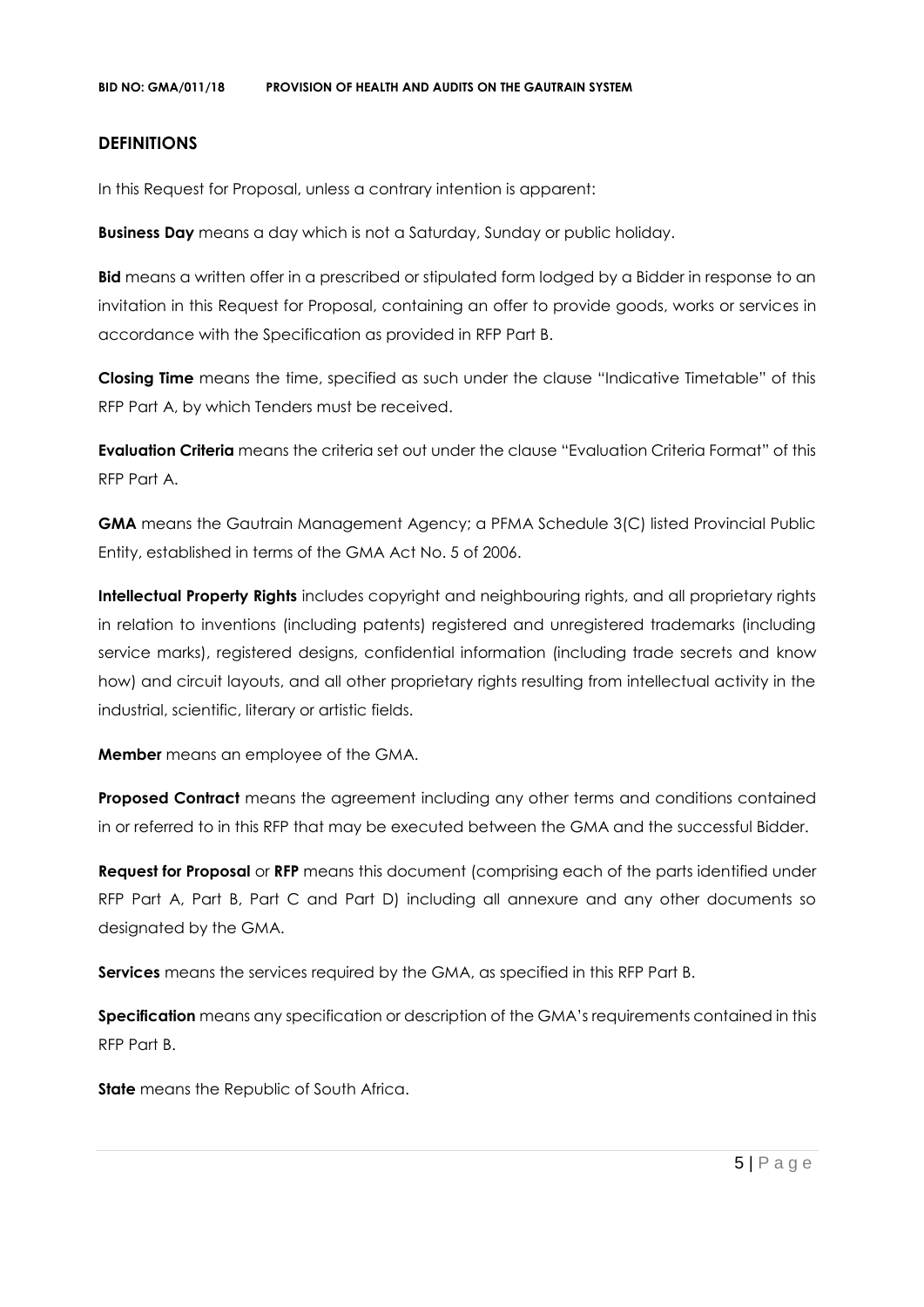## DEFINITIONS

In this Request for Proposal, unless a contrary intention is apparent:

**Business Day** means a day which is not a Saturday, Sunday or public holiday.

**Bid** means a written offer in a prescribed or stipulated form lodged by a Bidder in response to an invitation in this Request for Proposal, containing an offer to provide goods, works or services in accordance with the Specification as provided in RFP Part B.

**Closing Time** means the time, specified as such under the clause "Indicative Timetable" of this RFP Part A, by which Tenders must be received.

**Evaluation Criteria** means the criteria set out under the clause "Evaluation Criteria Format" of this RFP Part A.

**GMA** means the Gautrain Management Agency; a PFMA Schedule 3(C) listed Provincial Public Entity, established in terms of the GMA Act No. 5 of 2006.

**Intellectual Property Rights** includes copyright and neighbouring rights, and all proprietary rights in relation to inventions (including patents) registered and unregistered trademarks (including service marks), registered designs, confidential information (including trade secrets and know how) and circuit layouts, and all other proprietary rights resulting from intellectual activity in the industrial, scientific, literary or artistic fields.

**Member** means an employee of the GMA.

**Proposed Contract** means the agreement including any other terms and conditions contained in or referred to in this RFP that may be executed between the GMA and the successful Bidder.

**Request for Proposal** or **RFP** means this document (comprising each of the parts identified under RFP Part A, Part B, Part C and Part D) including all annexure and any other documents so designated by the GMA.

**Services** means the services required by the GMA, as specified in this RFP Part B.

**Specification** means any specification or description of the GMA's requirements contained in this RFP Part B.

**State** means the Republic of South Africa.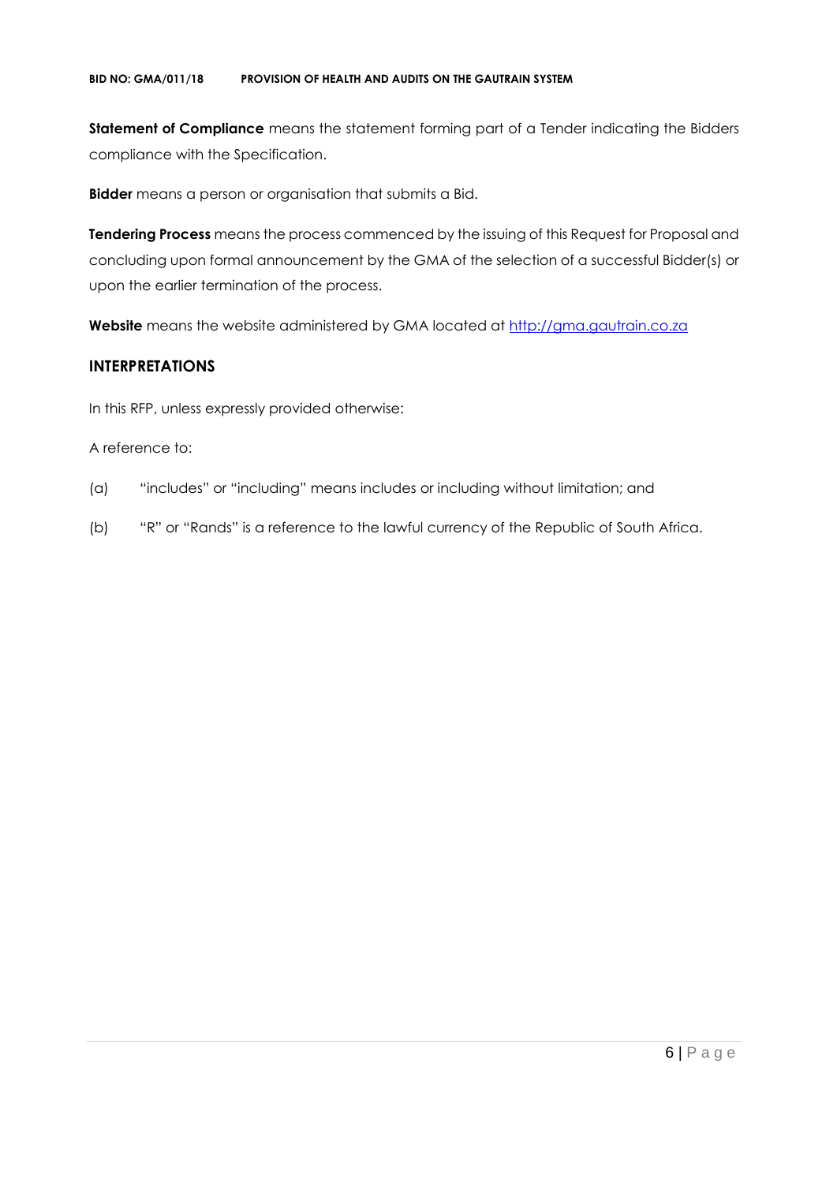**Statement of Compliance** means the statement forming part of a Tender indicating the Bidders compliance with the Specification.

**Bidder** means a person or organisation that submits a Bid.

**Tendering Process** means the process commenced by the issuing of this Request for Proposal and concluding upon formal announcement by the GMA of the selection of a successful Bidder(s) or upon the earlier termination of the process.

**Website** means the website administered by GMA located at [http://gma.gautrain.co.za](http://gma.gautrain.co.za)

## INTERPRETATIONS

In this RFP, unless expressly provided otherwise:

A reference to:

(a) "includes" or "including" means includes or including without limitation; and

(b) "R" or "Rands" is a reference to the lawful currency of the Republic of South Africa.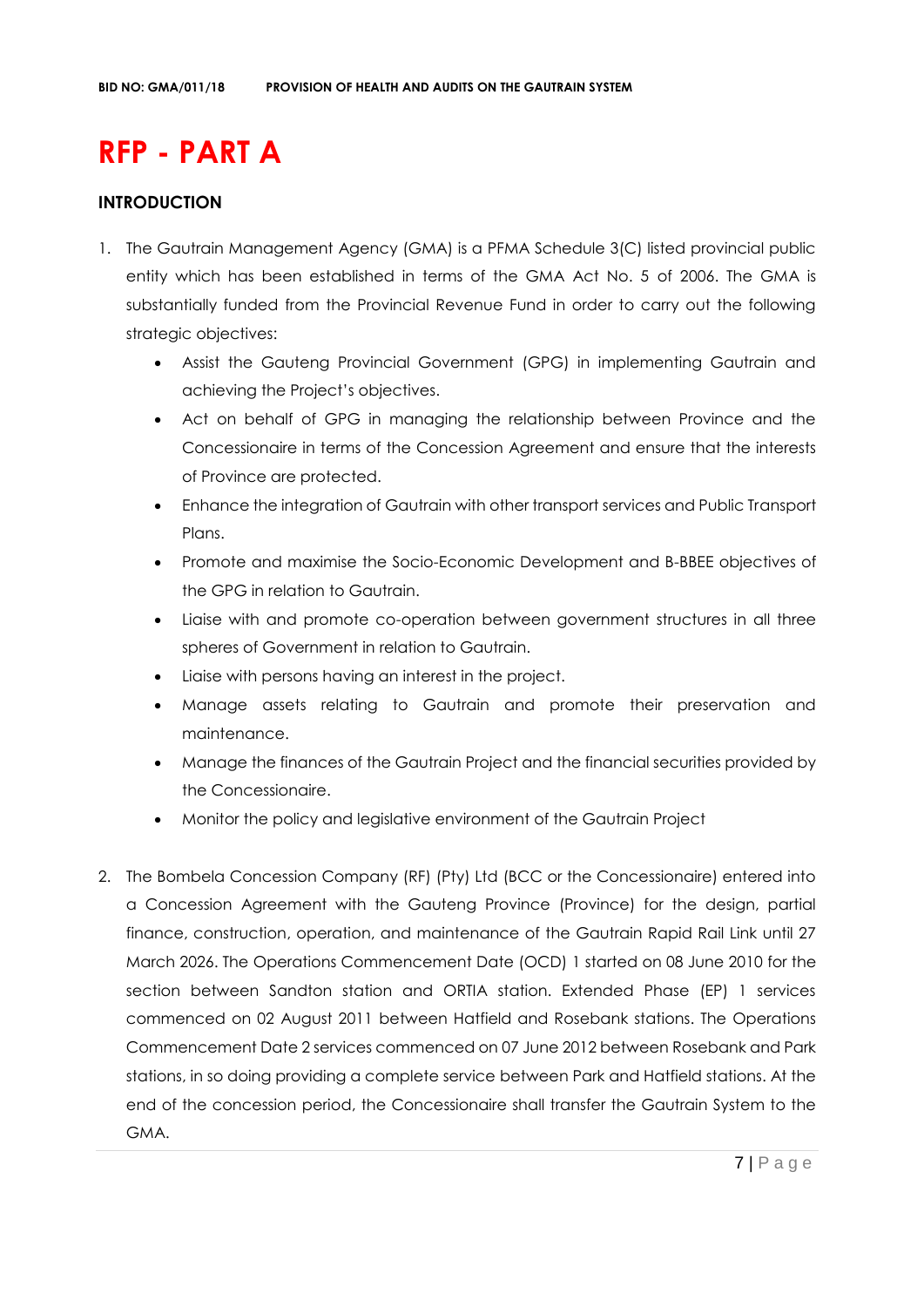# RFP - PART A

## INTRODUCTION

1. The Gautrain Management Agency (GMA) is a PFMA Schedule 3(C) listed provincial public entity which has been established in terms of the GMA Act No. 5 of 2006. The GMA is substantially funded from the Provincial Revenue Fund in order to carry out the following strategic objectives:
   - Assist the Gauteng Provincial Government (GPG) in implementing Gautrain and achieving the Project's objectives.
   - Act on behalf of GPG in managing the relationship between Province and the Concessionaire in terms of the Concession Agreement and ensure that the interests of Province are protected.
   - Enhance the integration of Gautrain with other transport services and Public Transport Plans.
   - Promote and maximise the Socio-Economic Development and B-BBEE objectives of the GPG in relation to Gautrain.
   - Liaise with and promote co-operation between government structures in all three spheres of Government in relation to Gautrain.
   - Liaise with persons having an interest in the project.
   - Manage assets relating to Gautrain and promote their preservation and maintenance.
   - Manage the finances of the Gautrain Project and the financial securities provided by the Concessionaire.
   - Monitor the policy and legislative environment of the Gautrain Project

2. The Bombela Concession Company (RF) (Pty) Ltd (BCC or the Concessionaire) entered into a Concession Agreement with the Gauteng Province (Province) for the design, partial finance, construction, operation, and maintenance of the Gautrain Rapid Rail Link until 27 March 2026. The Operations Commencement Date (OCD) 1 started on 08 June 2010 for the section between Sandton station and ORTIA station. Extended Phase (EP) 1 services commenced on 02 August 2011 between Hatfield and Rosebank stations. The Operations Commencement Date 2 services commenced on 07 June 2012 between Rosebank and Park stations, in so doing providing a complete service between Park and Hatfield stations. At the end of the concession period, the Concessionaire shall transfer the Gautrain System to the GMA.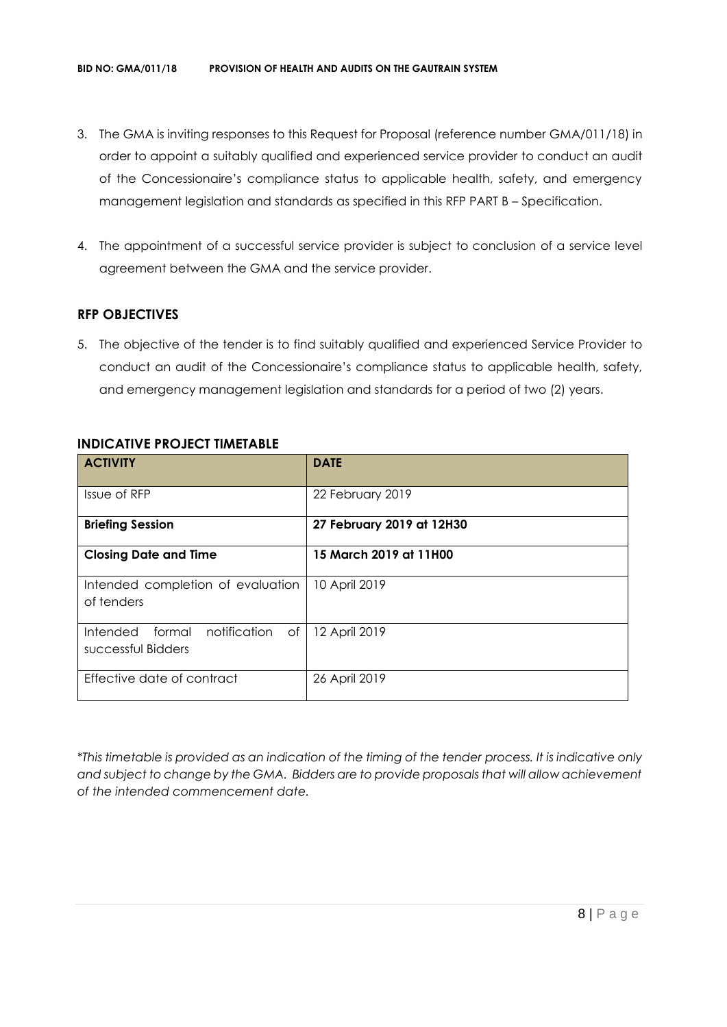3. The GMA is inviting responses to this Request for Proposal (reference number GMA/011/18) in order to appoint a suitably qualified and experienced service provider to conduct an audit of the Concessionaire's compliance status to applicable health, safety, and emergency management legislation and standards as specified in this RFP PART B – Specification.

4. The appointment of a successful service provider is subject to conclusion of a service level agreement between the GMA and the service provider.

## RFP OBJECTIVES

5. The objective of the tender is to find suitably qualified and experienced Service Provider to conduct an audit of the Concessionaire's compliance status to applicable health, safety, and emergency management legislation and standards for a period of two (2) years.

## INDICATIVE PROJECT TIMETABLE

| ACTIVITY | DATE |
|---|---|
| Issue of RFP | 22 February 2019 |
| **Briefing Session** | **27 February 2019 at 12H30** |
| **Closing Date and Time** | **15 March 2019 at 11H00** |
| Intended completion of evaluation of tenders | 10 April 2019 |
| Intended formal notification of successful Bidders | 12 April 2019 |
| Effective date of contract | 26 April 2019 |

*\*This timetable is provided as an indication of the timing of the tender process. It is indicative only and subject to change by the GMA. Bidders are to provide proposals that will allow achievement of the intended commencement date.*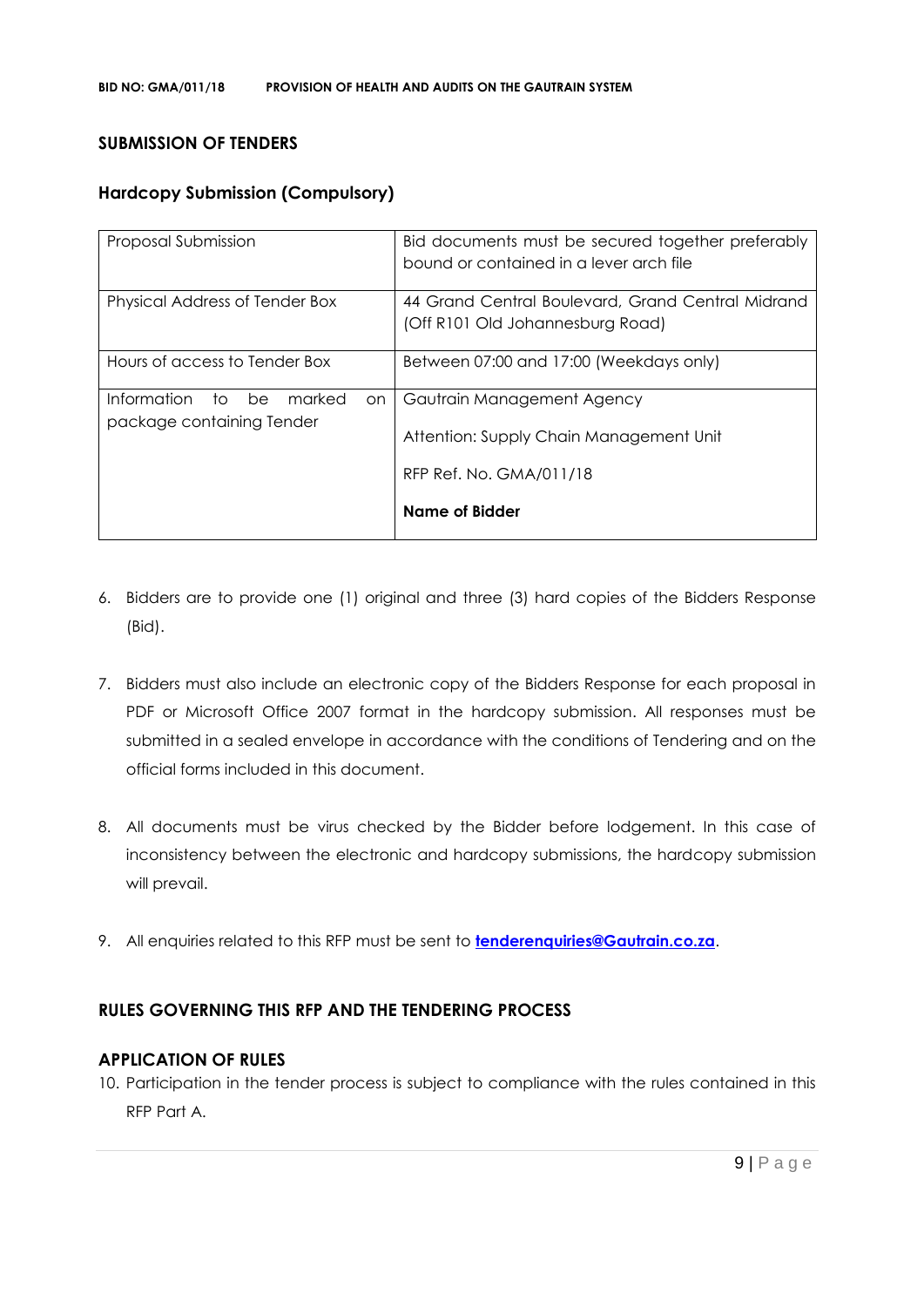## SUBMISSION OF TENDERS

### Hardcopy Submission (Compulsory)

| | |
|---|---|
| Proposal Submission | Bid documents must be secured together preferably bound or contained in a lever arch file |
| Physical Address of Tender Box | 44 Grand Central Boulevard, Grand Central Midrand (Off R101 Old Johannesburg Road) |
| Hours of access to Tender Box | Between 07:00 and 17:00 (Weekdays only) |
| Information to be marked on package containing Tender | Gautrain Management Agency<br><br>Attention: Supply Chain Management Unit<br><br>RFP Ref. No. GMA/011/18<br><br>**Name of Bidder** |

6. Bidders are to provide one (1) original and three (3) hard copies of the Bidders Response (Bid).

7. Bidders must also include an electronic copy of the Bidders Response for each proposal in PDF or Microsoft Office 2007 format in the hardcopy submission. All responses must be submitted in a sealed envelope in accordance with the conditions of Tendering and on the official forms included in this document.

8. All documents must be virus checked by the Bidder before lodgement. In this case of inconsistency between the electronic and hardcopy submissions, the hardcopy submission will prevail.

9. All enquiries related to this RFP must be sent to **tenderenquiries@Gautrain.co.za**.

## RULES GOVERNING THIS RFP AND THE TENDERING PROCESS

### APPLICATION OF RULES

10. Participation in the tender process is subject to compliance with the rules contained in this RFP Part A.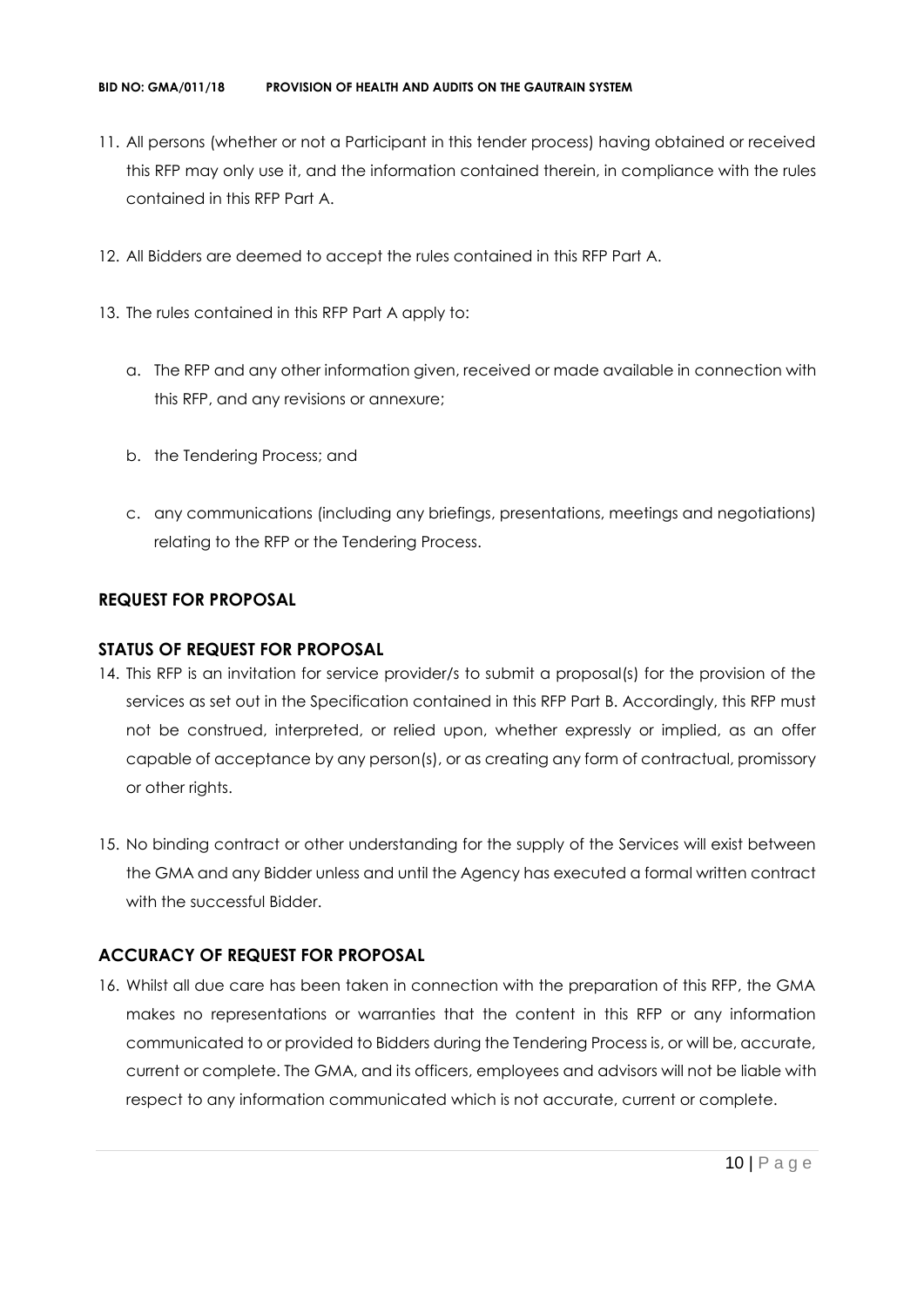11. All persons (whether or not a Participant in this tender process) having obtained or received this RFP may only use it, and the information contained therein, in compliance with the rules contained in this RFP Part A.

12. All Bidders are deemed to accept the rules contained in this RFP Part A.

13. The rules contained in this RFP Part A apply to:

    a. The RFP and any other information given, received or made available in connection with this RFP, and any revisions or annexure;

    b. the Tendering Process; and

    c. any communications (including any briefings, presentations, meetings and negotiations) relating to the RFP or the Tendering Process.

## REQUEST FOR PROPOSAL

### STATUS OF REQUEST FOR PROPOSAL

14. This RFP is an invitation for service provider/s to submit a proposal(s) for the provision of the services as set out in the Specification contained in this RFP Part B. Accordingly, this RFP must not be construed, interpreted, or relied upon, whether expressly or implied, as an offer capable of acceptance by any person(s), or as creating any form of contractual, promissory or other rights.

15. No binding contract or other understanding for the supply of the Services will exist between the GMA and any Bidder unless and until the Agency has executed a formal written contract with the successful Bidder.

### ACCURACY OF REQUEST FOR PROPOSAL

16. Whilst all due care has been taken in connection with the preparation of this RFP, the GMA makes no representations or warranties that the content in this RFP or any information communicated to or provided to Bidders during the Tendering Process is, or will be, accurate, current or complete. The GMA, and its officers, employees and advisors will not be liable with respect to any information communicated which is not accurate, current or complete.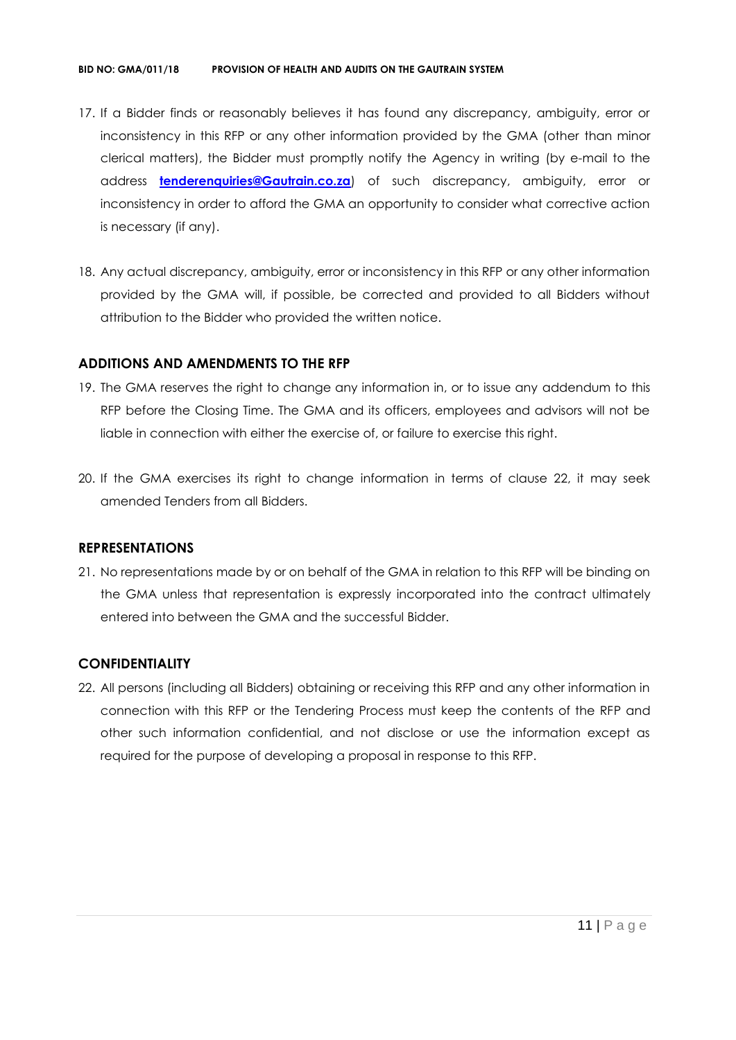17. If a Bidder finds or reasonably believes it has found any discrepancy, ambiguity, error or inconsistency in this RFP or any other information provided by the GMA (other than minor clerical matters), the Bidder must promptly notify the Agency in writing (by e-mail to the address **tenderenquiries@Gautrain.co.za**) of such discrepancy, ambiguity, error or inconsistency in order to afford the GMA an opportunity to consider what corrective action is necessary (if any).

18. Any actual discrepancy, ambiguity, error or inconsistency in this RFP or any other information provided by the GMA will, if possible, be corrected and provided to all Bidders without attribution to the Bidder who provided the written notice.

## ADDITIONS AND AMENDMENTS TO THE RFP

19. The GMA reserves the right to change any information in, or to issue any addendum to this RFP before the Closing Time. The GMA and its officers, employees and advisors will not be liable in connection with either the exercise of, or failure to exercise this right.

20. If the GMA exercises its right to change information in terms of clause 22, it may seek amended Tenders from all Bidders.

## REPRESENTATIONS

21. No representations made by or on behalf of the GMA in relation to this RFP will be binding on the GMA unless that representation is expressly incorporated into the contract ultimately entered into between the GMA and the successful Bidder.

## CONFIDENTIALITY

22. All persons (including all Bidders) obtaining or receiving this RFP and any other information in connection with this RFP or the Tendering Process must keep the contents of the RFP and other such information confidential, and not disclose or use the information except as required for the purpose of developing a proposal in response to this RFP.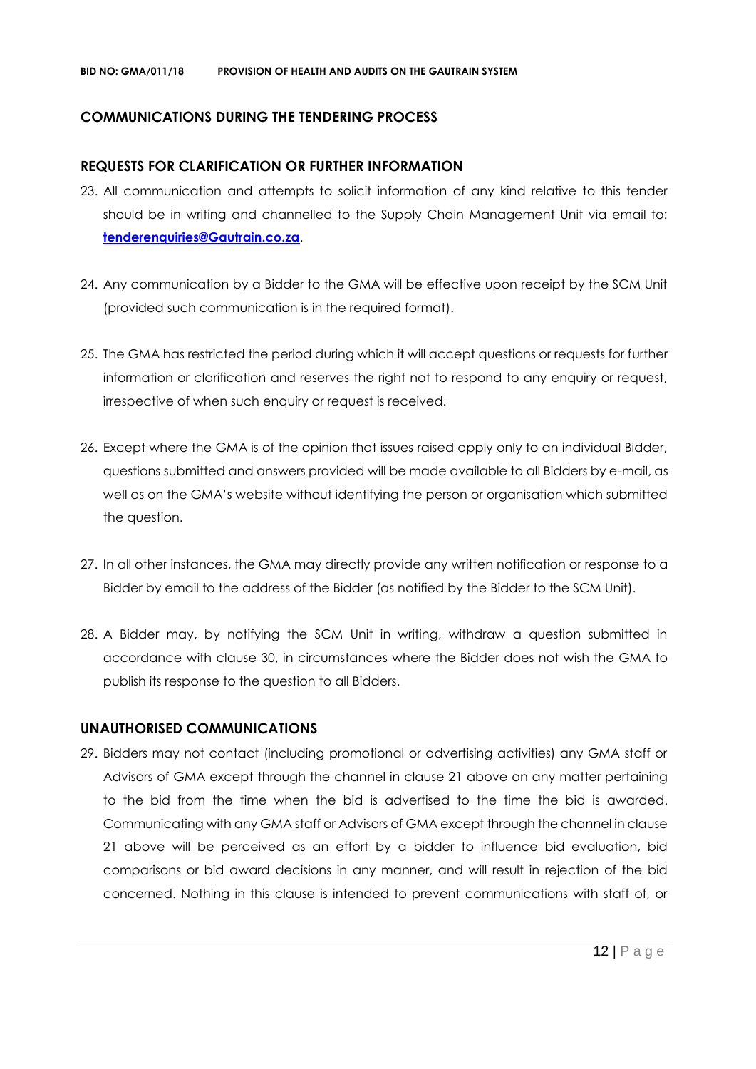## COMMUNICATIONS DURING THE TENDERING PROCESS

### REQUESTS FOR CLARIFICATION OR FURTHER INFORMATION

23. All communication and attempts to solicit information of any kind relative to this tender should be in writing and channelled to the Supply Chain Management Unit via email to: **tenderenquiries@Gautrain.co.za**.

24. Any communication by a Bidder to the GMA will be effective upon receipt by the SCM Unit (provided such communication is in the required format).

25. The GMA has restricted the period during which it will accept questions or requests for further information or clarification and reserves the right not to respond to any enquiry or request, irrespective of when such enquiry or request is received.

26. Except where the GMA is of the opinion that issues raised apply only to an individual Bidder, questions submitted and answers provided will be made available to all Bidders by e-mail, as well as on the GMA's website without identifying the person or organisation which submitted the question.

27. In all other instances, the GMA may directly provide any written notification or response to a Bidder by email to the address of the Bidder (as notified by the Bidder to the SCM Unit).

28. A Bidder may, by notifying the SCM Unit in writing, withdraw a question submitted in accordance with clause 30, in circumstances where the Bidder does not wish the GMA to publish its response to the question to all Bidders.

### UNAUTHORISED COMMUNICATIONS

29. Bidders may not contact (including promotional or advertising activities) any GMA staff or Advisors of GMA except through the channel in clause 21 above on any matter pertaining to the bid from the time when the bid is advertised to the time the bid is awarded. Communicating with any GMA staff or Advisors of GMA except through the channel in clause 21 above will be perceived as an effort by a bidder to influence bid evaluation, bid comparisons or bid award decisions in any manner, and will result in rejection of the bid concerned. Nothing in this clause is intended to prevent communications with staff of, or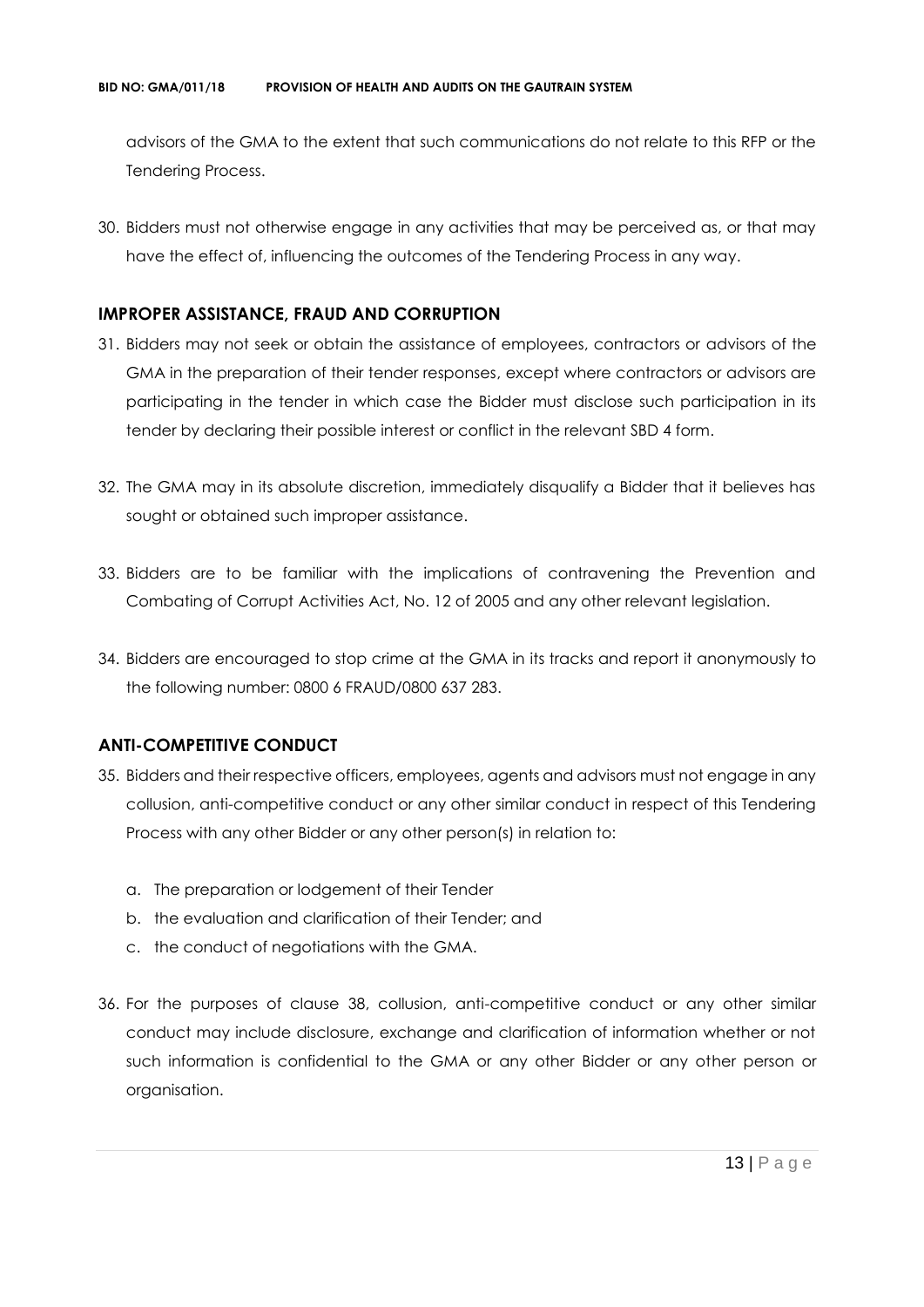advisors of the GMA to the extent that such communications do not relate to this RFP or the Tendering Process.

30. Bidders must not otherwise engage in any activities that may be perceived as, or that may have the effect of, influencing the outcomes of the Tendering Process in any way.

## IMPROPER ASSISTANCE, FRAUD AND CORRUPTION

31. Bidders may not seek or obtain the assistance of employees, contractors or advisors of the GMA in the preparation of their tender responses, except where contractors or advisors are participating in the tender in which case the Bidder must disclose such participation in its tender by declaring their possible interest or conflict in the relevant SBD 4 form.

32. The GMA may in its absolute discretion, immediately disqualify a Bidder that it believes has sought or obtained such improper assistance.

33. Bidders are to be familiar with the implications of contravening the Prevention and Combating of Corrupt Activities Act, No. 12 of 2005 and any other relevant legislation.

34. Bidders are encouraged to stop crime at the GMA in its tracks and report it anonymously to the following number: 0800 6 FRAUD/0800 637 283.

## ANTI-COMPETITIVE CONDUCT

35. Bidders and their respective officers, employees, agents and advisors must not engage in any collusion, anti-competitive conduct or any other similar conduct in respect of this Tendering Process with any other Bidder or any other person(s) in relation to:

    a. The preparation or lodgement of their Tender
    b. the evaluation and clarification of their Tender; and
    c. the conduct of negotiations with the GMA.

36. For the purposes of clause 38, collusion, anti-competitive conduct or any other similar conduct may include disclosure, exchange and clarification of information whether or not such information is confidential to the GMA or any other Bidder or any other person or organisation.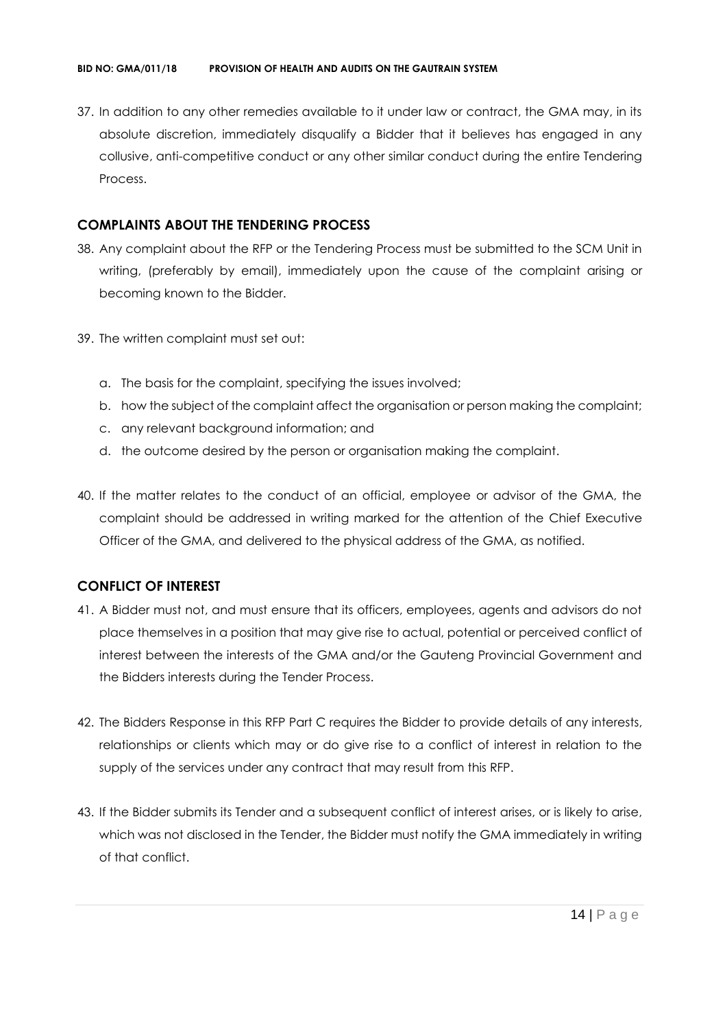37. In addition to any other remedies available to it under law or contract, the GMA may, in its absolute discretion, immediately disqualify a Bidder that it believes has engaged in any collusive, anti-competitive conduct or any other similar conduct during the entire Tendering Process.

## COMPLAINTS ABOUT THE TENDERING PROCESS

38. Any complaint about the RFP or the Tendering Process must be submitted to the SCM Unit in writing, (preferably by email), immediately upon the cause of the complaint arising or becoming known to the Bidder.

39. The written complaint must set out:

    a. The basis for the complaint, specifying the issues involved;
    b. how the subject of the complaint affect the organisation or person making the complaint;
    c. any relevant background information; and
    d. the outcome desired by the person or organisation making the complaint.

40. If the matter relates to the conduct of an official, employee or advisor of the GMA, the complaint should be addressed in writing marked for the attention of the Chief Executive Officer of the GMA, and delivered to the physical address of the GMA, as notified.

## CONFLICT OF INTEREST

41. A Bidder must not, and must ensure that its officers, employees, agents and advisors do not place themselves in a position that may give rise to actual, potential or perceived conflict of interest between the interests of the GMA and/or the Gauteng Provincial Government and the Bidders interests during the Tender Process.

42. The Bidders Response in this RFP Part C requires the Bidder to provide details of any interests, relationships or clients which may or do give rise to a conflict of interest in relation to the supply of the services under any contract that may result from this RFP.

43. If the Bidder submits its Tender and a subsequent conflict of interest arises, or is likely to arise, which was not disclosed in the Tender, the Bidder must notify the GMA immediately in writing of that conflict.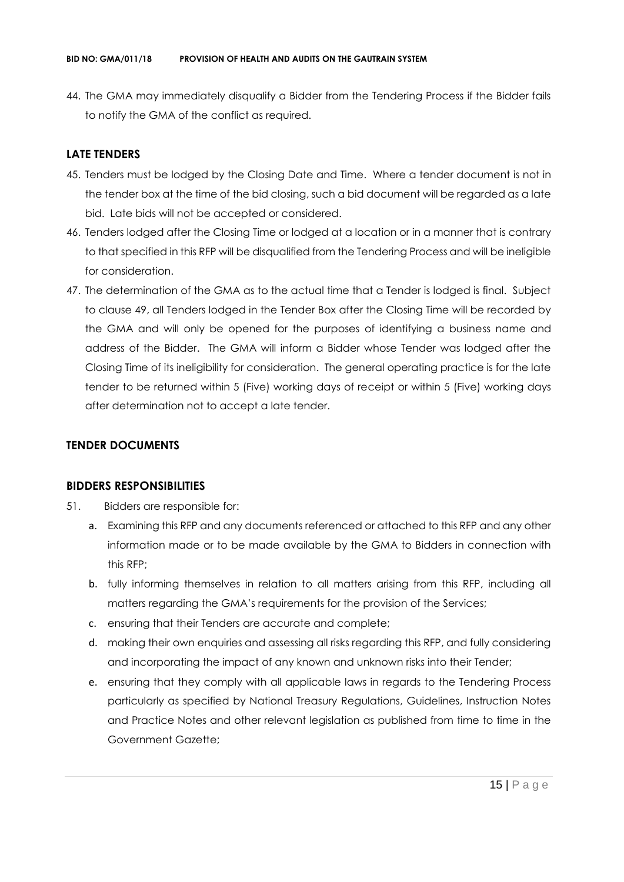44. The GMA may immediately disqualify a Bidder from the Tendering Process if the Bidder fails to notify the GMA of the conflict as required.

## LATE TENDERS

45. Tenders must be lodged by the Closing Date and Time. Where a tender document is not in the tender box at the time of the bid closing, such a bid document will be regarded as a late bid. Late bids will not be accepted or considered.
46. Tenders lodged after the Closing Time or lodged at a location or in a manner that is contrary to that specified in this RFP will be disqualified from the Tendering Process and will be ineligible for consideration.
47. The determination of the GMA as to the actual time that a Tender is lodged is final. Subject to clause 49, all Tenders lodged in the Tender Box after the Closing Time will be recorded by the GMA and will only be opened for the purposes of identifying a business name and address of the Bidder. The GMA will inform a Bidder whose Tender was lodged after the Closing Time of its ineligibility for consideration. The general operating practice is for the late tender to be returned within 5 (Five) working days of receipt or within 5 (Five) working days after determination not to accept a late tender.

## TENDER DOCUMENTS

## BIDDERS RESPONSIBILITIES

51. Bidders are responsible for:
    a. Examining this RFP and any documents referenced or attached to this RFP and any other information made or to be made available by the GMA to Bidders in connection with this RFP;
    b. fully informing themselves in relation to all matters arising from this RFP, including all matters regarding the GMA's requirements for the provision of the Services;
    c. ensuring that their Tenders are accurate and complete;
    d. making their own enquiries and assessing all risks regarding this RFP, and fully considering and incorporating the impact of any known and unknown risks into their Tender;
    e. ensuring that they comply with all applicable laws in regards to the Tendering Process particularly as specified by National Treasury Regulations, Guidelines, Instruction Notes and Practice Notes and other relevant legislation as published from time to time in the Government Gazette;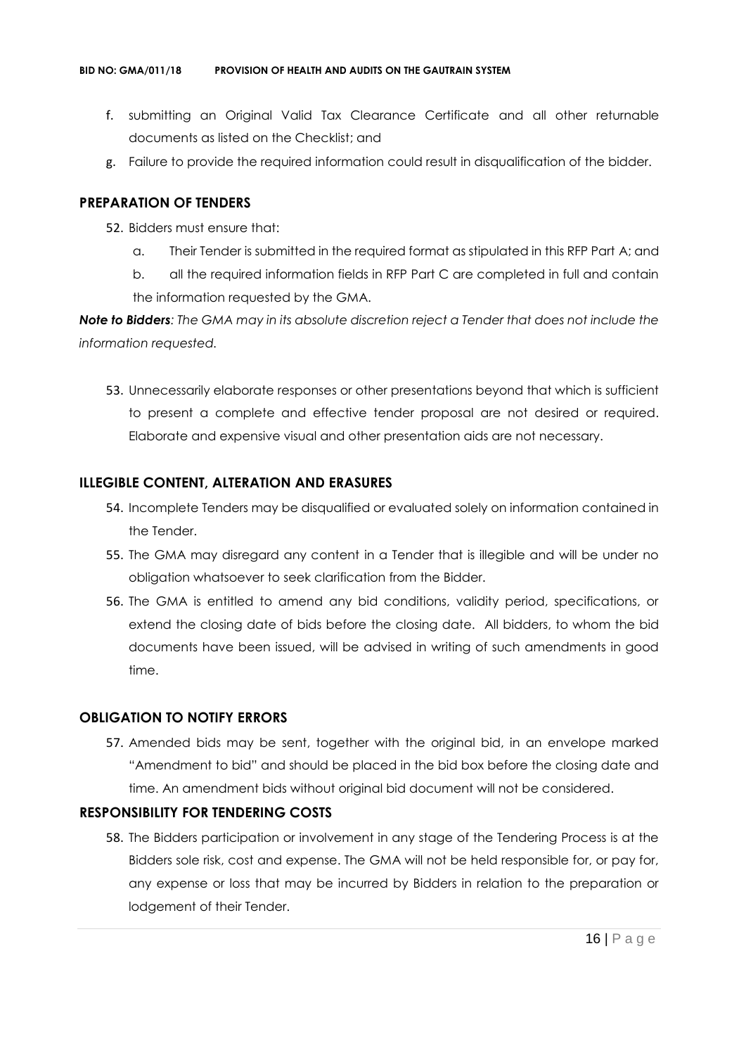f. submitting an Original Valid Tax Clearance Certificate and all other returnable documents as listed on the Checklist; and

g. Failure to provide the required information could result in disqualification of the bidder.

## PREPARATION OF TENDERS

52. Bidders must ensure that:

    a. Their Tender is submitted in the required format as stipulated in this RFP Part A; and

    b. all the required information fields in RFP Part C are completed in full and contain the information requested by the GMA.

***Note to Bidders**: The GMA may in its absolute discretion reject a Tender that does not include the information requested.*

53. Unnecessarily elaborate responses or other presentations beyond that which is sufficient to present a complete and effective tender proposal are not desired or required. Elaborate and expensive visual and other presentation aids are not necessary.

## ILLEGIBLE CONTENT, ALTERATION AND ERASURES

54. Incomplete Tenders may be disqualified or evaluated solely on information contained in the Tender.

55. The GMA may disregard any content in a Tender that is illegible and will be under no obligation whatsoever to seek clarification from the Bidder.

56. The GMA is entitled to amend any bid conditions, validity period, specifications, or extend the closing date of bids before the closing date. All bidders, to whom the bid documents have been issued, will be advised in writing of such amendments in good time.

## OBLIGATION TO NOTIFY ERRORS

57. Amended bids may be sent, together with the original bid, in an envelope marked "Amendment to bid" and should be placed in the bid box before the closing date and time. An amendment bids without original bid document will not be considered.

## RESPONSIBILITY FOR TENDERING COSTS

58. The Bidders participation or involvement in any stage of the Tendering Process is at the Bidders sole risk, cost and expense. The GMA will not be held responsible for, or pay for, any expense or loss that may be incurred by Bidders in relation to the preparation or lodgement of their Tender.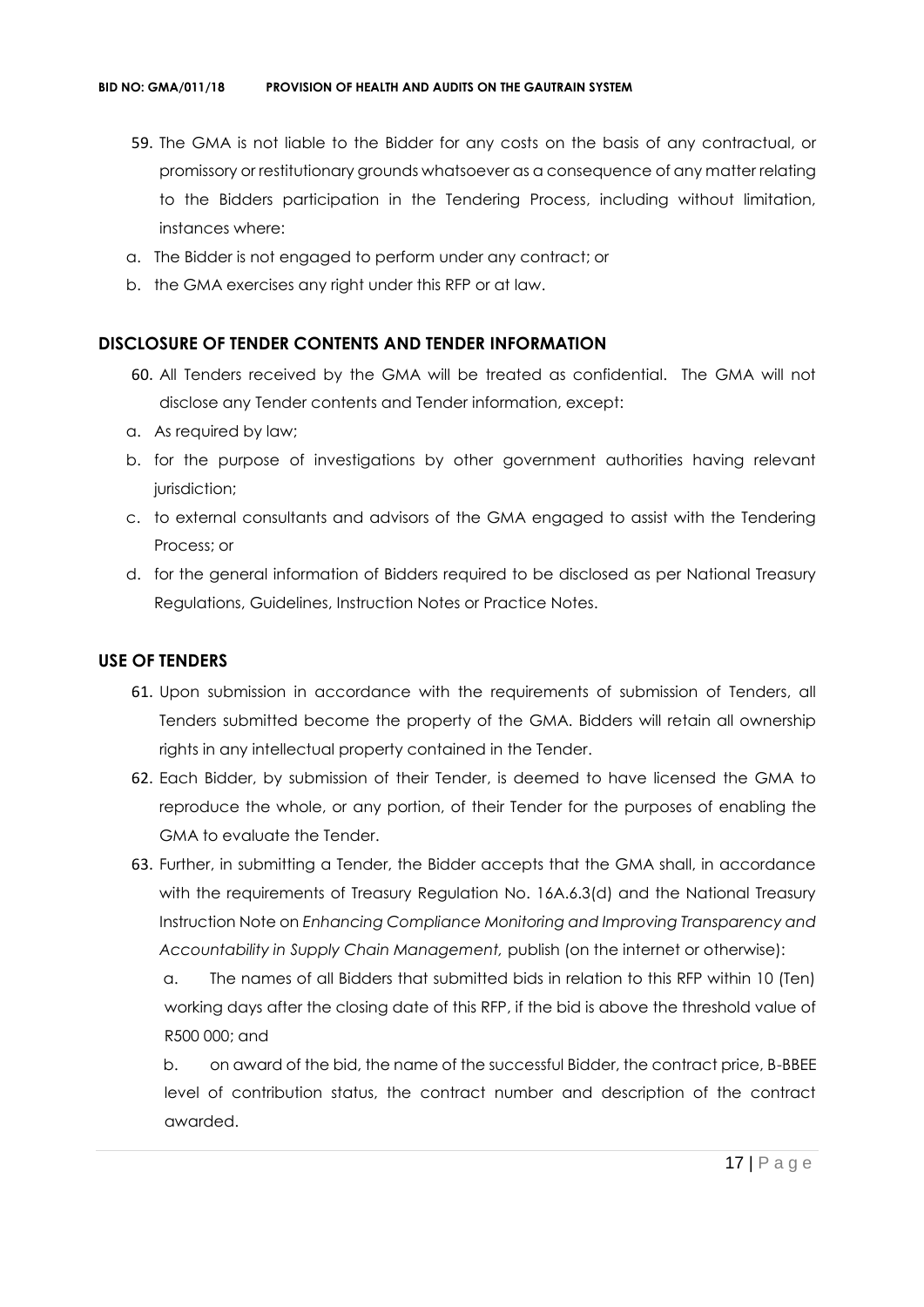59. The GMA is not liable to the Bidder for any costs on the basis of any contractual, or promissory or restitutionary grounds whatsoever as a consequence of any matter relating to the Bidders participation in the Tendering Process, including without limitation, instances where:

a. The Bidder is not engaged to perform under any contract; or

b. the GMA exercises any right under this RFP or at law.

## DISCLOSURE OF TENDER CONTENTS AND TENDER INFORMATION

60. All Tenders received by the GMA will be treated as confidential. The GMA will not disclose any Tender contents and Tender information, except:

a. As required by law;

b. for the purpose of investigations by other government authorities having relevant jurisdiction;

c. to external consultants and advisors of the GMA engaged to assist with the Tendering Process; or

d. for the general information of Bidders required to be disclosed as per National Treasury Regulations, Guidelines, Instruction Notes or Practice Notes.

## USE OF TENDERS

61. Upon submission in accordance with the requirements of submission of Tenders, all Tenders submitted become the property of the GMA. Bidders will retain all ownership rights in any intellectual property contained in the Tender.

62. Each Bidder, by submission of their Tender, is deemed to have licensed the GMA to reproduce the whole, or any portion, of their Tender for the purposes of enabling the GMA to evaluate the Tender.

63. Further, in submitting a Tender, the Bidder accepts that the GMA shall, in accordance with the requirements of Treasury Regulation No. 16A.6.3(d) and the National Treasury Instruction Note on *Enhancing Compliance Monitoring and Improving Transparency and Accountability in Supply Chain Management,* publish (on the internet or otherwise):

    a. The names of all Bidders that submitted bids in relation to this RFP within 10 (Ten) working days after the closing date of this RFP, if the bid is above the threshold value of R500 000; and

    b. on award of the bid, the name of the successful Bidder, the contract price, B-BBEE level of contribution status, the contract number and description of the contract awarded.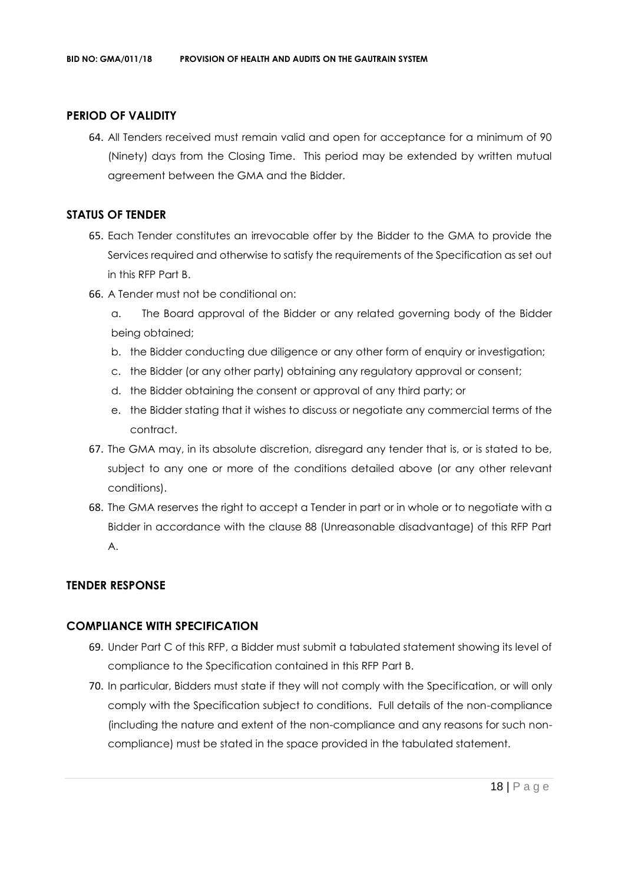## PERIOD OF VALIDITY

64. All Tenders received must remain valid and open for acceptance for a minimum of 90 (Ninety) days from the Closing Time. This period may be extended by written mutual agreement between the GMA and the Bidder.

## STATUS OF TENDER

65. Each Tender constitutes an irrevocable offer by the Bidder to the GMA to provide the Services required and otherwise to satisfy the requirements of the Specification as set out in this RFP Part B.
66. A Tender must not be conditional on:
    a. The Board approval of the Bidder or any related governing body of the Bidder being obtained;
    b. the Bidder conducting due diligence or any other form of enquiry or investigation;
    c. the Bidder (or any other party) obtaining any regulatory approval or consent;
    d. the Bidder obtaining the consent or approval of any third party; or
    e. the Bidder stating that it wishes to discuss or negotiate any commercial terms of the contract.
67. The GMA may, in its absolute discretion, disregard any tender that is, or is stated to be, subject to any one or more of the conditions detailed above (or any other relevant conditions).
68. The GMA reserves the right to accept a Tender in part or in whole or to negotiate with a Bidder in accordance with the clause 88 (Unreasonable disadvantage) of this RFP Part A.

## TENDER RESPONSE

## COMPLIANCE WITH SPECIFICATION

69. Under Part C of this RFP, a Bidder must submit a tabulated statement showing its level of compliance to the Specification contained in this RFP Part B.
70. In particular, Bidders must state if they will not comply with the Specification, or will only comply with the Specification subject to conditions. Full details of the non-compliance (including the nature and extent of the non-compliance and any reasons for such non-compliance) must be stated in the space provided in the tabulated statement.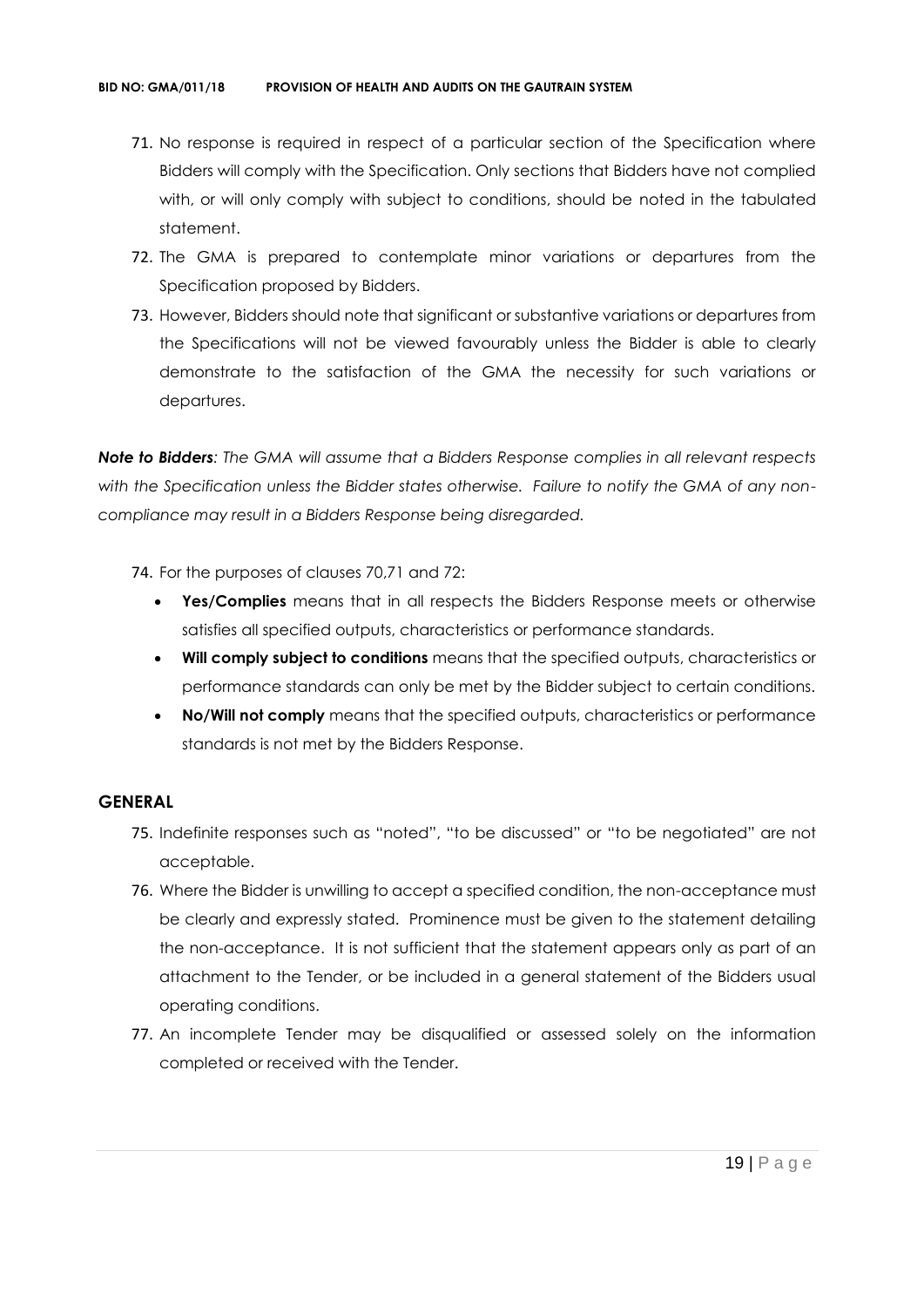71. No response is required in respect of a particular section of the Specification where Bidders will comply with the Specification. Only sections that Bidders have not complied with, or will only comply with subject to conditions, should be noted in the tabulated statement.
72. The GMA is prepared to contemplate minor variations or departures from the Specification proposed by Bidders.
73. However, Bidders should note that significant or substantive variations or departures from the Specifications will not be viewed favourably unless the Bidder is able to clearly demonstrate to the satisfaction of the GMA the necessity for such variations or departures.

***Note to Bidders**: The GMA will assume that a Bidders Response complies in all relevant respects with the Specification unless the Bidder states otherwise. Failure to notify the GMA of any non-compliance may result in a Bidders Response being disregarded.*

74. For the purposes of clauses 70,71 and 72:
    - **Yes/Complies** means that in all respects the Bidders Response meets or otherwise satisfies all specified outputs, characteristics or performance standards.
    - **Will comply subject to conditions** means that the specified outputs, characteristics or performance standards can only be met by the Bidder subject to certain conditions.
    - **No/Will not comply** means that the specified outputs, characteristics or performance standards is not met by the Bidders Response.

## GENERAL

75. Indefinite responses such as "noted", "to be discussed" or "to be negotiated" are not acceptable.
76. Where the Bidder is unwilling to accept a specified condition, the non-acceptance must be clearly and expressly stated. Prominence must be given to the statement detailing the non-acceptance. It is not sufficient that the statement appears only as part of an attachment to the Tender, or be included in a general statement of the Bidders usual operating conditions.
77. An incomplete Tender may be disqualified or assessed solely on the information completed or received with the Tender.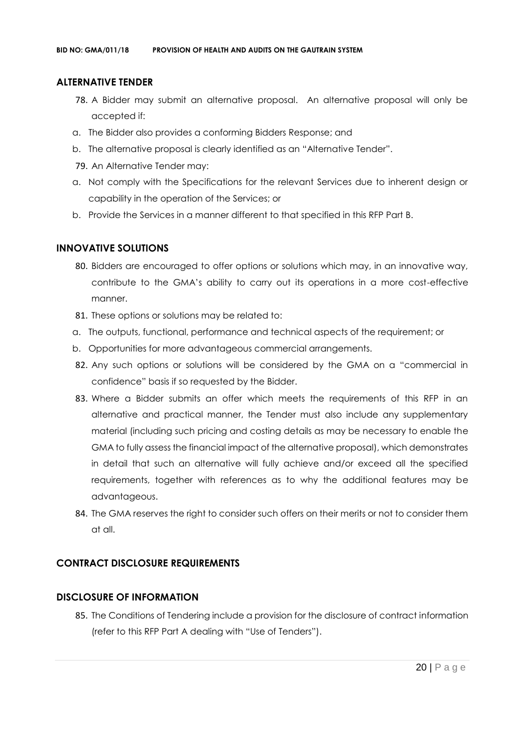## ALTERNATIVE TENDER

78. A Bidder may submit an alternative proposal. An alternative proposal will only be accepted if:

a. The Bidder also provides a conforming Bidders Response; and

b. The alternative proposal is clearly identified as an "Alternative Tender".

79. An Alternative Tender may:

a. Not comply with the Specifications for the relevant Services due to inherent design or capability in the operation of the Services; or

b. Provide the Services in a manner different to that specified in this RFP Part B.

## INNOVATIVE SOLUTIONS

80. Bidders are encouraged to offer options or solutions which may, in an innovative way, contribute to the GMA's ability to carry out its operations in a more cost-effective manner.

81. These options or solutions may be related to:

a. The outputs, functional, performance and technical aspects of the requirement; or

b. Opportunities for more advantageous commercial arrangements.

82. Any such options or solutions will be considered by the GMA on a "commercial in confidence" basis if so requested by the Bidder.

83. Where a Bidder submits an offer which meets the requirements of this RFP in an alternative and practical manner, the Tender must also include any supplementary material (including such pricing and costing details as may be necessary to enable the GMA to fully assess the financial impact of the alternative proposal), which demonstrates in detail that such an alternative will fully achieve and/or exceed all the specified requirements, together with references as to why the additional features may be advantageous.

84. The GMA reserves the right to consider such offers on their merits or not to consider them at all.

## CONTRACT DISCLOSURE REQUIREMENTS

## DISCLOSURE OF INFORMATION

85. The Conditions of Tendering include a provision for the disclosure of contract information (refer to this RFP Part A dealing with "Use of Tenders").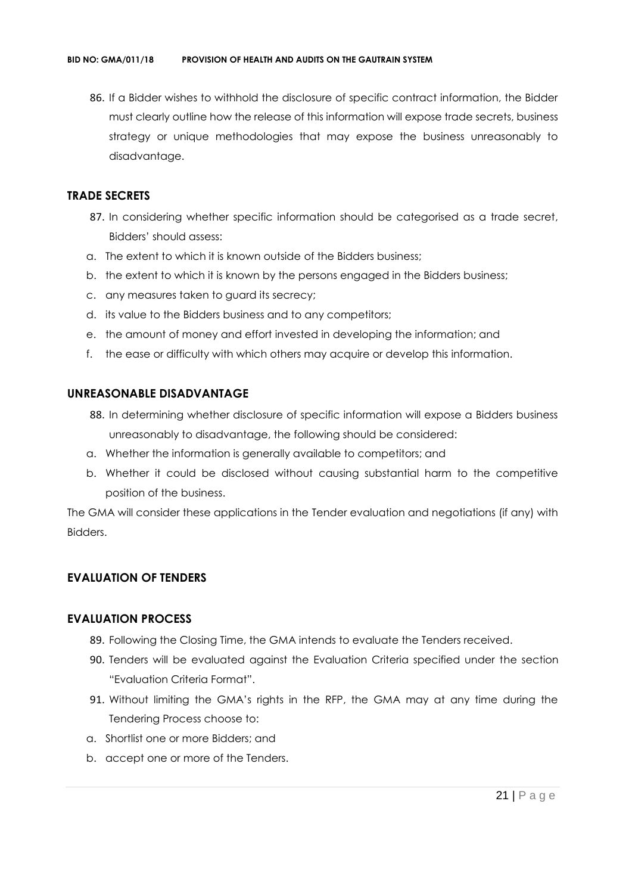86. If a Bidder wishes to withhold the disclosure of specific contract information, the Bidder must clearly outline how the release of this information will expose trade secrets, business strategy or unique methodologies that may expose the business unreasonably to disadvantage.

## TRADE SECRETS

87. In considering whether specific information should be categorised as a trade secret, Bidders' should assess:

a. The extent to which it is known outside of the Bidders business;
b. the extent to which it is known by the persons engaged in the Bidders business;
c. any measures taken to guard its secrecy;
d. its value to the Bidders business and to any competitors;
e. the amount of money and effort invested in developing the information; and
f. the ease or difficulty with which others may acquire or develop this information.

## UNREASONABLE DISADVANTAGE

88. In determining whether disclosure of specific information will expose a Bidders business unreasonably to disadvantage, the following should be considered:

a. Whether the information is generally available to competitors; and
b. Whether it could be disclosed without causing substantial harm to the competitive position of the business.

The GMA will consider these applications in the Tender evaluation and negotiations (if any) with Bidders.

## EVALUATION OF TENDERS

## EVALUATION PROCESS

89. Following the Closing Time, the GMA intends to evaluate the Tenders received.
90. Tenders will be evaluated against the Evaluation Criteria specified under the section "Evaluation Criteria Format".
91. Without limiting the GMA's rights in the RFP, the GMA may at any time during the Tendering Process choose to:

a. Shortlist one or more Bidders; and
b. accept one or more of the Tenders.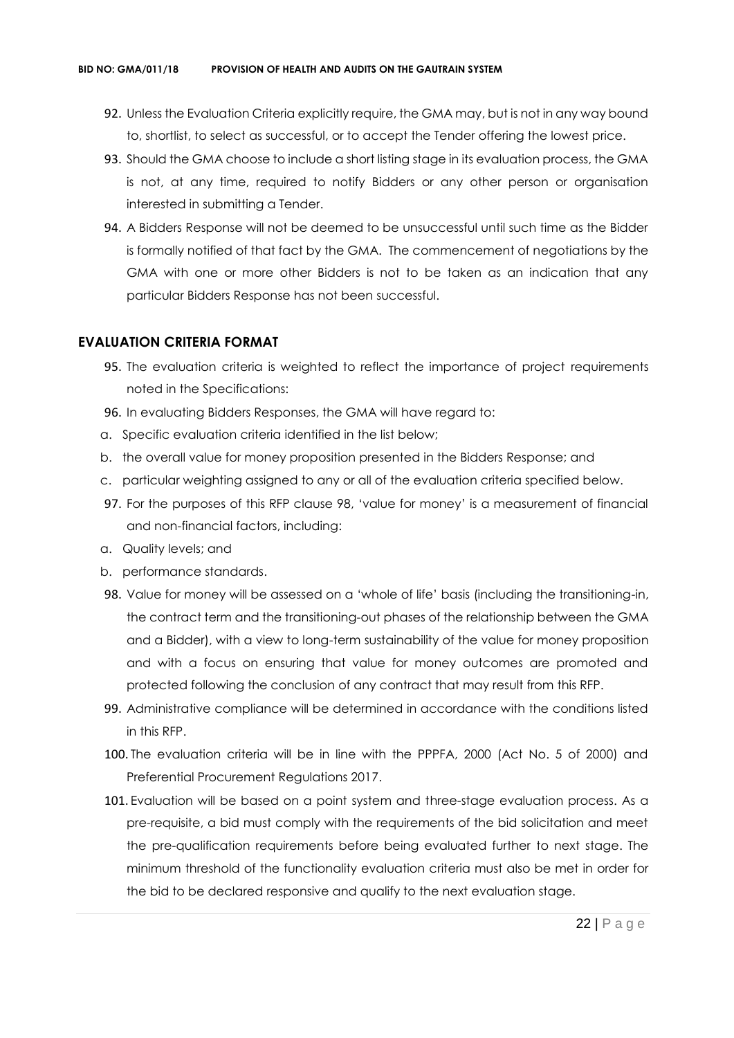92. Unless the Evaluation Criteria explicitly require, the GMA may, but is not in any way bound to, shortlist, to select as successful, or to accept the Tender offering the lowest price.

93. Should the GMA choose to include a short listing stage in its evaluation process, the GMA is not, at any time, required to notify Bidders or any other person or organisation interested in submitting a Tender.

94. A Bidders Response will not be deemed to be unsuccessful until such time as the Bidder is formally notified of that fact by the GMA. The commencement of negotiations by the GMA with one or more other Bidders is not to be taken as an indication that any particular Bidders Response has not been successful.

## EVALUATION CRITERIA FORMAT

95. The evaluation criteria is weighted to reflect the importance of project requirements noted in the Specifications:

96. In evaluating Bidders Responses, the GMA will have regard to:

a. Specific evaluation criteria identified in the list below;

b. the overall value for money proposition presented in the Bidders Response; and

c. particular weighting assigned to any or all of the evaluation criteria specified below.

97. For the purposes of this RFP clause 98, 'value for money' is a measurement of financial and non-financial factors, including:

a. Quality levels; and

b. performance standards.

98. Value for money will be assessed on a 'whole of life' basis (including the transitioning-in, the contract term and the transitioning-out phases of the relationship between the GMA and a Bidder), with a view to long-term sustainability of the value for money proposition and with a focus on ensuring that value for money outcomes are promoted and protected following the conclusion of any contract that may result from this RFP.

99. Administrative compliance will be determined in accordance with the conditions listed in this RFP.

100. The evaluation criteria will be in line with the PPPFA, 2000 (Act No. 5 of 2000) and Preferential Procurement Regulations 2017.

101. Evaluation will be based on a point system and three-stage evaluation process. As a pre-requisite, a bid must comply with the requirements of the bid solicitation and meet the pre-qualification requirements before being evaluated further to next stage. The minimum threshold of the functionality evaluation criteria must also be met in order for the bid to be declared responsive and qualify to the next evaluation stage.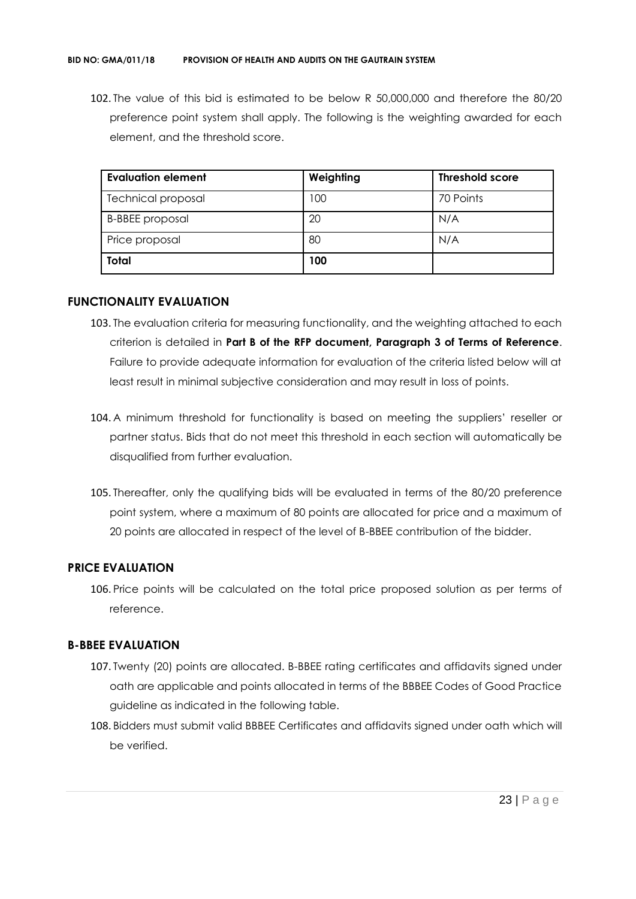102. The value of this bid is estimated to be below R 50,000,000 and therefore the 80/20 preference point system shall apply. The following is the weighting awarded for each element, and the threshold score.

| Evaluation element | Weighting | Threshold score |
|---|---|---|
| Technical proposal | 100 | 70 Points |
| B-BBEE proposal | 20 | N/A |
| Price proposal | 80 | N/A |
| **Total** | **100** | |

## FUNCTIONALITY EVALUATION

103. The evaluation criteria for measuring functionality, and the weighting attached to each criterion is detailed in **Part B of the RFP document, Paragraph 3 of Terms of Reference**. Failure to provide adequate information for evaluation of the criteria listed below will at least result in minimal subjective consideration and may result in loss of points.

104. A minimum threshold for functionality is based on meeting the suppliers' reseller or partner status. Bids that do not meet this threshold in each section will automatically be disqualified from further evaluation.

105. Thereafter, only the qualifying bids will be evaluated in terms of the 80/20 preference point system, where a maximum of 80 points are allocated for price and a maximum of 20 points are allocated in respect of the level of B-BBEE contribution of the bidder.

## PRICE EVALUATION

106. Price points will be calculated on the total price proposed solution as per terms of reference.

## B-BBEE EVALUATION

107. Twenty (20) points are allocated. B-BBEE rating certificates and affidavits signed under oath are applicable and points allocated in terms of the BBBEE Codes of Good Practice guideline as indicated in the following table.
108. Bidders must submit valid BBBEE Certificates and affidavits signed under oath which will be verified.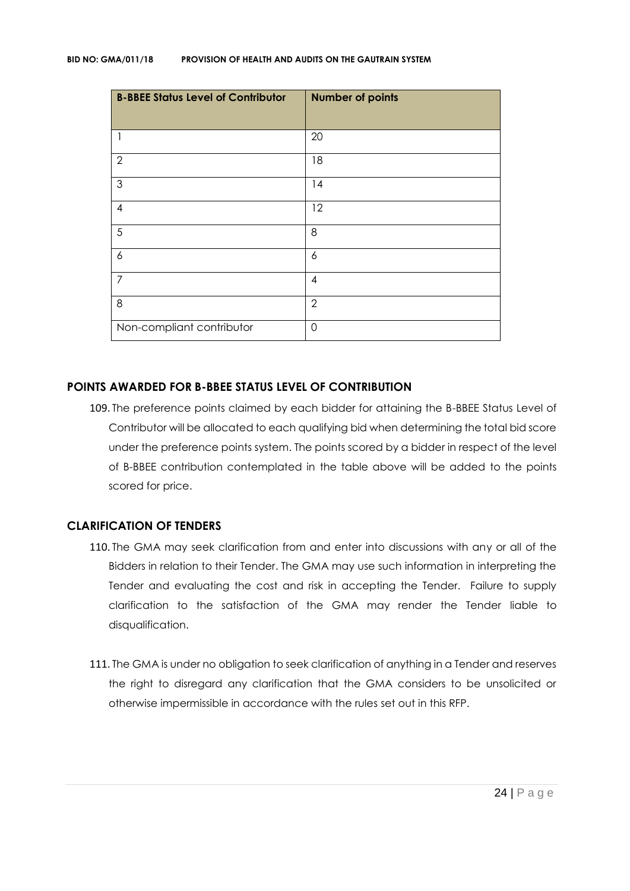| B-BBEE Status Level of Contributor | Number of points |
|---|---|
| 1 | 20 |
| 2 | 18 |
| 3 | 14 |
| 4 | 12 |
| 5 | 8 |
| 6 | 6 |
| 7 | 4 |
| 8 | 2 |
| Non-compliant contributor | 0 |

## POINTS AWARDED FOR B-BBEE STATUS LEVEL OF CONTRIBUTION

109. The preference points claimed by each bidder for attaining the B-BBEE Status Level of Contributor will be allocated to each qualifying bid when determining the total bid score under the preference points system. The points scored by a bidder in respect of the level of B-BBEE contribution contemplated in the table above will be added to the points scored for price.

## CLARIFICATION OF TENDERS

110. The GMA may seek clarification from and enter into discussions with any or all of the Bidders in relation to their Tender. The GMA may use such information in interpreting the Tender and evaluating the cost and risk in accepting the Tender. Failure to supply clarification to the satisfaction of the GMA may render the Tender liable to disqualification.

111. The GMA is under no obligation to seek clarification of anything in a Tender and reserves the right to disregard any clarification that the GMA considers to be unsolicited or otherwise impermissible in accordance with the rules set out in this RFP.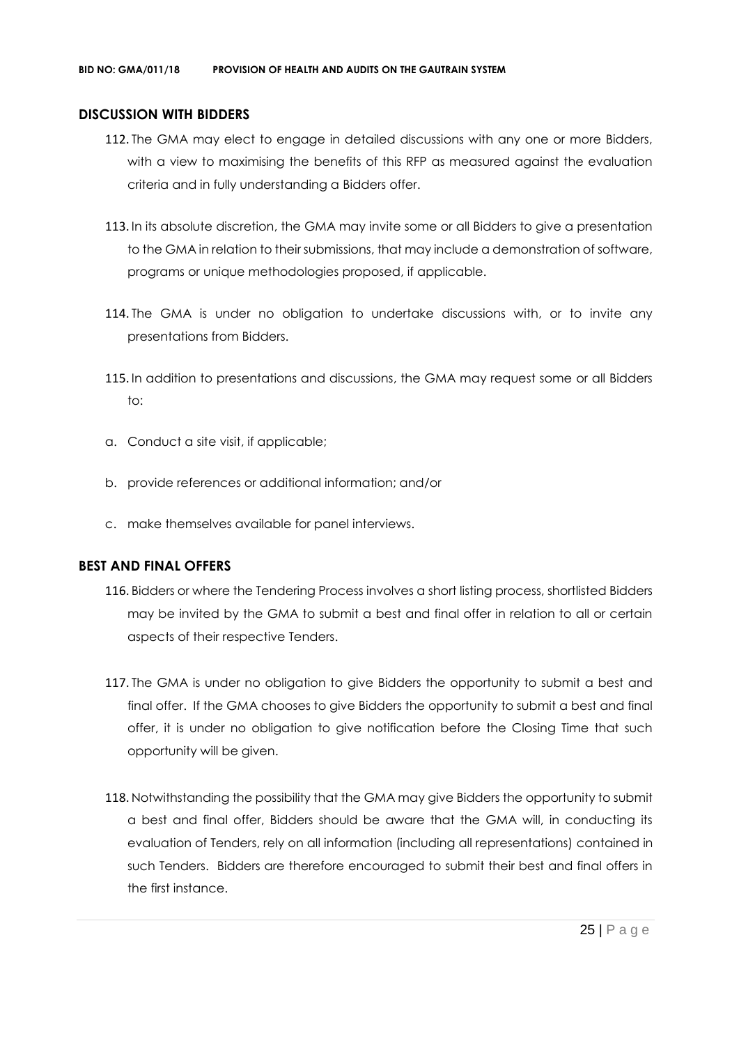## DISCUSSION WITH BIDDERS

112. The GMA may elect to engage in detailed discussions with any one or more Bidders, with a view to maximising the benefits of this RFP as measured against the evaluation criteria and in fully understanding a Bidders offer.

113. In its absolute discretion, the GMA may invite some or all Bidders to give a presentation to the GMA in relation to their submissions, that may include a demonstration of software, programs or unique methodologies proposed, if applicable.

114. The GMA is under no obligation to undertake discussions with, or to invite any presentations from Bidders.

115. In addition to presentations and discussions, the GMA may request some or all Bidders to:

a. Conduct a site visit, if applicable;

b. provide references or additional information; and/or

c. make themselves available for panel interviews.

## BEST AND FINAL OFFERS

116. Bidders or where the Tendering Process involves a short listing process, shortlisted Bidders may be invited by the GMA to submit a best and final offer in relation to all or certain aspects of their respective Tenders.

117. The GMA is under no obligation to give Bidders the opportunity to submit a best and final offer. If the GMA chooses to give Bidders the opportunity to submit a best and final offer, it is under no obligation to give notification before the Closing Time that such opportunity will be given.

118. Notwithstanding the possibility that the GMA may give Bidders the opportunity to submit a best and final offer, Bidders should be aware that the GMA will, in conducting its evaluation of Tenders, rely on all information (including all representations) contained in such Tenders. Bidders are therefore encouraged to submit their best and final offers in the first instance.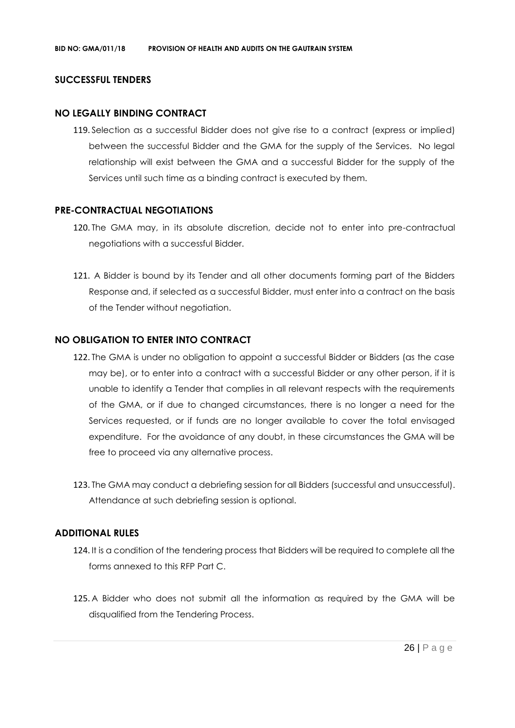## SUCCESSFUL TENDERS

### NO LEGALLY BINDING CONTRACT

119. Selection as a successful Bidder does not give rise to a contract (express or implied) between the successful Bidder and the GMA for the supply of the Services. No legal relationship will exist between the GMA and a successful Bidder for the supply of the Services until such time as a binding contract is executed by them.

### PRE-CONTRACTUAL NEGOTIATIONS

120. The GMA may, in its absolute discretion, decide not to enter into pre-contractual negotiations with a successful Bidder.

121. A Bidder is bound by its Tender and all other documents forming part of the Bidders Response and, if selected as a successful Bidder, must enter into a contract on the basis of the Tender without negotiation.

### NO OBLIGATION TO ENTER INTO CONTRACT

122. The GMA is under no obligation to appoint a successful Bidder or Bidders (as the case may be), or to enter into a contract with a successful Bidder or any other person, if it is unable to identify a Tender that complies in all relevant respects with the requirements of the GMA, or if due to changed circumstances, there is no longer a need for the Services requested, or if funds are no longer available to cover the total envisaged expenditure. For the avoidance of any doubt, in these circumstances the GMA will be free to proceed via any alternative process.

123. The GMA may conduct a debriefing session for all Bidders (successful and unsuccessful). Attendance at such debriefing session is optional.

### ADDITIONAL RULES

124. It is a condition of the tendering process that Bidders will be required to complete all the forms annexed to this RFP Part C.

125. A Bidder who does not submit all the information as required by the GMA will be disqualified from the Tendering Process.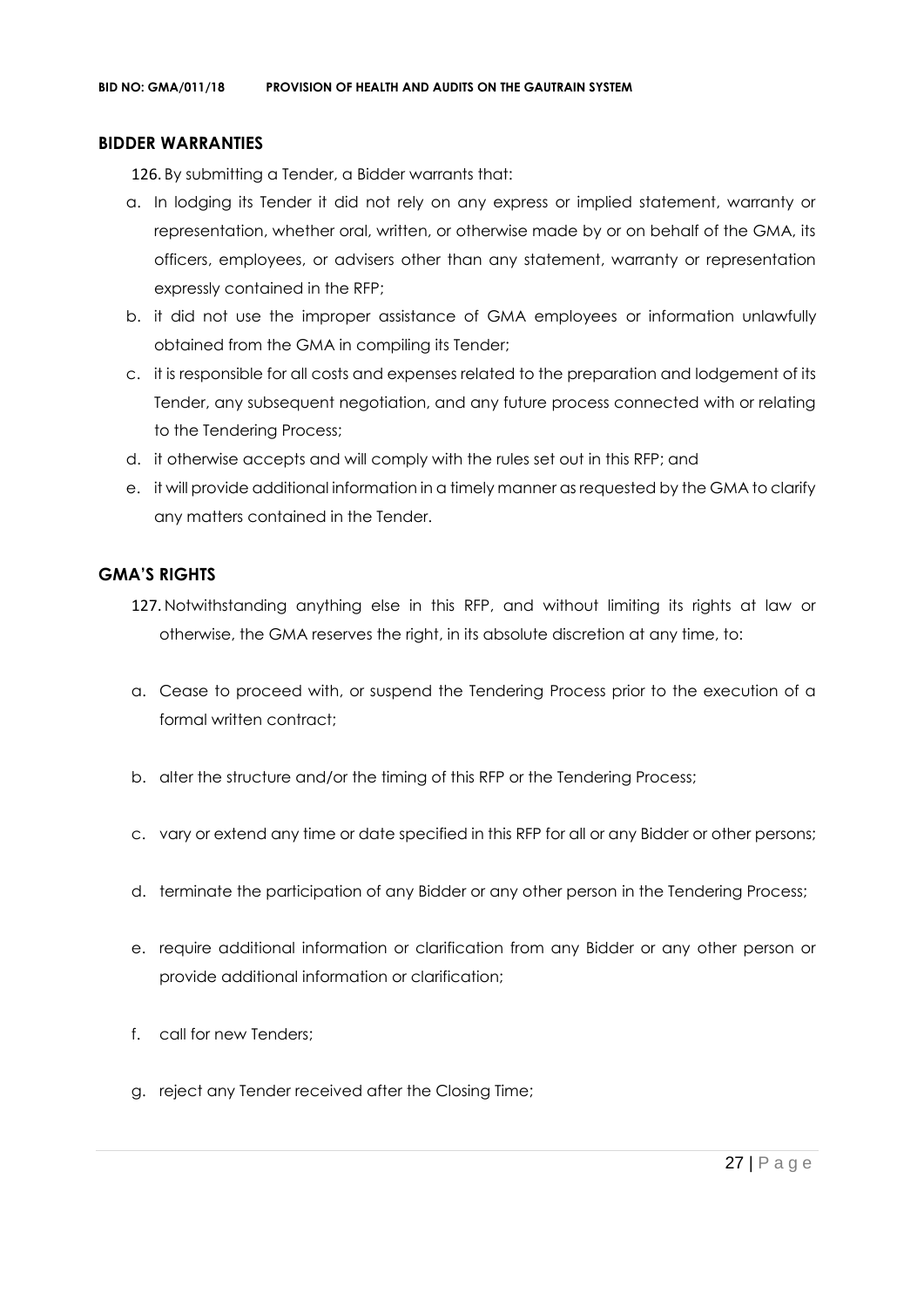## BIDDER WARRANTIES

126. By submitting a Tender, a Bidder warrants that:

a. In lodging its Tender it did not rely on any express or implied statement, warranty or representation, whether oral, written, or otherwise made by or on behalf of the GMA, its officers, employees, or advisers other than any statement, warranty or representation expressly contained in the RFP;
b. it did not use the improper assistance of GMA employees or information unlawfully obtained from the GMA in compiling its Tender;
c. it is responsible for all costs and expenses related to the preparation and lodgement of its Tender, any subsequent negotiation, and any future process connected with or relating to the Tendering Process;
d. it otherwise accepts and will comply with the rules set out in this RFP; and
e. it will provide additional information in a timely manner as requested by the GMA to clarify any matters contained in the Tender.

## GMA'S RIGHTS

127. Notwithstanding anything else in this RFP, and without limiting its rights at law or otherwise, the GMA reserves the right, in its absolute discretion at any time, to:

a. Cease to proceed with, or suspend the Tendering Process prior to the execution of a formal written contract;
b. alter the structure and/or the timing of this RFP or the Tendering Process;
c. vary or extend any time or date specified in this RFP for all or any Bidder or other persons;
d. terminate the participation of any Bidder or any other person in the Tendering Process;
e. require additional information or clarification from any Bidder or any other person or provide additional information or clarification;
f. call for new Tenders;
g. reject any Tender received after the Closing Time;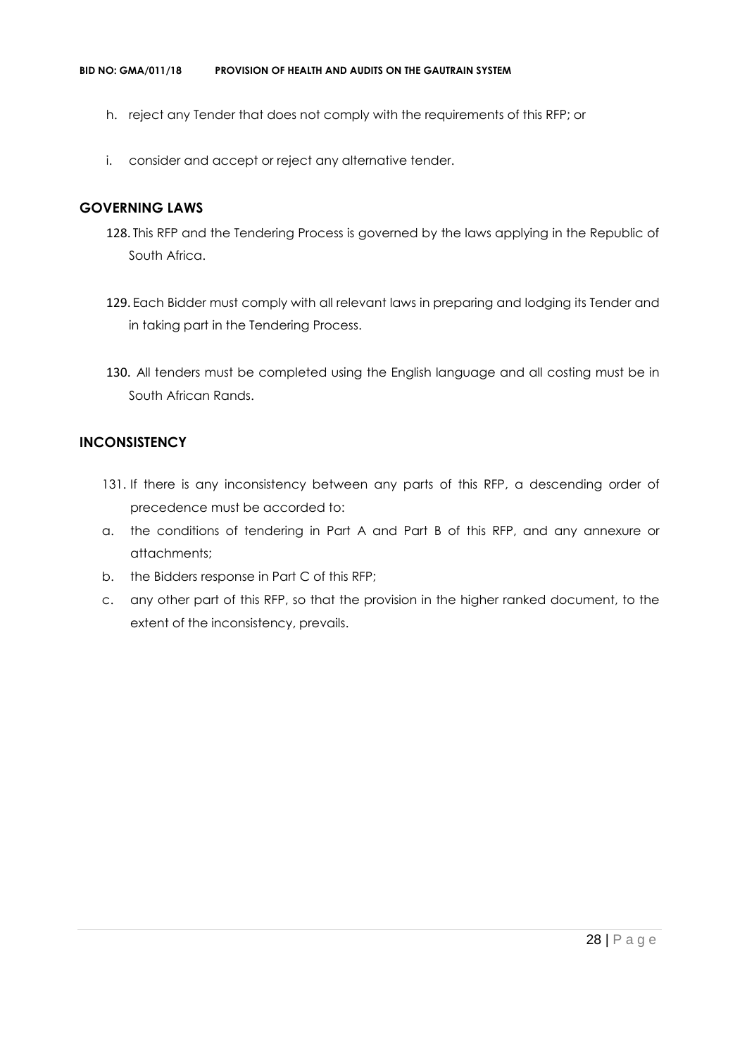h. reject any Tender that does not comply with the requirements of this RFP; or

i. consider and accept or reject any alternative tender.

## GOVERNING LAWS

128. This RFP and the Tendering Process is governed by the laws applying in the Republic of South Africa.

129. Each Bidder must comply with all relevant laws in preparing and lodging its Tender and in taking part in the Tendering Process.

130. All tenders must be completed using the English language and all costing must be in South African Rands.

## INCONSISTENCY

131. If there is any inconsistency between any parts of this RFP, a descending order of precedence must be accorded to:

a. the conditions of tendering in Part A and Part B of this RFP, and any annexure or attachments;

b. the Bidders response in Part C of this RFP;

c. any other part of this RFP, so that the provision in the higher ranked document, to the extent of the inconsistency, prevails.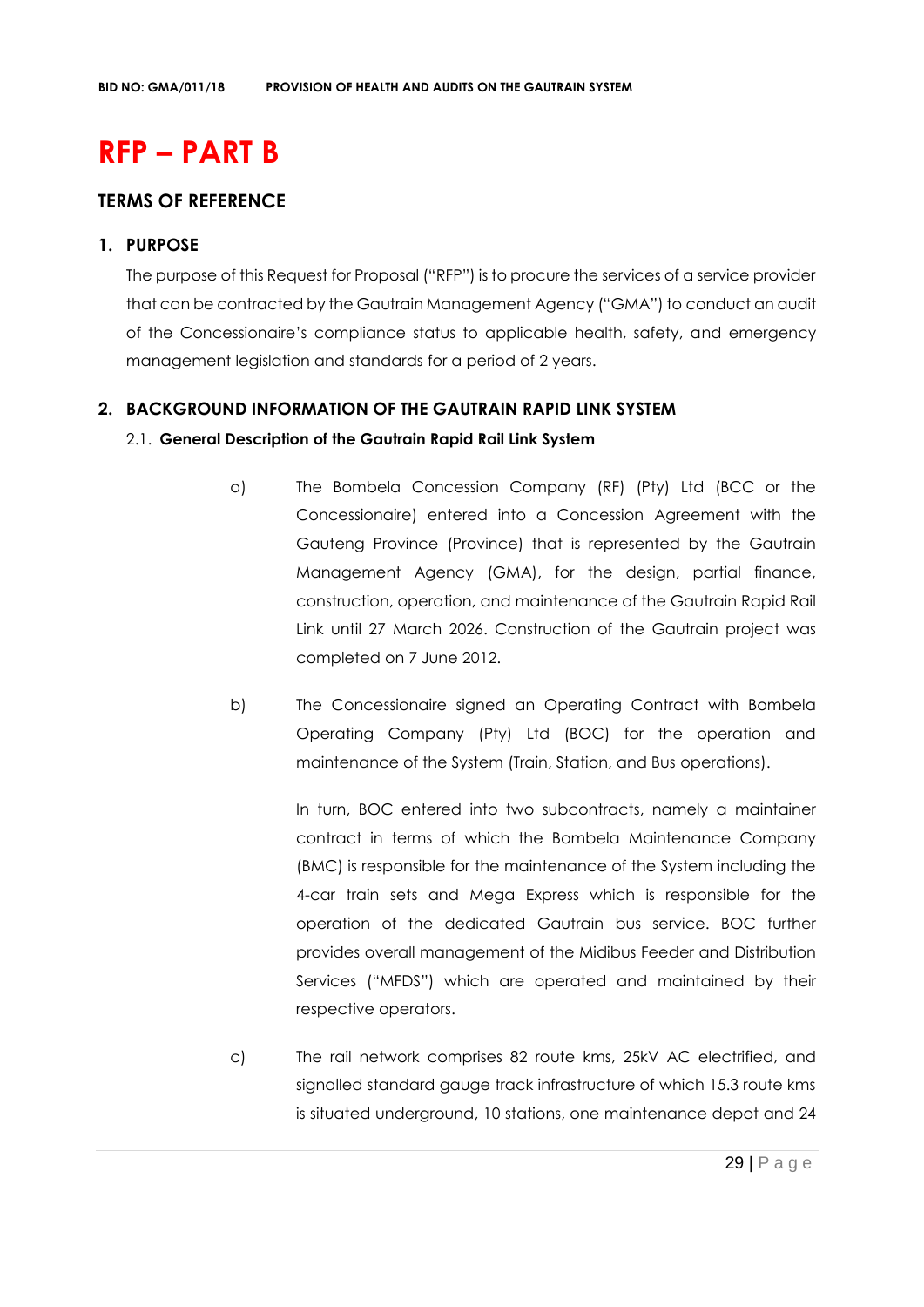# RFP – PART B

## TERMS OF REFERENCE

### 1. PURPOSE

The purpose of this Request for Proposal ("RFP") is to procure the services of a service provider that can be contracted by the Gautrain Management Agency ("GMA") to conduct an audit of the Concessionaire's compliance status to applicable health, safety, and emergency management legislation and standards for a period of 2 years.

### 2. BACKGROUND INFORMATION OF THE GAUTRAIN RAPID LINK SYSTEM

#### 2.1. General Description of the Gautrain Rapid Rail Link System

a) The Bombela Concession Company (RF) (Pty) Ltd (BCC or the Concessionaire) entered into a Concession Agreement with the Gauteng Province (Province) that is represented by the Gautrain Management Agency (GMA), for the design, partial finance, construction, operation, and maintenance of the Gautrain Rapid Rail Link until 27 March 2026. Construction of the Gautrain project was completed on 7 June 2012.

b) The Concessionaire signed an Operating Contract with Bombela Operating Company (Pty) Ltd (BOC) for the operation and maintenance of the System (Train, Station, and Bus operations).

In turn, BOC entered into two subcontracts, namely a maintainer contract in terms of which the Bombela Maintenance Company (BMC) is responsible for the maintenance of the System including the 4-car train sets and Mega Express which is responsible for the operation of the dedicated Gautrain bus service. BOC further provides overall management of the Midibus Feeder and Distribution Services ("MFDS") which are operated and maintained by their respective operators.

c) The rail network comprises 82 route kms, 25kV AC electrified, and signalled standard gauge track infrastructure of which 15.3 route kms is situated underground, 10 stations, one maintenance depot and 24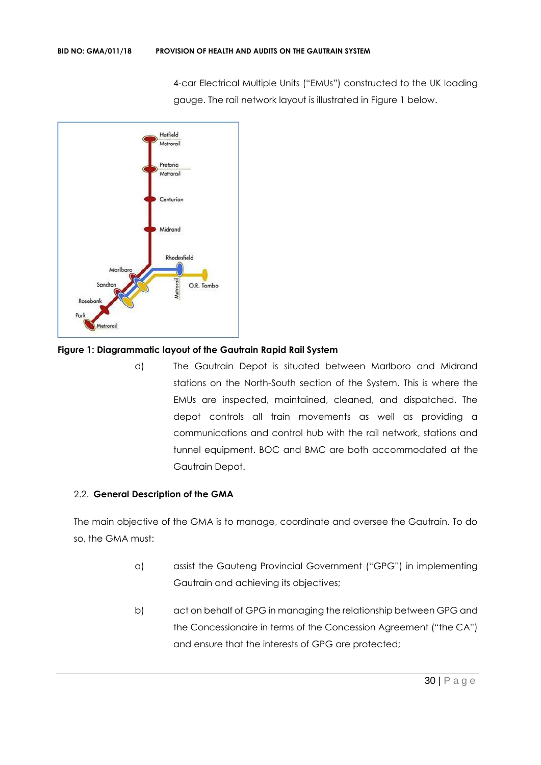4-car Electrical Multiple Units ("EMUs") constructed to the UK loading gauge. The rail network layout is illustrated in Figure 1 below.

**Figure 1: Diagrammatic layout of the Gautrain Rapid Rail System**

d) The Gautrain Depot is situated between Marlboro and Midrand stations on the North-South section of the System. This is where the EMUs are inspected, maintained, cleaned, and dispatched. The depot controls all train movements as well as providing a communications and control hub with the rail network, stations and tunnel equipment. BOC and BMC are both accommodated at the Gautrain Depot.

### 2.2. General Description of the GMA

The main objective of the GMA is to manage, coordinate and oversee the Gautrain. To do so, the GMA must:

a) assist the Gauteng Provincial Government ("GPG") in implementing Gautrain and achieving its objectives;

b) act on behalf of GPG in managing the relationship between GPG and the Concessionaire in terms of the Concession Agreement ("the CA") and ensure that the interests of GPG are protected;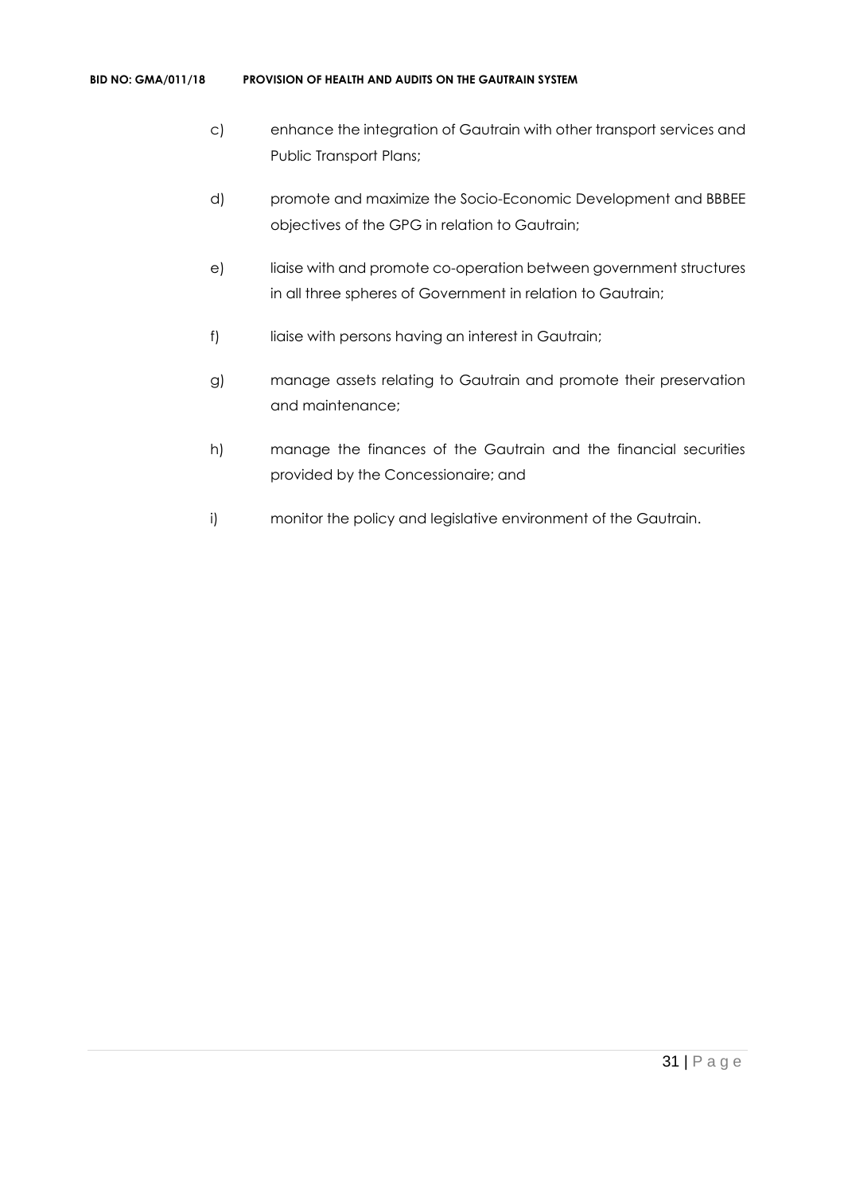c) enhance the integration of Gautrain with other transport services and Public Transport Plans;

d) promote and maximize the Socio-Economic Development and BBBEE objectives of the GPG in relation to Gautrain;

e) liaise with and promote co-operation between government structures in all three spheres of Government in relation to Gautrain;

f) liaise with persons having an interest in Gautrain;

g) manage assets relating to Gautrain and promote their preservation and maintenance;

h) manage the finances of the Gautrain and the financial securities provided by the Concessionaire; and

i) monitor the policy and legislative environment of the Gautrain.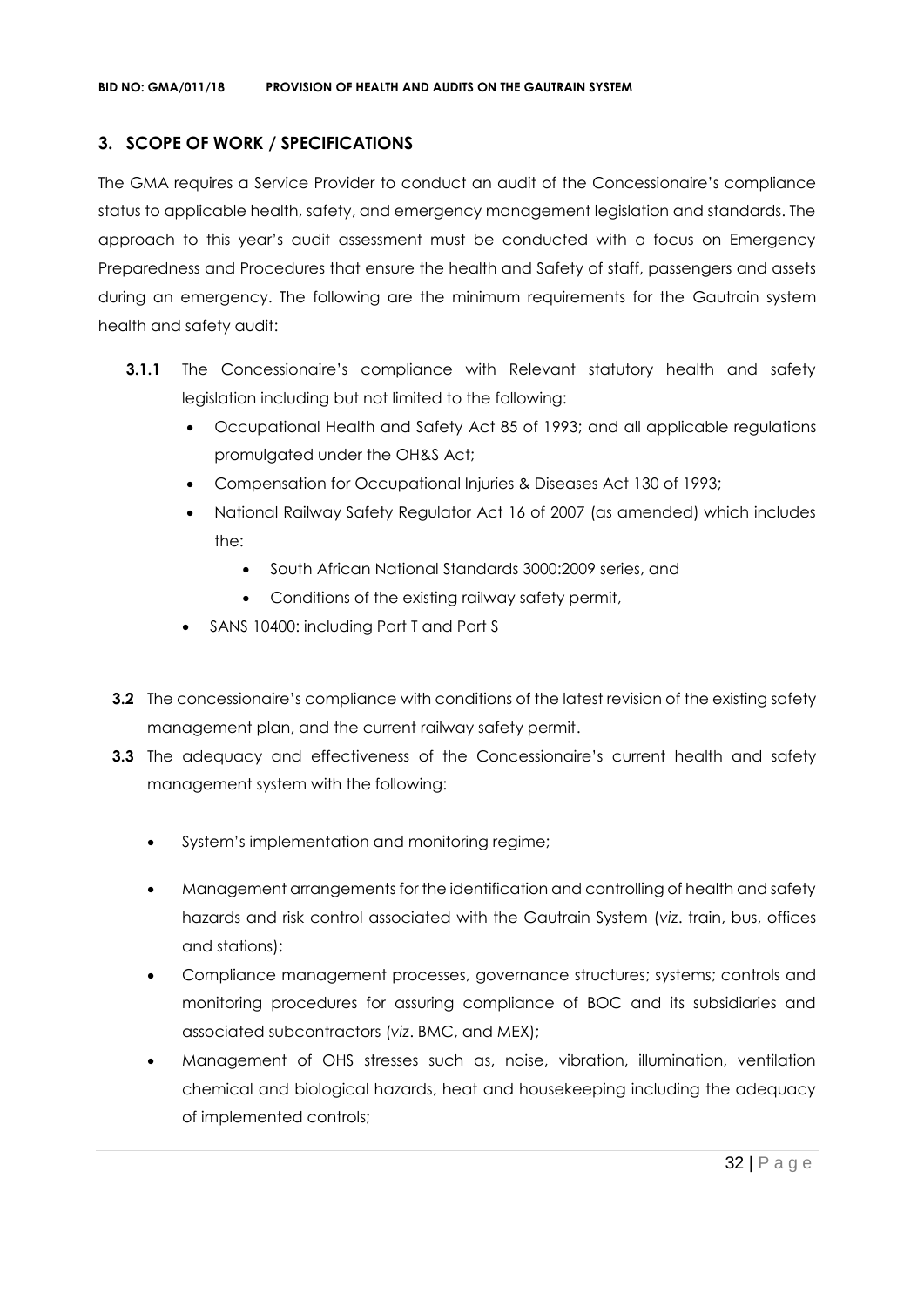## 3. SCOPE OF WORK / SPECIFICATIONS

The GMA requires a Service Provider to conduct an audit of the Concessionaire's compliance status to applicable health, safety, and emergency management legislation and standards. The approach to this year's audit assessment must be conducted with a focus on Emergency Preparedness and Procedures that ensure the health and Safety of staff, passengers and assets during an emergency. The following are the minimum requirements for the Gautrain system health and safety audit:

**3.1.1** The Concessionaire's compliance with Relevant statutory health and safety legislation including but not limited to the following:

- Occupational Health and Safety Act 85 of 1993; and all applicable regulations promulgated under the OH&S Act;
- Compensation for Occupational Injuries & Diseases Act 130 of 1993;
- National Railway Safety Regulator Act 16 of 2007 (as amended) which includes the:
  - South African National Standards 3000:2009 series, and
  - Conditions of the existing railway safety permit,
- SANS 10400: including Part T and Part S

**3.2** The concessionaire's compliance with conditions of the latest revision of the existing safety management plan, and the current railway safety permit.

**3.3** The adequacy and effectiveness of the Concessionaire's current health and safety management system with the following:

- System's implementation and monitoring regime;
- Management arrangements for the identification and controlling of health and safety hazards and risk control associated with the Gautrain System (*viz*. train, bus, offices and stations);
- Compliance management processes, governance structures; systems; controls and monitoring procedures for assuring compliance of BOC and its subsidiaries and associated subcontractors (*viz*. BMC, and MEX);
- Management of OHS stresses such as, noise, vibration, illumination, ventilation chemical and biological hazards, heat and housekeeping including the adequacy of implemented controls;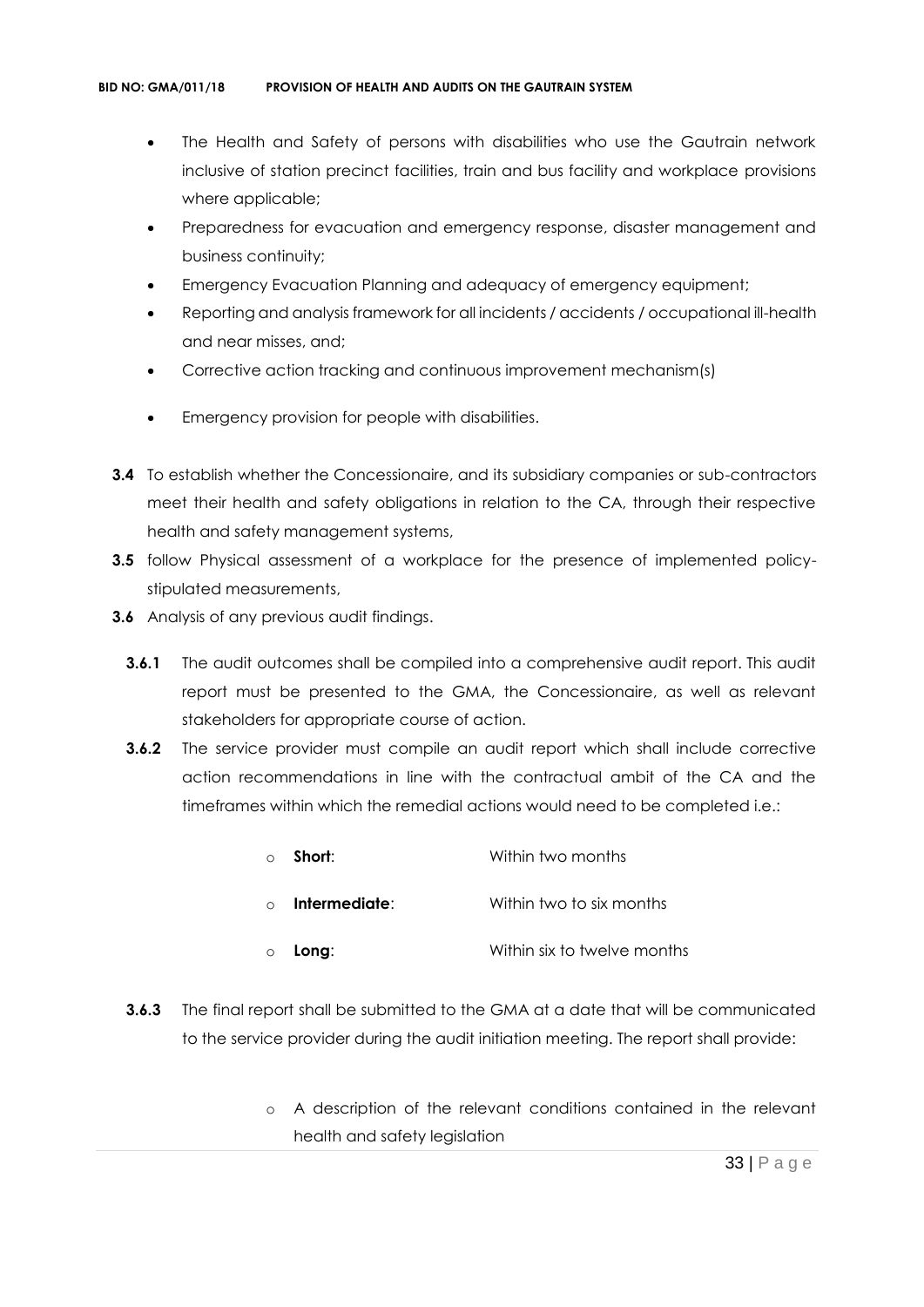- The Health and Safety of persons with disabilities who use the Gautrain network inclusive of station precinct facilities, train and bus facility and workplace provisions where applicable;
- Preparedness for evacuation and emergency response, disaster management and business continuity;
- Emergency Evacuation Planning and adequacy of emergency equipment;
- Reporting and analysis framework for all incidents / accidents / occupational ill-health and near misses, and;
- Corrective action tracking and continuous improvement mechanism(s)
- Emergency provision for people with disabilities.

**3.4** To establish whether the Concessionaire, and its subsidiary companies or sub-contractors meet their health and safety obligations in relation to the CA, through their respective health and safety management systems,

**3.5** follow Physical assessment of a workplace for the presence of implemented policy-stipulated measurements,

**3.6** Analysis of any previous audit findings.

**3.6.1** The audit outcomes shall be compiled into a comprehensive audit report. This audit report must be presented to the GMA, the Concessionaire, as well as relevant stakeholders for appropriate course of action.

**3.6.2** The service provider must compile an audit report which shall include corrective action recommendations in line with the contractual ambit of the CA and the timeframes within which the remedial actions would need to be completed i.e.:

- **Short**: Within two months
- **Intermediate**: Within two to six months
- **Long**: Within six to twelve months

**3.6.3** The final report shall be submitted to the GMA at a date that will be communicated to the service provider during the audit initiation meeting. The report shall provide:

- A description of the relevant conditions contained in the relevant health and safety legislation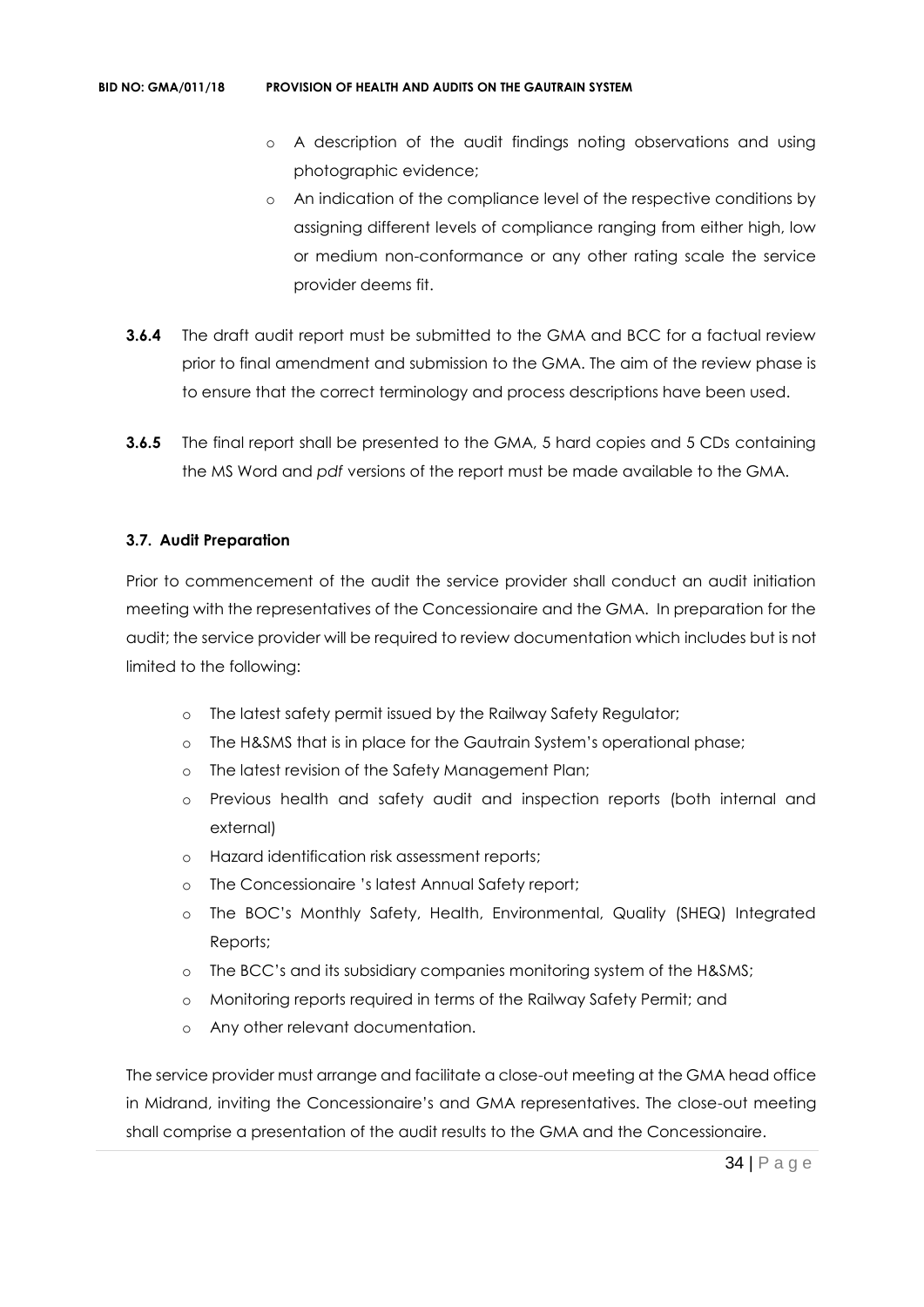- A description of the audit findings noting observations and using photographic evidence;
- An indication of the compliance level of the respective conditions by assigning different levels of compliance ranging from either high, low or medium non-conformance or any other rating scale the service provider deems fit.

**3.6.4** The draft audit report must be submitted to the GMA and BCC for a factual review prior to final amendment and submission to the GMA. The aim of the review phase is to ensure that the correct terminology and process descriptions have been used.

**3.6.5** The final report shall be presented to the GMA, 5 hard copies and 5 CDs containing the MS Word and *pdf* versions of the report must be made available to the GMA.

### 3.7. Audit Preparation

Prior to commencement of the audit the service provider shall conduct an audit initiation meeting with the representatives of the Concessionaire and the GMA. In preparation for the audit; the service provider will be required to review documentation which includes but is not limited to the following:

- The latest safety permit issued by the Railway Safety Regulator;
- The H&SMS that is in place for the Gautrain System's operational phase;
- The latest revision of the Safety Management Plan;
- Previous health and safety audit and inspection reports (both internal and external)
- Hazard identification risk assessment reports;
- The Concessionaire 's latest Annual Safety report;
- The BOC's Monthly Safety, Health, Environmental, Quality (SHEQ) Integrated Reports;
- The BCC's and its subsidiary companies monitoring system of the H&SMS;
- Monitoring reports required in terms of the Railway Safety Permit; and
- Any other relevant documentation.

The service provider must arrange and facilitate a close-out meeting at the GMA head office in Midrand, inviting the Concessionaire's and GMA representatives. The close-out meeting shall comprise a presentation of the audit results to the GMA and the Concessionaire.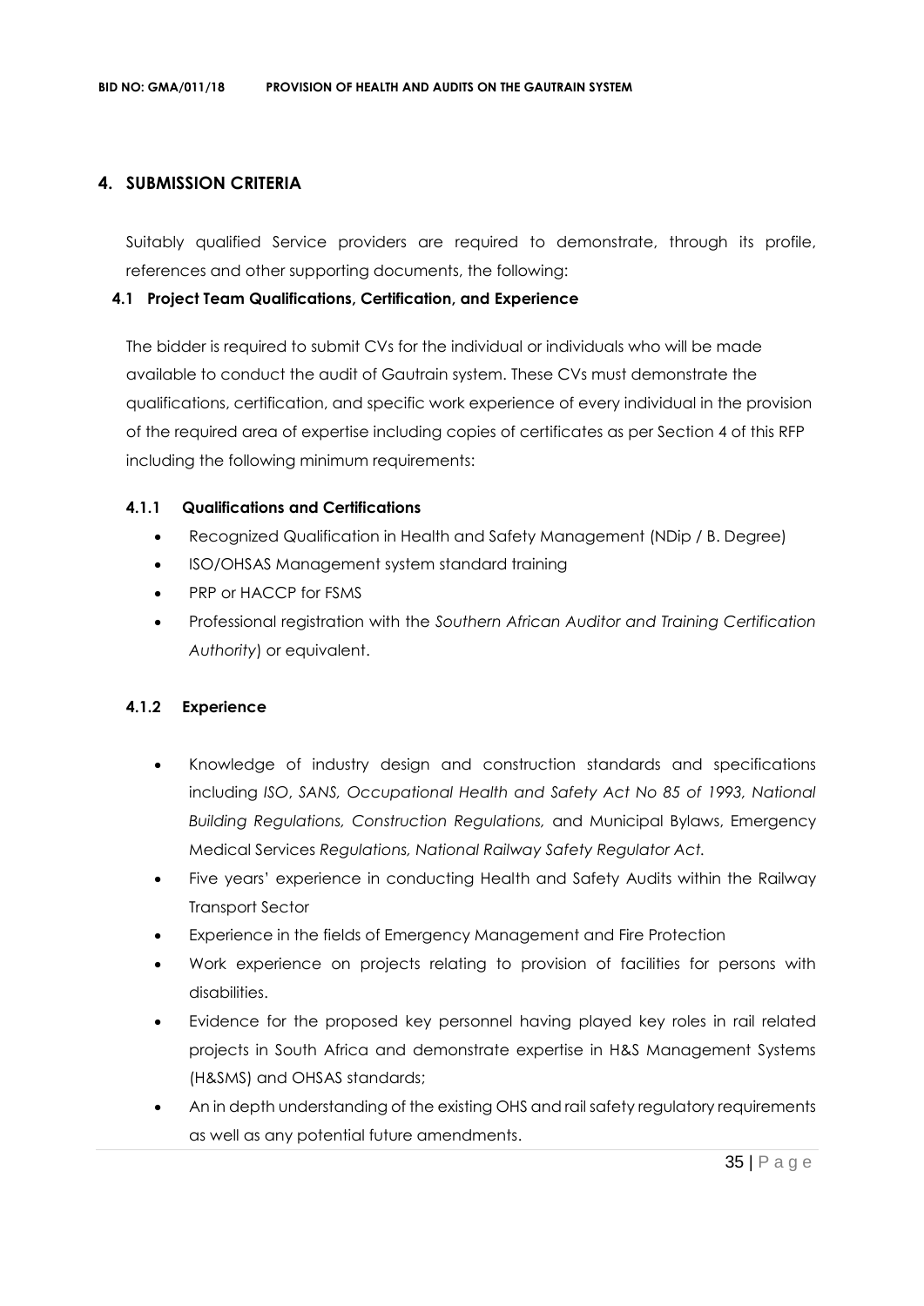## 4. SUBMISSION CRITERIA

Suitably qualified Service providers are required to demonstrate, through its profile, references and other supporting documents, the following:

### 4.1 Project Team Qualifications, Certification, and Experience

The bidder is required to submit CVs for the individual or individuals who will be made available to conduct the audit of Gautrain system. These CVs must demonstrate the qualifications, certification, and specific work experience of every individual in the provision of the required area of expertise including copies of certificates as per Section 4 of this RFP including the following minimum requirements:

#### 4.1.1 Qualifications and Certifications

- Recognized Qualification in Health and Safety Management (NDip / B. Degree)
- ISO/OHSAS Management system standard training
- PRP or HACCP for FSMS
- Professional registration with the *Southern African Auditor and Training Certification Authority*) or equivalent.

#### 4.1.2 Experience

- Knowledge of industry design and construction standards and specifications including *ISO*, *SANS, Occupational Health and Safety Act No 85 of 1993, National Building Regulations, Construction Regulations,* and Municipal Bylaws, Emergency Medical Services *Regulations, National Railway Safety Regulator Act.*
- Five years' experience in conducting Health and Safety Audits within the Railway Transport Sector
- Experience in the fields of Emergency Management and Fire Protection
- Work experience on projects relating to provision of facilities for persons with disabilities.
- Evidence for the proposed key personnel having played key roles in rail related projects in South Africa and demonstrate expertise in H&S Management Systems (H&SMS) and OHSAS standards;
- An in depth understanding of the existing OHS and rail safety regulatory requirements as well as any potential future amendments.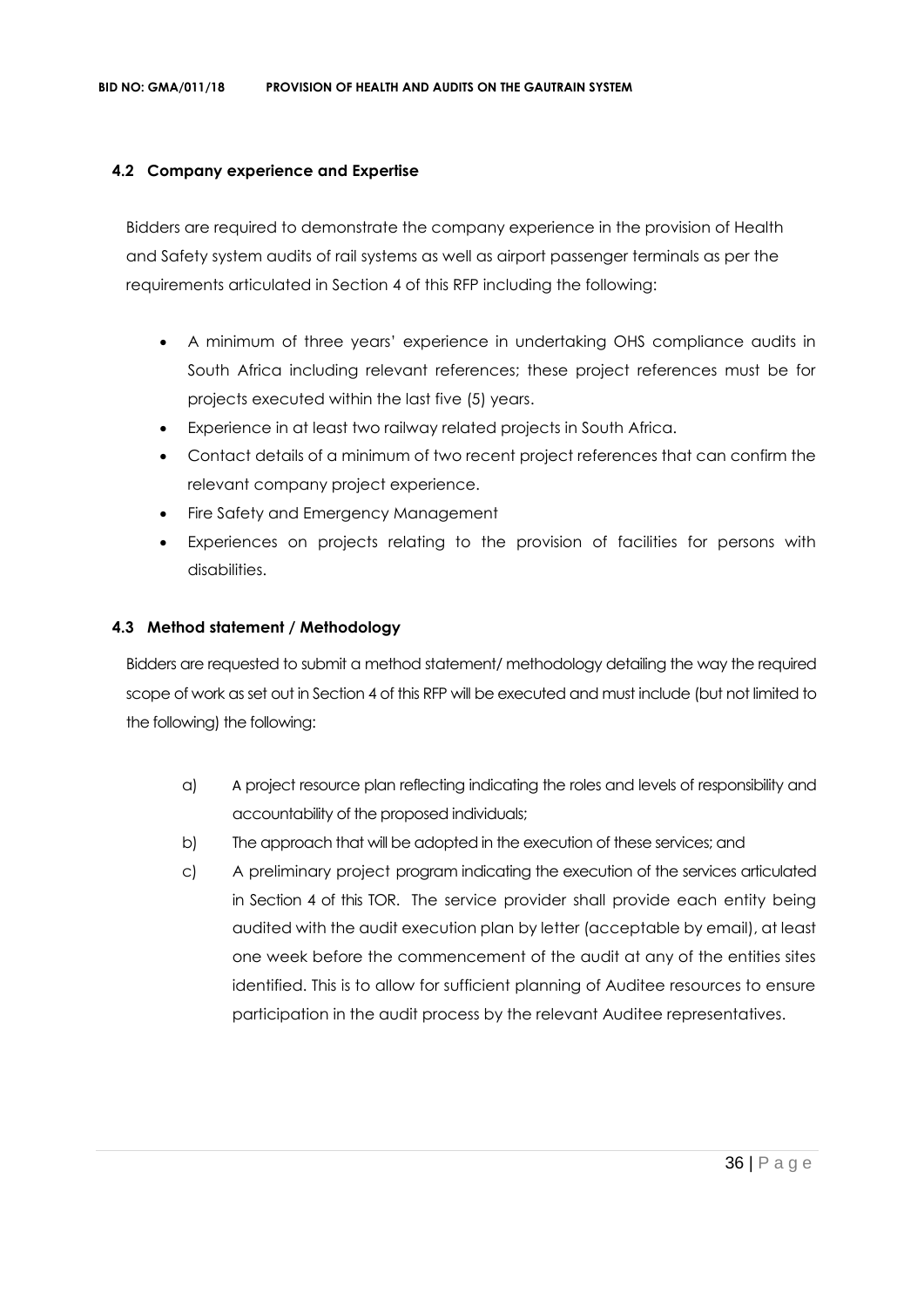### 4.2 Company experience and Expertise

Bidders are required to demonstrate the company experience in the provision of Health and Safety system audits of rail systems as well as airport passenger terminals as per the requirements articulated in Section 4 of this RFP including the following:

- A minimum of three years' experience in undertaking OHS compliance audits in South Africa including relevant references; these project references must be for projects executed within the last five (5) years.
- Experience in at least two railway related projects in South Africa.
- Contact details of a minimum of two recent project references that can confirm the relevant company project experience.
- Fire Safety and Emergency Management
- Experiences on projects relating to the provision of facilities for persons with disabilities.

### 4.3 Method statement / Methodology

Bidders are requested to submit a method statement/ methodology detailing the way the required scope of work as set out in Section 4 of this RFP will be executed and must include (but not limited to the following) the following:

a) A project resource plan reflecting indicating the roles and levels of responsibility and accountability of the proposed individuals;

b) The approach that will be adopted in the execution of these services; and

c) A preliminary project program indicating the execution of the services articulated in Section 4 of this TOR. The service provider shall provide each entity being audited with the audit execution plan by letter (acceptable by email), at least one week before the commencement of the audit at any of the entities sites identified. This is to allow for sufficient planning of Auditee resources to ensure participation in the audit process by the relevant Auditee representatives.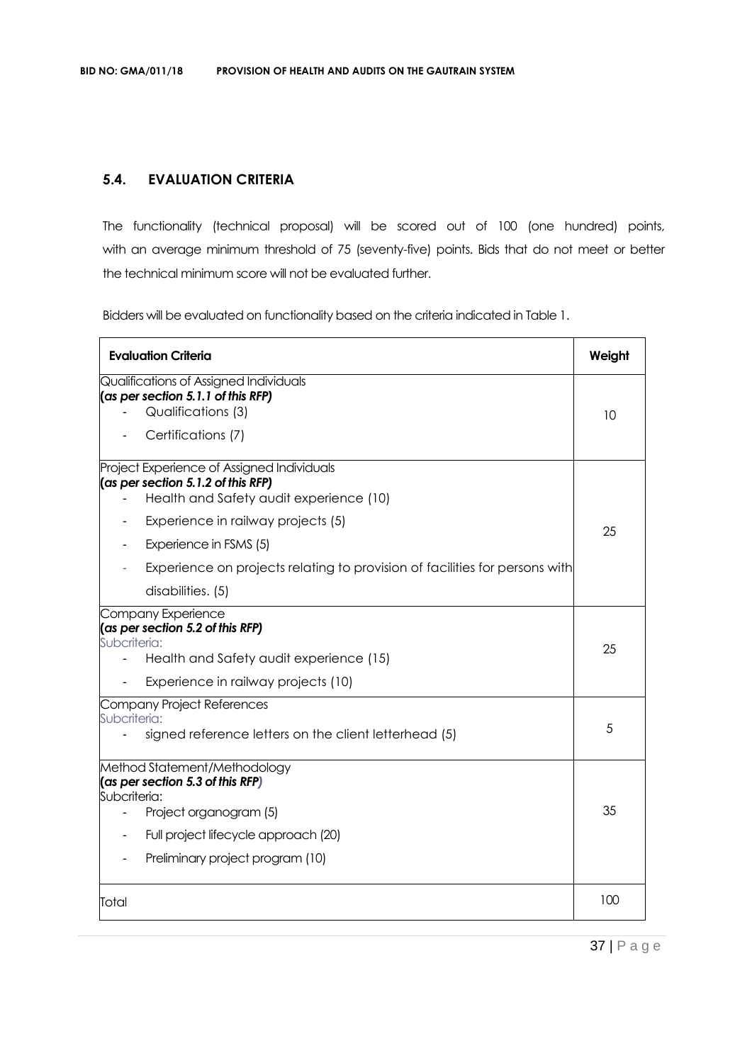## 5.4. EVALUATION CRITERIA

The functionality (technical proposal) will be scored out of 100 (one hundred) points, with an average minimum threshold of 75 (seventy-five) points. Bids that do not meet or better the technical minimum score will not be evaluated further.

Bidders will be evaluated on functionality based on the criteria indicated in Table 1.

| Evaluation Criteria | Weight |
|---|---|
| Qualifications of Assigned Individuals<br>***(as per section 5.1.1 of this RFP)***<br>- Qualifications (3)<br>- Certifications (7) | 10 |
| Project Experience of Assigned Individuals<br>***(as per section 5.1.2 of this RFP)***<br>- Health and Safety audit experience (10)<br>- Experience in railway projects (5)<br>- Experience in FSMS (5)<br>- Experience on projects relating to provision of facilities for persons with disabilities. (5) | 25 |
| Company Experience<br>***(as per section 5.2 of this RFP)***<br>Subcriteria:<br>- Health and Safety audit experience (15)<br>- Experience in railway projects (10) | 25 |
| Company Project References<br>Subcriteria:<br>- signed reference letters on the client letterhead (5) | 5 |
| Method Statement/Methodology<br>***(as per section 5.3 of this RFP)***<br>Subcriteria:<br>- Project organogram (5)<br>- Full project lifecycle approach (20)<br>- Preliminary project program (10) | 35 |
| Total | 100 |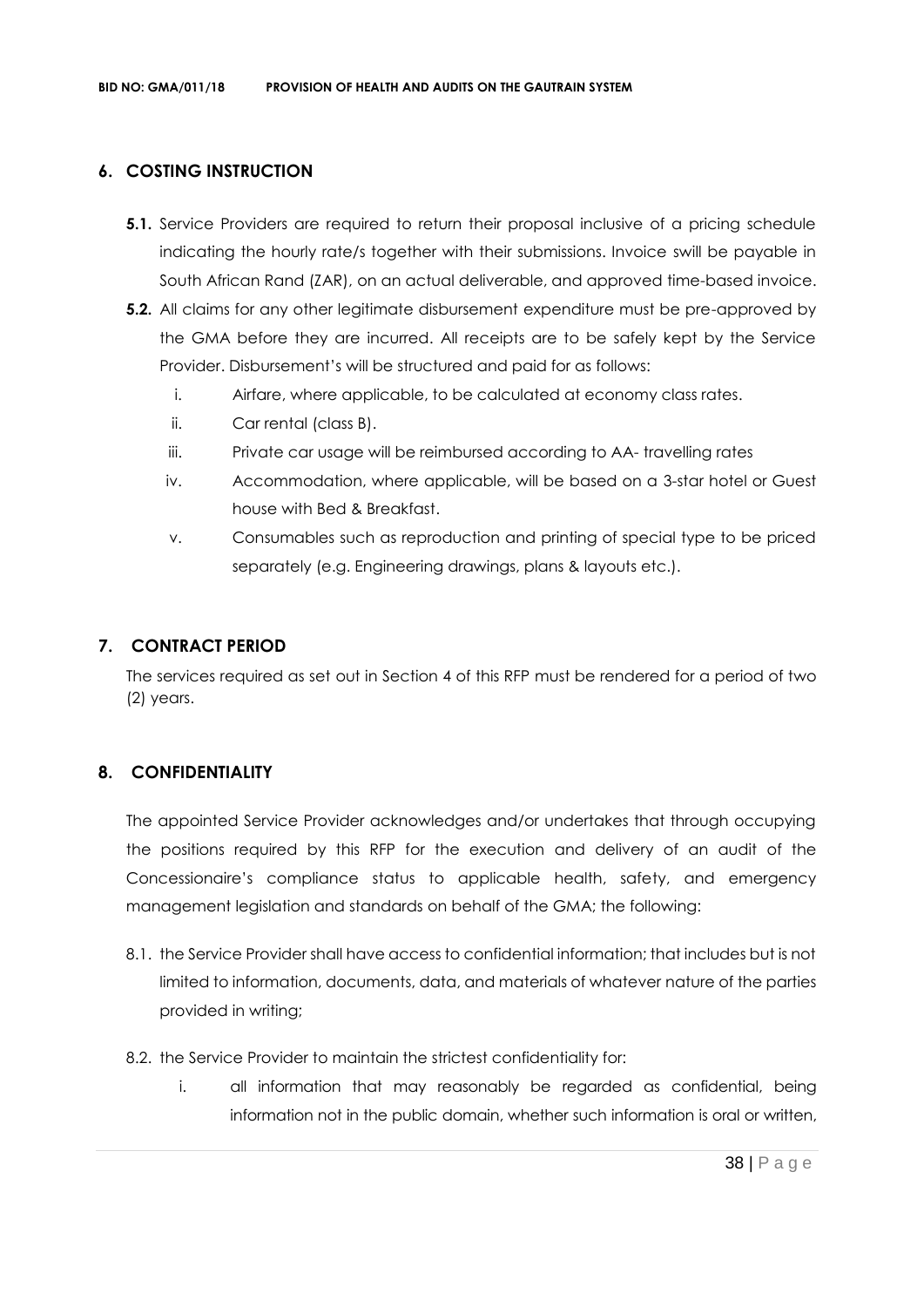## 6. COSTING INSTRUCTION

**5.1.** Service Providers are required to return their proposal inclusive of a pricing schedule indicating the hourly rate/s together with their submissions. Invoice swill be payable in South African Rand (ZAR), on an actual deliverable, and approved time-based invoice.

**5.2.** All claims for any other legitimate disbursement expenditure must be pre-approved by the GMA before they are incurred. All receipts are to be safely kept by the Service Provider. Disbursement's will be structured and paid for as follows:

i. Airfare, where applicable, to be calculated at economy class rates.

ii. Car rental (class B).

iii. Private car usage will be reimbursed according to AA- travelling rates

iv. Accommodation, where applicable, will be based on a 3-star hotel or Guest house with Bed & Breakfast.

v. Consumables such as reproduction and printing of special type to be priced separately (e.g. Engineering drawings, plans & layouts etc.).

## 7. CONTRACT PERIOD

The services required as set out in Section 4 of this RFP must be rendered for a period of two (2) years.

## 8. CONFIDENTIALITY

The appointed Service Provider acknowledges and/or undertakes that through occupying the positions required by this RFP for the execution and delivery of an audit of the Concessionaire's compliance status to applicable health, safety, and emergency management legislation and standards on behalf of the GMA; the following:

8.1. the Service Provider shall have access to confidential information; that includes but is not limited to information, documents, data, and materials of whatever nature of the parties provided in writing;

8.2. the Service Provider to maintain the strictest confidentiality for:

i. all information that may reasonably be regarded as confidential, being information not in the public domain, whether such information is oral or written,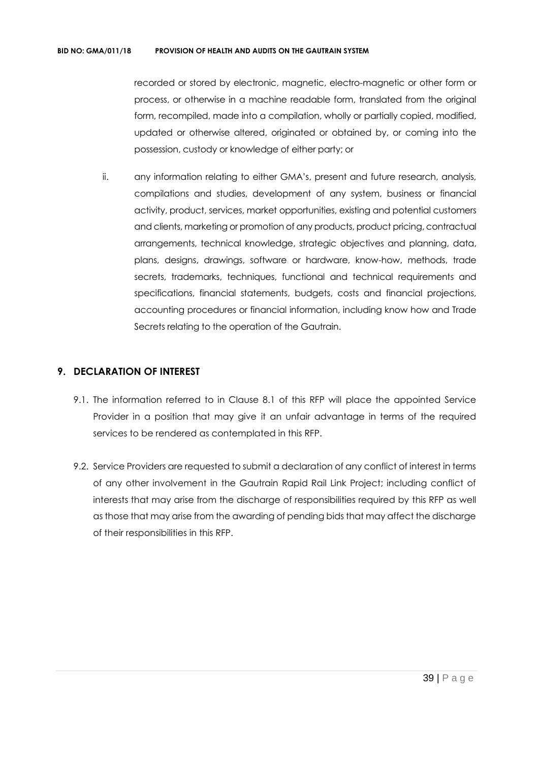recorded or stored by electronic, magnetic, electro-magnetic or other form or process, or otherwise in a machine readable form, translated from the original form, recompiled, made into a compilation, wholly or partially copied, modified, updated or otherwise altered, originated or obtained by, or coming into the possession, custody or knowledge of either party; or

ii. any information relating to either GMA's, present and future research, analysis, compilations and studies, development of any system, business or financial activity, product, services, market opportunities, existing and potential customers and clients, marketing or promotion of any products, product pricing, contractual arrangements, technical knowledge, strategic objectives and planning, data, plans, designs, drawings, software or hardware, know-how, methods, trade secrets, trademarks, techniques, functional and technical requirements and specifications, financial statements, budgets, costs and financial projections, accounting procedures or financial information, including know how and Trade Secrets relating to the operation of the Gautrain.

## 9. DECLARATION OF INTEREST

9.1. The information referred to in Clause 8.1 of this RFP will place the appointed Service Provider in a position that may give it an unfair advantage in terms of the required services to be rendered as contemplated in this RFP.

9.2. Service Providers are requested to submit a declaration of any conflict of interest in terms of any other involvement in the Gautrain Rapid Rail Link Project; including conflict of interests that may arise from the discharge of responsibilities required by this RFP as well as those that may arise from the awarding of pending bids that may affect the discharge of their responsibilities in this RFP.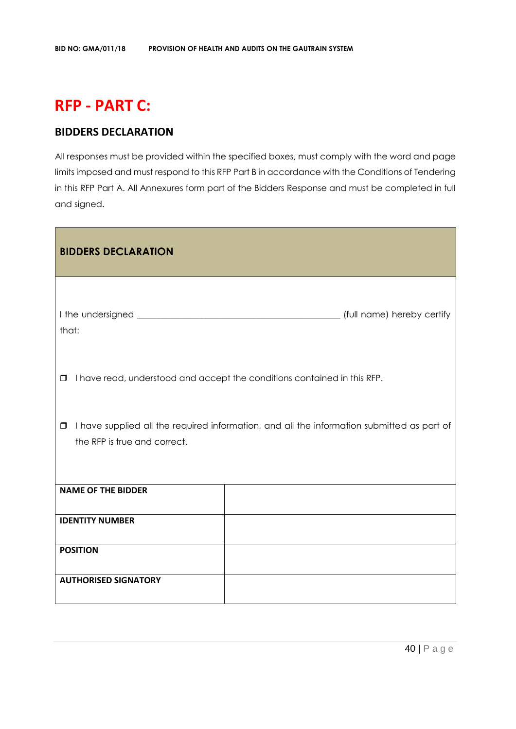# RFP - PART C:

## BIDDERS DECLARATION

All responses must be provided within the specified boxes, must comply with the word and page limits imposed and must respond to this RFP Part B in accordance with the Conditions of Tendering in this RFP Part A. All Annexures form part of the Bidders Response and must be completed in full and signed.

| BIDDERS DECLARATION | |
|---|---|
| I the undersigned _____________________________________________ (full name) hereby certify that:<br><br>❒ I have read, understood and accept the conditions contained in this RFP.<br><br>❒ I have supplied all the required information, and all the information submitted as part of the RFP is true and correct. | |
| **NAME OF THE BIDDER** | |
| **IDENTITY NUMBER** | |
| **POSITION** | |
| **AUTHORISED SIGNATORY** | |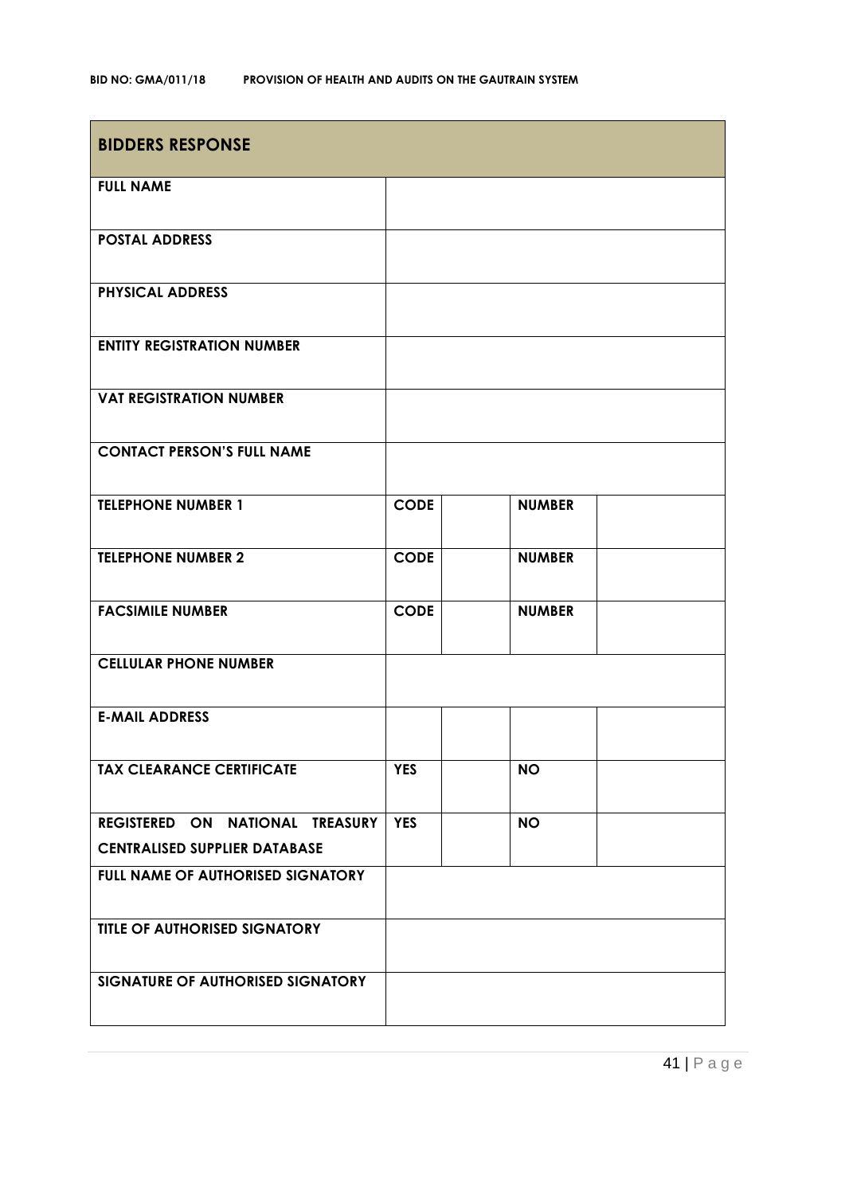| BIDDERS RESPONSE | | | | |
|---|---|---|---|---|
| **FULL NAME** | | | | |
| **POSTAL ADDRESS** | | | | |
| **PHYSICAL ADDRESS** | | | | |
| **ENTITY REGISTRATION NUMBER** | | | | |
| **VAT REGISTRATION NUMBER** | | | | |
| **CONTACT PERSON'S FULL NAME** | | | | |
| **TELEPHONE NUMBER 1** | **CODE** | | **NUMBER** | |
| **TELEPHONE NUMBER 2** | **CODE** | | **NUMBER** | |
| **FACSIMILE NUMBER** | **CODE** | | **NUMBER** | |
| **CELLULAR PHONE NUMBER** | | | | |
| **E-MAIL ADDRESS** | | | | |
| **TAX CLEARANCE CERTIFICATE** | **YES** | | **NO** | |
| **REGISTERED ON NATIONAL TREASURY CENTRALISED SUPPLIER DATABASE** | **YES** | | **NO** | |
| **FULL NAME OF AUTHORISED SIGNATORY** | | | | |
| **TITLE OF AUTHORISED SIGNATORY** | | | | |
| **SIGNATURE OF AUTHORISED SIGNATORY** | | | | |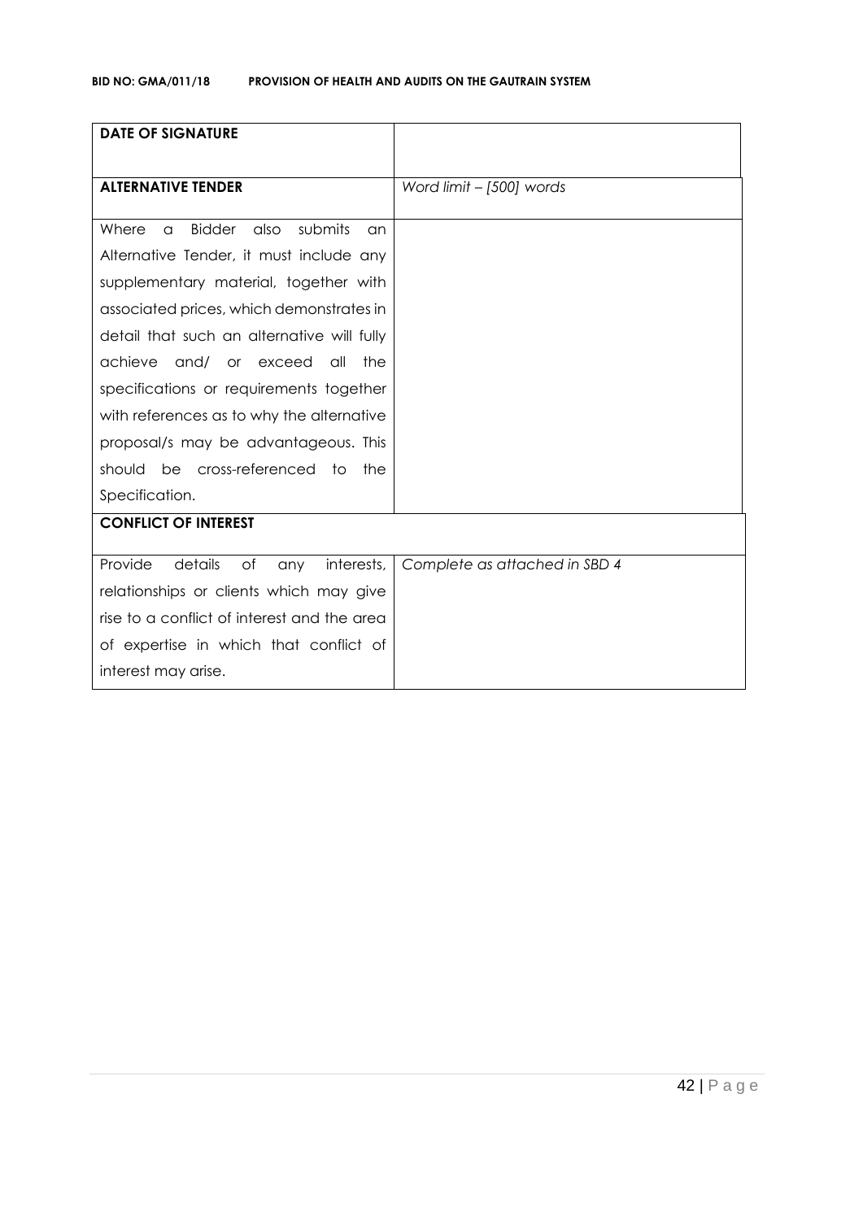| **DATE OF SIGNATURE** | |
|---|---|
| **ALTERNATIVE TENDER** | *Word limit – [500] words* |
| Where a Bidder also submits an Alternative Tender, it must include any supplementary material, together with associated prices, which demonstrates in detail that such an alternative will fully achieve and/ or exceed all the specifications or requirements together with references as to why the alternative proposal/s may be advantageous. This should be cross-referenced to the Specification. | |
| **CONFLICT OF INTEREST** | |
| Provide details of any interests, relationships or clients which may give rise to a conflict of interest and the area of expertise in which that conflict of interest may arise. | *Complete as attached in SBD 4* |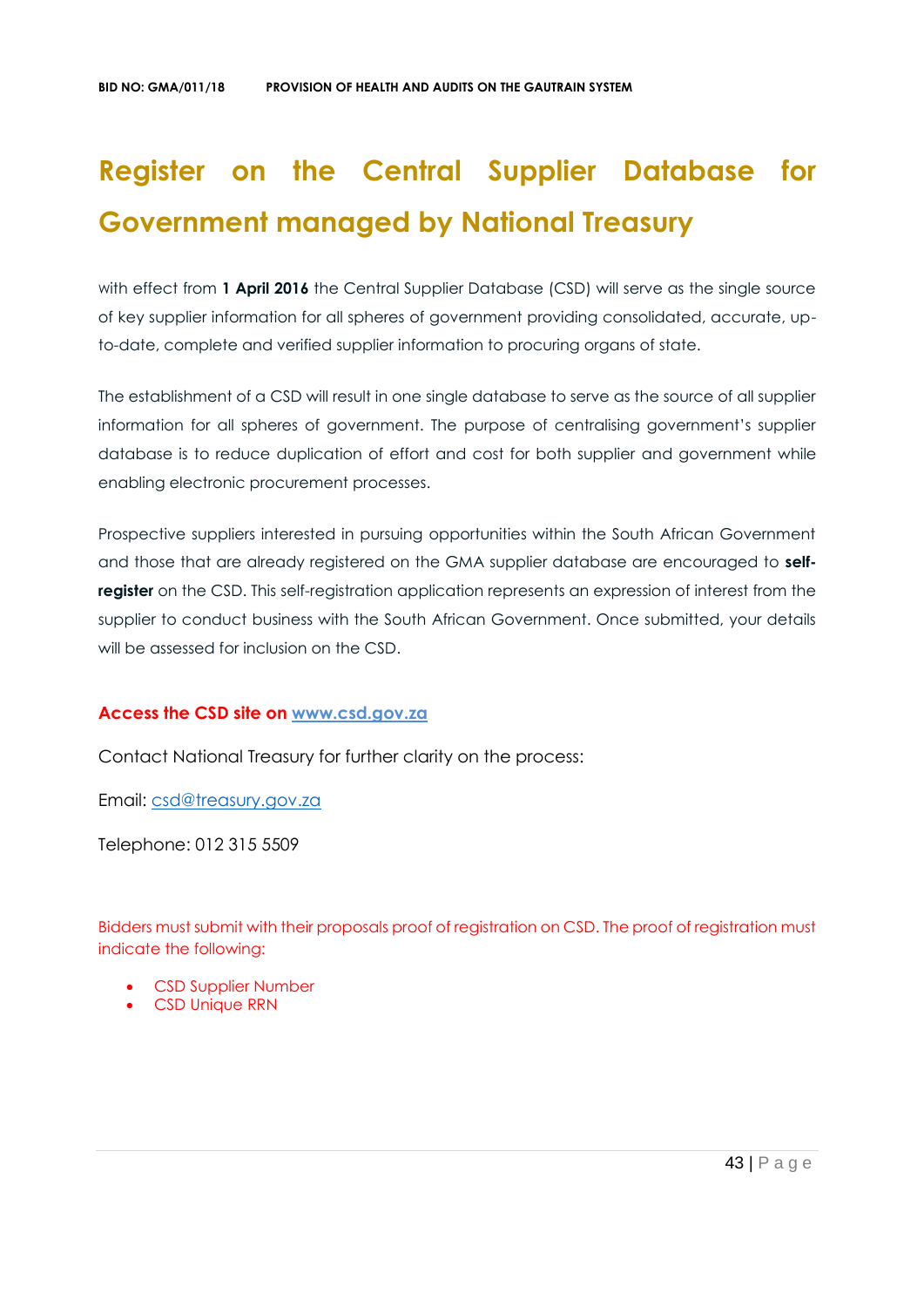# Register on the Central Supplier Database for Government managed by National Treasury

with effect from **1 April 2016** the Central Supplier Database (CSD) will serve as the single source of key supplier information for all spheres of government providing consolidated, accurate, up-to-date, complete and verified supplier information to procuring organs of state.

The establishment of a CSD will result in one single database to serve as the source of all supplier information for all spheres of government. The purpose of centralising government's supplier database is to reduce duplication of effort and cost for both supplier and government while enabling electronic procurement processes.

Prospective suppliers interested in pursuing opportunities within the South African Government and those that are already registered on the GMA supplier database are encouraged to **self-register** on the CSD. This self-registration application represents an expression of interest from the supplier to conduct business with the South African Government. Once submitted, your details will be assessed for inclusion on the CSD.

**Access the CSD site on [www.csd.gov.za](www.csd.gov.za)**

Contact National Treasury for further clarity on the process:

Email: [csd@treasury.gov.za](mailto:csd@treasury.gov.za)

Telephone: 012 315 5509

Bidders must submit with their proposals proof of registration on CSD. The proof of registration must indicate the following:

- CSD Supplier Number
- CSD Unique RRN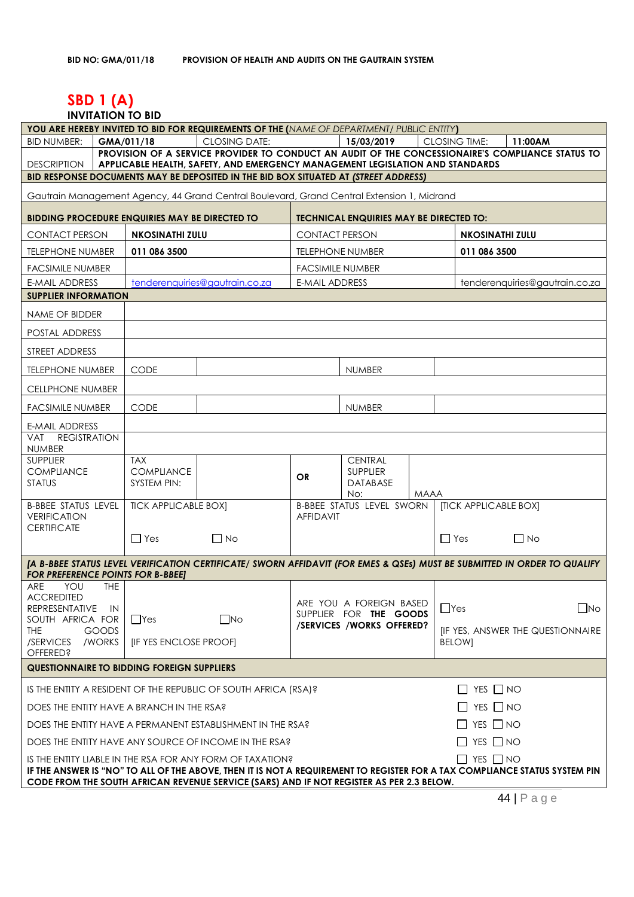**BID NO: GMA/011/18 PROVISION OF HEALTH AND AUDITS ON THE GAUTRAIN SYSTEM**

# SBD 1 (A)

**INVITATION TO BID**

| YOU ARE HEREBY INVITED TO BID FOR REQUIREMENTS OF THE (*NAME OF DEPARTMENT/ PUBLIC ENTITY*) | | | | | | |
|---|---|---|---|---|---|---|
| BID NUMBER: | GMA/011/18 | CLOSING DATE: | | 15/03/2019 | CLOSING TIME: | 11:00AM |
| DESCRIPTION | **PROVISION OF A SERVICE PROVIDER TO CONDUCT AN AUDIT OF THE CONCESSIONAIRE'S COMPLIANCE STATUS TO APPLICABLE HEALTH, SAFETY, AND EMERGENCY MANAGEMENT LEGISLATION AND STANDARDS** | | | | | |
| **BID RESPONSE DOCUMENTS MAY BE DEPOSITED IN THE BID BOX SITUATED AT (*STREET ADDRESS*)** | | | | | | |
| Gautrain Management Agency, 44 Grand Central Boulevard, Grand Central Extension 1, Midrand | | | | | | |

| **BIDDING PROCEDURE ENQUIRIES MAY BE DIRECTED TO** | | **TECHNICAL ENQUIRIES MAY BE DIRECTED TO:** | |
|---|---|---|---|
| CONTACT PERSON | **NKOSINATHI ZULU** | CONTACT PERSON | **NKOSINATHI ZULU** |
| TELEPHONE NUMBER | **011 086 3500** | TELEPHONE NUMBER | **011 086 3500** |
| FACSIMILE NUMBER | | FACSIMILE NUMBER | |
| E-MAIL ADDRESS | tenderenquiries@gautrain.co.za | E-MAIL ADDRESS | tenderenquiries@gautrain.co.za |

| **SUPPLIER INFORMATION** | | | | | |
|---|---|---|---|---|---|
| NAME OF BIDDER | | | | | |
| POSTAL ADDRESS | | | | | |
| STREET ADDRESS | | | | | |
| TELEPHONE NUMBER | CODE | | | NUMBER | |
| CELLPHONE NUMBER | | | | | |
| FACSIMILE NUMBER | CODE | | | NUMBER | |
| E-MAIL ADDRESS | | | | | |
| VAT REGISTRATION NUMBER | | | | | |
| SUPPLIER COMPLIANCE STATUS | TAX COMPLIANCE SYSTEM PIN: | | **OR** | CENTRAL SUPPLIER DATABASE No: | MAAA |
| B-BBEE STATUS LEVEL VERIFICATION CERTIFICATE | TICK APPLICABLE BOX] ☐ Yes | ☐ No | B-BBEE STATUS LEVEL SWORN AFFIDAVIT | | [TICK APPLICABLE BOX] ☐ Yes ☐ No |
| ***[A B-BBEE STATUS LEVEL VERIFICATION CERTIFICATE/ SWORN AFFIDAVIT (FOR EMES & QSEs) MUST BE SUBMITTED IN ORDER TO QUALIFY FOR PREFERENCE POINTS FOR B-BBEE]*** | | | | | |
| ARE YOU THE ACCREDITED REPRESENTATIVE IN SOUTH AFRICA FOR THE GOODS /SERVICES /WORKS OFFERED? | ☐Yes ☐No [IF YES ENCLOSE PROOF] | | ARE YOU A FOREIGN BASED SUPPLIER FOR **THE GOODS /SERVICES /WORKS OFFERED?** | | ☐Yes ☐No [IF YES, ANSWER THE QUESTIONNAIRE BELOW] |

| **QUESTIONNAIRE TO BIDDING FOREIGN SUPPLIERS** | |
|---|---|
| IS THE ENTITY A RESIDENT OF THE REPUBLIC OF SOUTH AFRICA (RSA)? | ☐ YES ☐ NO |
| DOES THE ENTITY HAVE A BRANCH IN THE RSA? | ☐ YES ☐ NO |
| DOES THE ENTITY HAVE A PERMANENT ESTABLISHMENT IN THE RSA? | ☐ YES ☐ NO |
| DOES THE ENTITY HAVE ANY SOURCE OF INCOME IN THE RSA? | ☐ YES ☐ NO |
| IS THE ENTITY LIABLE IN THE RSA FOR ANY FORM OF TAXATION? | ☐ YES ☐ NO |
| **IF THE ANSWER IS "NO" TO ALL OF THE ABOVE, THEN IT IS NOT A REQUIREMENT TO REGISTER FOR A TAX COMPLIANCE STATUS SYSTEM PIN CODE FROM THE SOUTH AFRICAN REVENUE SERVICE (SARS) AND IF NOT REGISTER AS PER 2.3 BELOW.** | |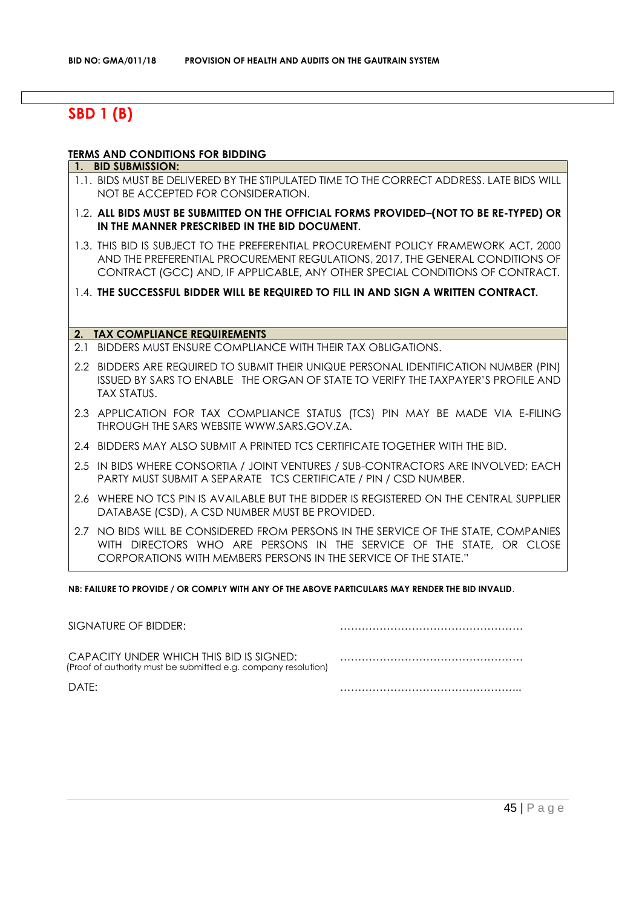## SBD 1 (B)

### TERMS AND CONDITIONS FOR BIDDING

**1. BID SUBMISSION:**

1.1. BIDS MUST BE DELIVERED BY THE STIPULATED TIME TO THE CORRECT ADDRESS. LATE BIDS WILL NOT BE ACCEPTED FOR CONSIDERATION.

1.2. **ALL BIDS MUST BE SUBMITTED ON THE OFFICIAL FORMS PROVIDED–(NOT TO BE RE-TYPED) OR IN THE MANNER PRESCRIBED IN THE BID DOCUMENT.**

1.3. THIS BID IS SUBJECT TO THE PREFERENTIAL PROCUREMENT POLICY FRAMEWORK ACT, 2000 AND THE PREFERENTIAL PROCUREMENT REGULATIONS, 2017, THE GENERAL CONDITIONS OF CONTRACT (GCC) AND, IF APPLICABLE, ANY OTHER SPECIAL CONDITIONS OF CONTRACT.

1.4. **THE SUCCESSFUL BIDDER WILL BE REQUIRED TO FILL IN AND SIGN A WRITTEN CONTRACT.**

**2. TAX COMPLIANCE REQUIREMENTS**

2.1 BIDDERS MUST ENSURE COMPLIANCE WITH THEIR TAX OBLIGATIONS.

2.2 BIDDERS ARE REQUIRED TO SUBMIT THEIR UNIQUE PERSONAL IDENTIFICATION NUMBER (PIN) ISSUED BY SARS TO ENABLE THE ORGAN OF STATE TO VERIFY THE TAXPAYER'S PROFILE AND TAX STATUS.

2.3 APPLICATION FOR TAX COMPLIANCE STATUS (TCS) PIN MAY BE MADE VIA E-FILING THROUGH THE SARS WEBSITE WWW.SARS.GOV.ZA.

2.4 BIDDERS MAY ALSO SUBMIT A PRINTED TCS CERTIFICATE TOGETHER WITH THE BID.

2.5 IN BIDS WHERE CONSORTIA / JOINT VENTURES / SUB-CONTRACTORS ARE INVOLVED; EACH PARTY MUST SUBMIT A SEPARATE TCS CERTIFICATE / PIN / CSD NUMBER.

2.6 WHERE NO TCS PIN IS AVAILABLE BUT THE BIDDER IS REGISTERED ON THE CENTRAL SUPPLIER DATABASE (CSD), A CSD NUMBER MUST BE PROVIDED.

2.7 NO BIDS WILL BE CONSIDERED FROM PERSONS IN THE SERVICE OF THE STATE, COMPANIES WITH DIRECTORS WHO ARE PERSONS IN THE SERVICE OF THE STATE, OR CLOSE CORPORATIONS WITH MEMBERS PERSONS IN THE SERVICE OF THE STATE."

**NB: FAILURE TO PROVIDE / OR COMPLY WITH ANY OF THE ABOVE PARTICULARS MAY RENDER THE BID INVALID**.

SIGNATURE OF BIDDER: ……………………………………………

CAPACITY UNDER WHICH THIS BID IS SIGNED: ……………………………………………
(Proof of authority must be submitted e.g. company resolution)

DATE: …………………………………………...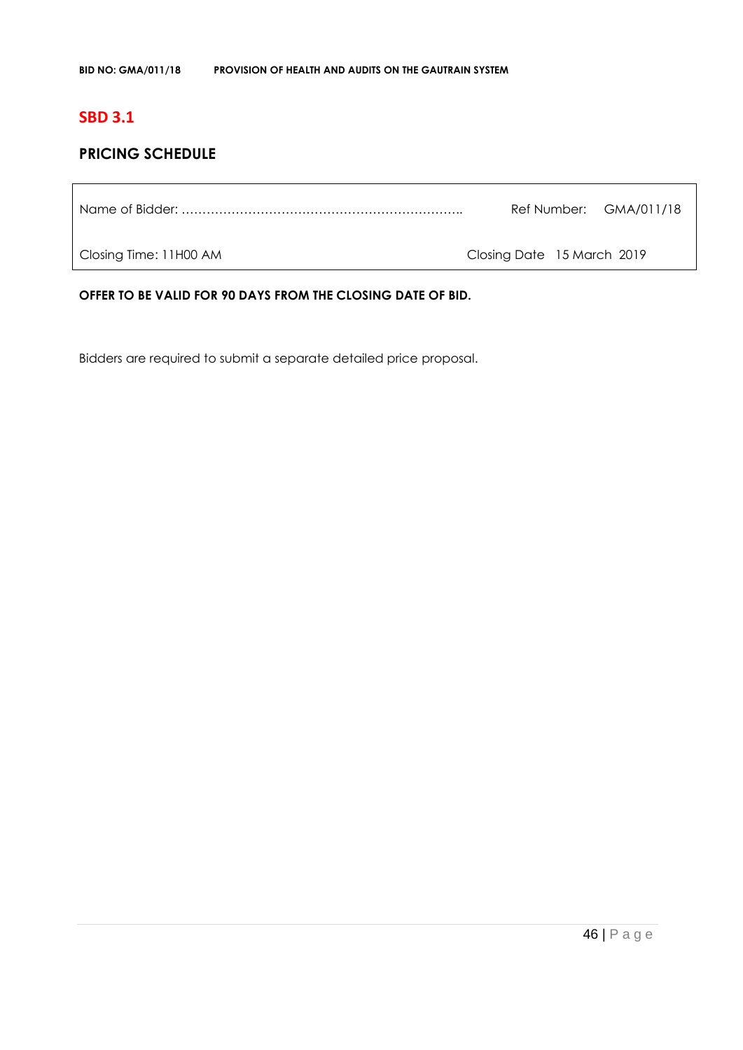## SBD 3.1

## PRICING SCHEDULE

| Name of Bidder: ………………………………………………………….. | Ref Number: GMA/011/18 |
|---|---|
| Closing Time: 11H00 AM | Closing Date 15 March 2019 |

**OFFER TO BE VALID FOR 90 DAYS FROM THE CLOSING DATE OF BID.**

Bidders are required to submit a separate detailed price proposal.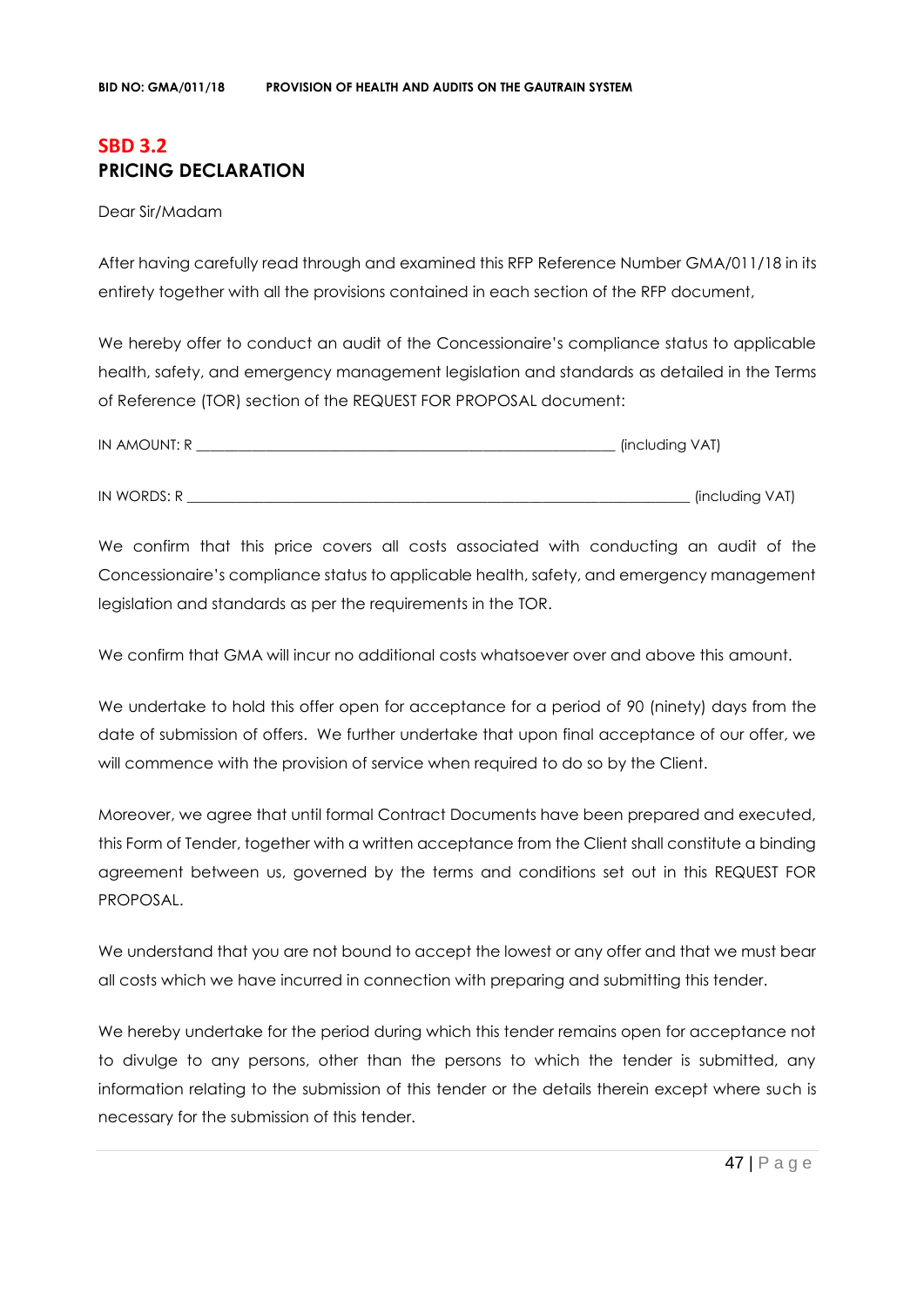## SBD 3.2
## PRICING DECLARATION

Dear Sir/Madam

After having carefully read through and examined this RFP Reference Number GMA/011/18 in its entirety together with all the provisions contained in each section of the RFP document,

We hereby offer to conduct an audit of the Concessionaire's compliance status to applicable health, safety, and emergency management legislation and standards as detailed in the Terms of Reference (TOR) section of the REQUEST FOR PROPOSAL document:

IN AMOUNT: R ____________________________________________________________ (including VAT)

IN WORDS: R ______________________________________________________________________ (including VAT)

We confirm that this price covers all costs associated with conducting an audit of the Concessionaire's compliance status to applicable health, safety, and emergency management legislation and standards as per the requirements in the TOR.

We confirm that GMA will incur no additional costs whatsoever over and above this amount.

We undertake to hold this offer open for acceptance for a period of 90 (ninety) days from the date of submission of offers. We further undertake that upon final acceptance of our offer, we will commence with the provision of service when required to do so by the Client.

Moreover, we agree that until formal Contract Documents have been prepared and executed, this Form of Tender, together with a written acceptance from the Client shall constitute a binding agreement between us, governed by the terms and conditions set out in this REQUEST FOR PROPOSAL.

We understand that you are not bound to accept the lowest or any offer and that we must bear all costs which we have incurred in connection with preparing and submitting this tender.

We hereby undertake for the period during which this tender remains open for acceptance not to divulge to any persons, other than the persons to which the tender is submitted, any information relating to the submission of this tender or the details therein except where such is necessary for the submission of this tender.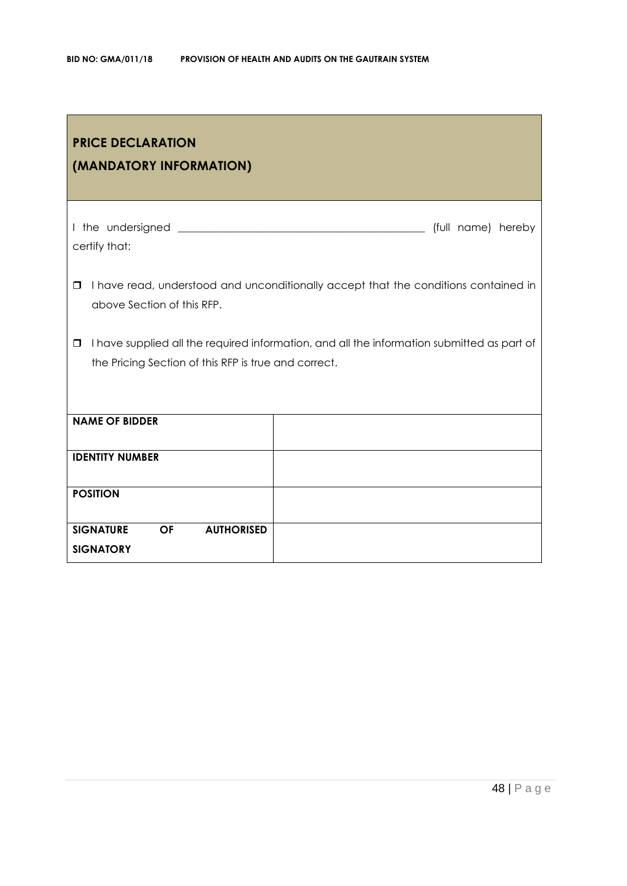## PRICE DECLARATION
## (MANDATORY INFORMATION)

I the undersigned _____________________________________________ (full name) hereby certify that:

- ❒ I have read, understood and unconditionally accept that the conditions contained in above Section of this RFP.
- ❒ I have supplied all the required information, and all the information submitted as part of the Pricing Section of this RFP is true and correct.

| | |
|---|---|
| **NAME OF BIDDER** | |
| **IDENTITY NUMBER** | |
| **POSITION** | |
| **SIGNATURE OF AUTHORISED SIGNATORY** | |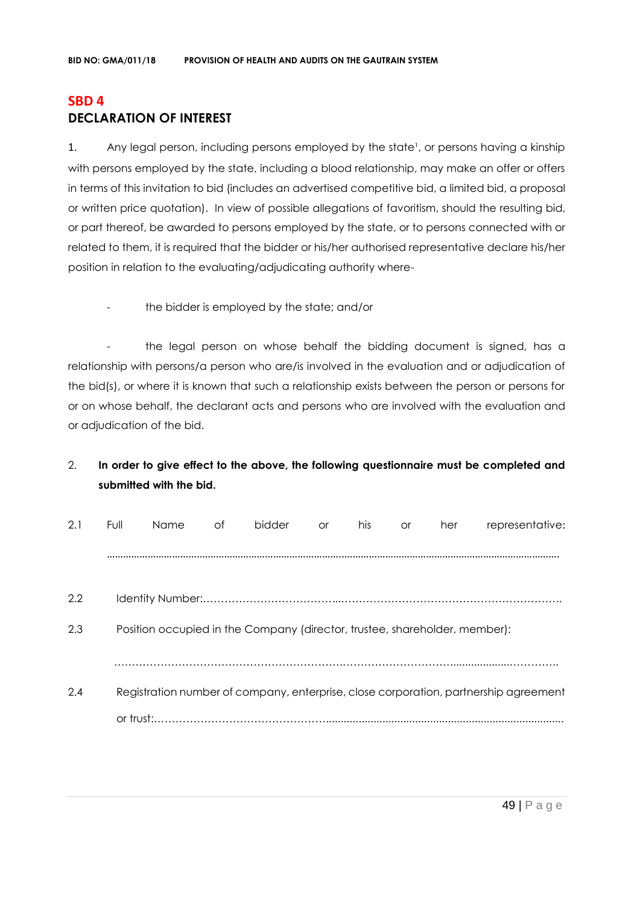## SBD 4

## DECLARATION OF INTEREST

1. Any legal person, including persons employed by the state[1], or persons having a kinship with persons employed by the state, including a blood relationship, may make an offer or offers in terms of this invitation to bid (includes an advertised competitive bid, a limited bid, a proposal or written price quotation). In view of possible allegations of favoritism, should the resulting bid, or part thereof, be awarded to persons employed by the state, or to persons connected with or related to them, it is required that the bidder or his/her authorised representative declare his/her position in relation to the evaluating/adjudicating authority where-

- the bidder is employed by the state; and/or

- the legal person on whose behalf the bidding document is signed, has a relationship with persons/a person who are/is involved in the evaluation and or adjudication of the bid(s), or where it is known that such a relationship exists between the person or persons for or on whose behalf, the declarant acts and persons who are involved with the evaluation and or adjudication of the bid.

2. **In order to give effect to the above, the following questionnaire must be completed and submitted with the bid.**

2.1 Full Name of bidder or his or her representative:

.......................................................................................................................................................

2.2 Identity Number:…………………………………...………………………………………………………..

2.3 Position occupied in the Company (director, trustee, shareholder, member):

……………………………………………………….……………………………...................…………..

2.4 Registration number of company, enterprise, close corporation, partnership agreement or trust:………………………………………….................................................................................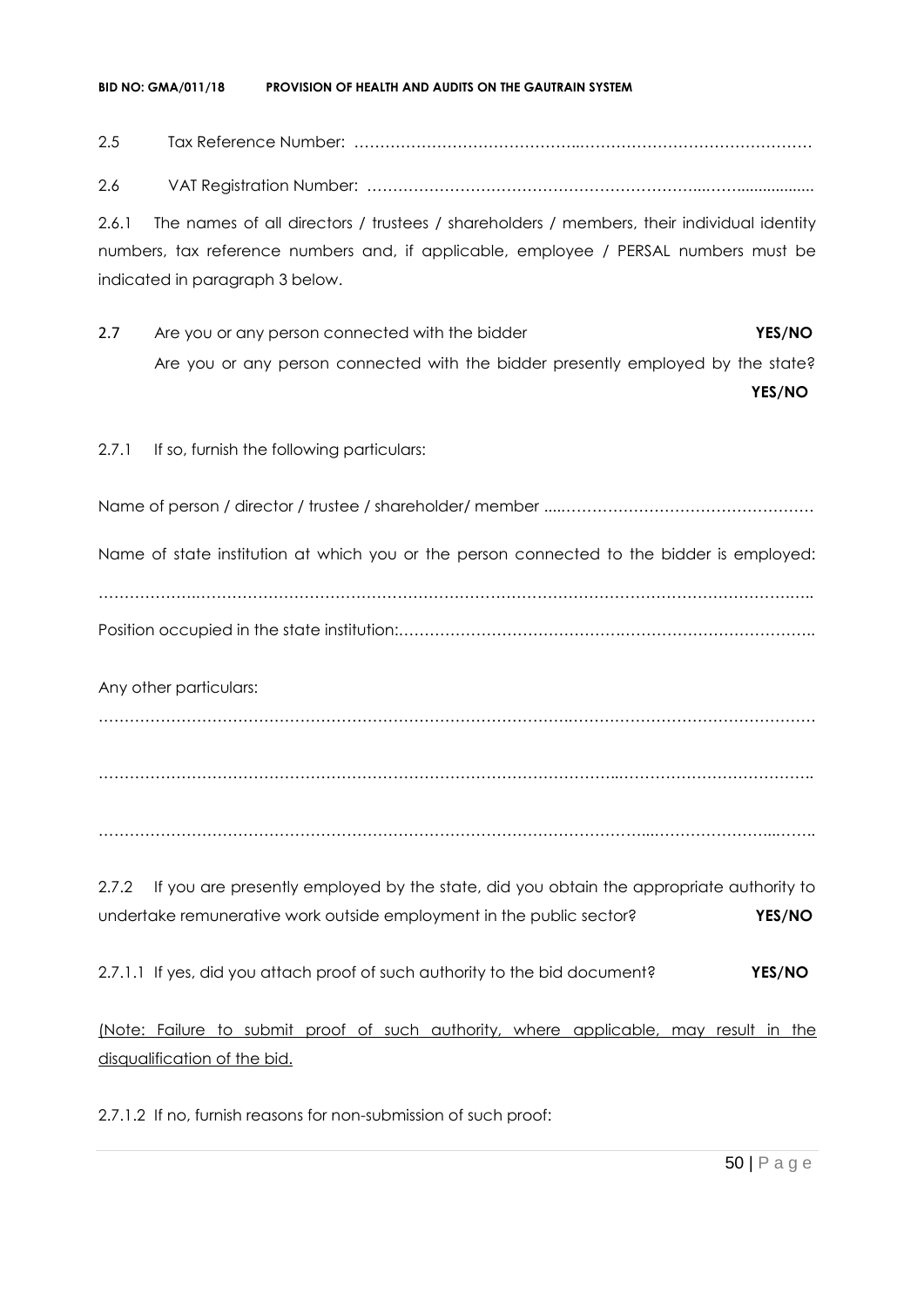2.5 Tax Reference Number: ……………………………………..………………………………………

2.6 VAT Registration Number: ………………………………………………………..……..................

2.6.1 The names of all directors / trustees / shareholders / members, their individual identity numbers, tax reference numbers and, if applicable, employee / PERSAL numbers must be indicated in paragraph 3 below.

2.7 Are you or any person connected with the bidder **YES/NO**
Are you or any person connected with the bidder presently employed by the state? **YES/NO**

2.7.1 If so, furnish the following particulars:

Name of person / director / trustee / shareholder/ member .....…………………………………………

Name of state institution at which you or the person connected to the bidder is employed:

……………….……………………………………………………………………………………………..

Position occupied in the state institution:……………………………………….……………………………..

Any other particulars:

………………………………………………………………………….……………………………………

……………………………………………………………………………………..……………………………….

……………………………………………………………………………………....……………………...…….

2.7.2 If you are presently employed by the state, did you obtain the appropriate authority to undertake remunerative work outside employment in the public sector? **YES/NO**

2.7.1.1 If yes, did you attach proof of such authority to the bid document? **YES/NO**

<u>(Note: Failure to submit proof of such authority, where applicable, may result in the disqualification of the bid.</u>

2.7.1.2 If no, furnish reasons for non-submission of such proof: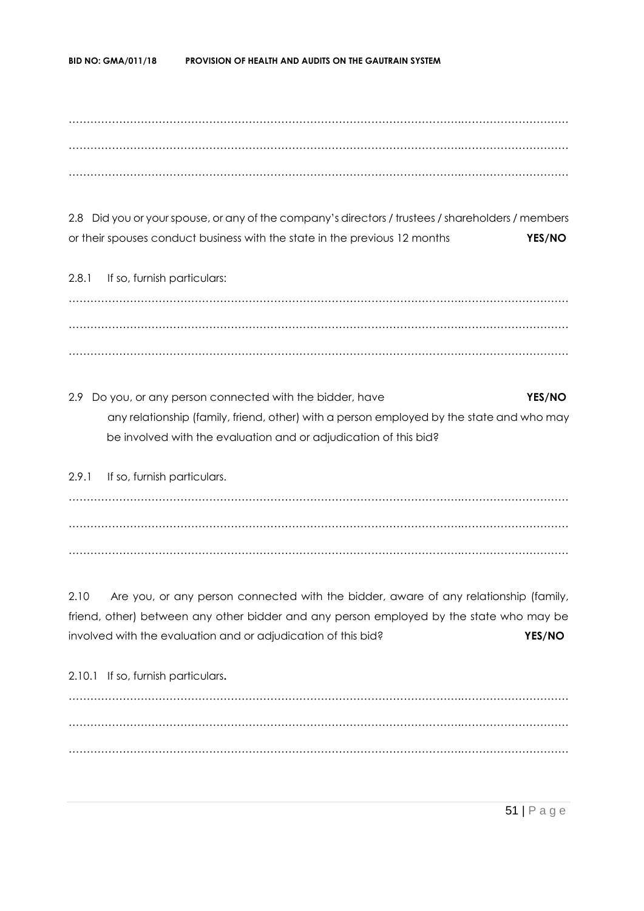………………………………………………………………………………………………………………………

………………………………………………………………………………………………………………………

………………………………………………………………………………………………………………………

2.8 Did you or your spouse, or any of the company's directors / trustees / shareholders / members or their spouses conduct business with the state in the previous 12 months **YES/NO**

2.8.1 If so, furnish particulars:

………………………………………………………………………………………………………………………

………………………………………………………………………………………………………………………

………………………………………………………………………………………………………………………

2.9 Do you, or any person connected with the bidder, have **YES/NO** any relationship (family, friend, other) with a person employed by the state and who may be involved with the evaluation and or adjudication of this bid?

2.9.1 If so, furnish particulars.

………………………………………………………………………………………………………………………

………………………………………………………………………………………………………………………

………………………………………………………………………………………………………………………

2.10 Are you, or any person connected with the bidder, aware of any relationship (family, friend, other) between any other bidder and any person employed by the state who may be involved with the evaluation and or adjudication of this bid? **YES/NO**

2.10.1 If so, furnish particulars**.**

………………………………………………………………………………………………………………………

………………………………………………………………………………………………………………………

………………………………………………………………………………………………………………………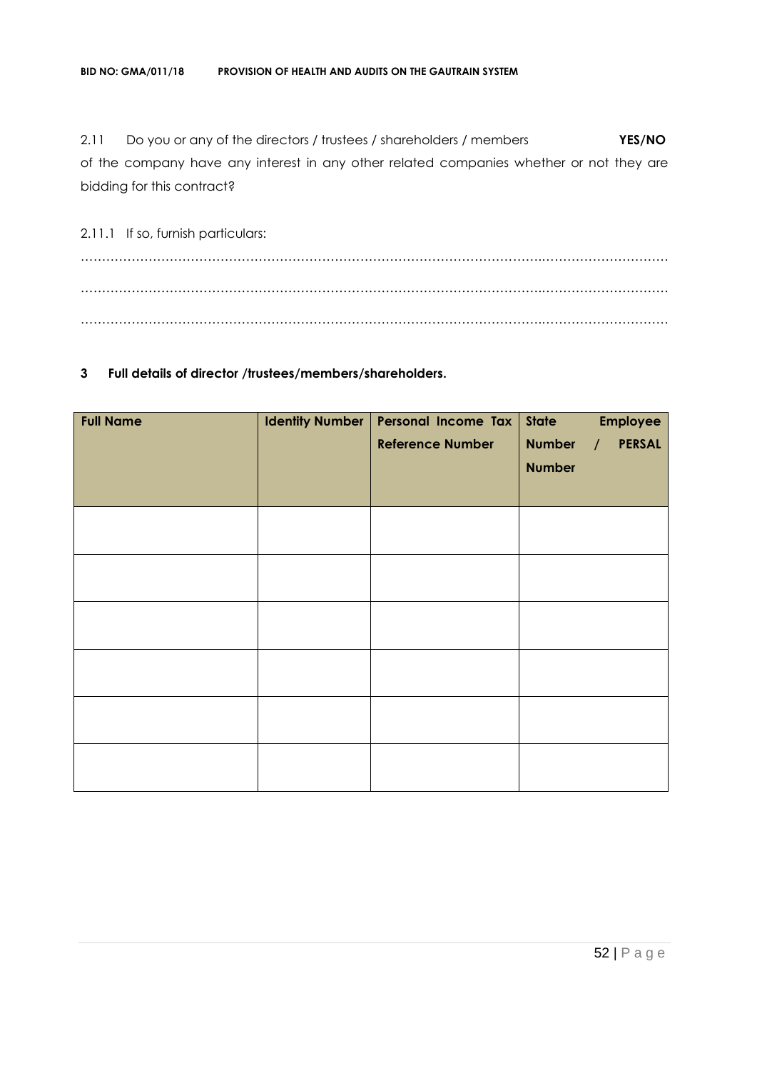2.11 Do you or any of the directors / trustees / shareholders / members **YES/NO** of the company have any interest in any other related companies whether or not they are bidding for this contract?

2.11.1 If so, furnish particulars:

…………………………………………………………………………………………………………………………

…………………………………………………………………………………………………………………………

…………………………………………………………………………………………………………………………

**3 Full details of director /trustees/members/shareholders.**

| **Full Name** | **Identity Number** | **Personal Income Tax Reference Number** | **State Employee Number / PERSAL Number** |
|---|---|---|---|
| | | | |
| | | | |
| | | | |
| | | | |
| | | | |
| | | | |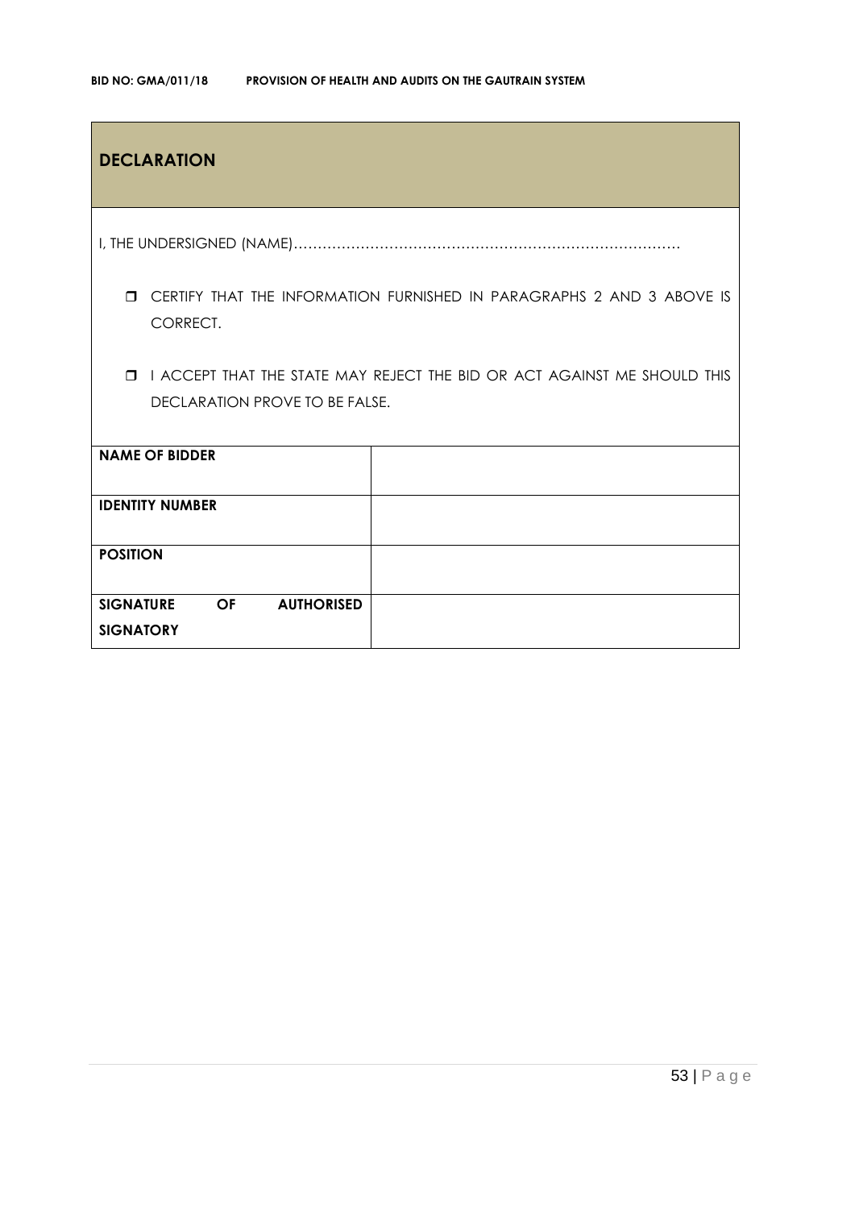## DECLARATION

I, THE UNDERSIGNED (NAME)………………………………………………………………………

- ❒ CERTIFY THAT THE INFORMATION FURNISHED IN PARAGRAPHS 2 AND 3 ABOVE IS CORRECT.

- ❒ I ACCEPT THAT THE STATE MAY REJECT THE BID OR ACT AGAINST ME SHOULD THIS DECLARATION PROVE TO BE FALSE.

| | |
|---|---|
| **NAME OF BIDDER** | |
| **IDENTITY NUMBER** | |
| **POSITION** | |
| **SIGNATURE OF AUTHORISED SIGNATORY** | |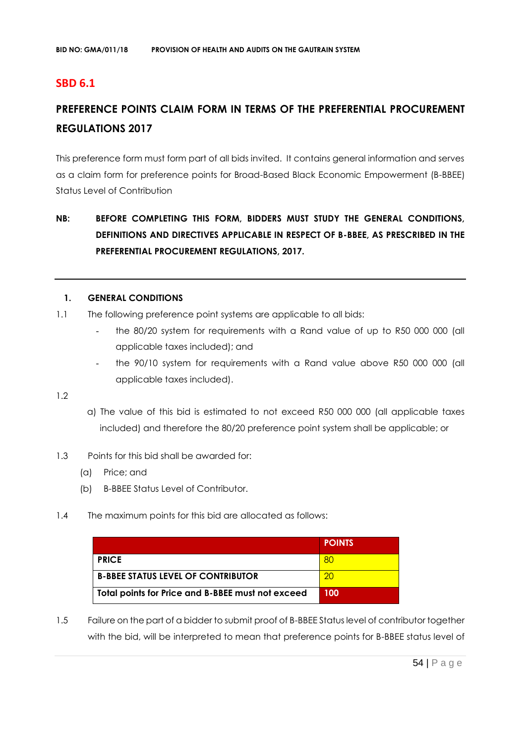## SBD 6.1

## PREFERENCE POINTS CLAIM FORM IN TERMS OF THE PREFERENTIAL PROCUREMENT REGULATIONS 2017

This preference form must form part of all bids invited. It contains general information and serves as a claim form for preference points for Broad-Based Black Economic Empowerment (B-BBEE) Status Level of Contribution

**NB: BEFORE COMPLETING THIS FORM, BIDDERS MUST STUDY THE GENERAL CONDITIONS, DEFINITIONS AND DIRECTIVES APPLICABLE IN RESPECT OF B-BBEE, AS PRESCRIBED IN THE PREFERENTIAL PROCUREMENT REGULATIONS, 2017.**

---

### 1. GENERAL CONDITIONS

1.1 The following preference point systems are applicable to all bids:

- the 80/20 system for requirements with a Rand value of up to R50 000 000 (all applicable taxes included); and
- the 90/10 system for requirements with a Rand value above R50 000 000 (all applicable taxes included).

1.2

a) The value of this bid is estimated to not exceed R50 000 000 (all applicable taxes included) and therefore the 80/20 preference point system shall be applicable; or

1.3 Points for this bid shall be awarded for:

(a) Price; and

(b) B-BBEE Status Level of Contributor.

1.4 The maximum points for this bid are allocated as follows:

| | POINTS |
|---|---|
| **PRICE** | 80 |
| **B-BBEE STATUS LEVEL OF CONTRIBUTOR** | 20 |
| **Total points for Price and B-BBEE must not exceed** | **100** |

1.5 Failure on the part of a bidder to submit proof of B-BBEE Status level of contributor together with the bid, will be interpreted to mean that preference points for B-BBEE status level of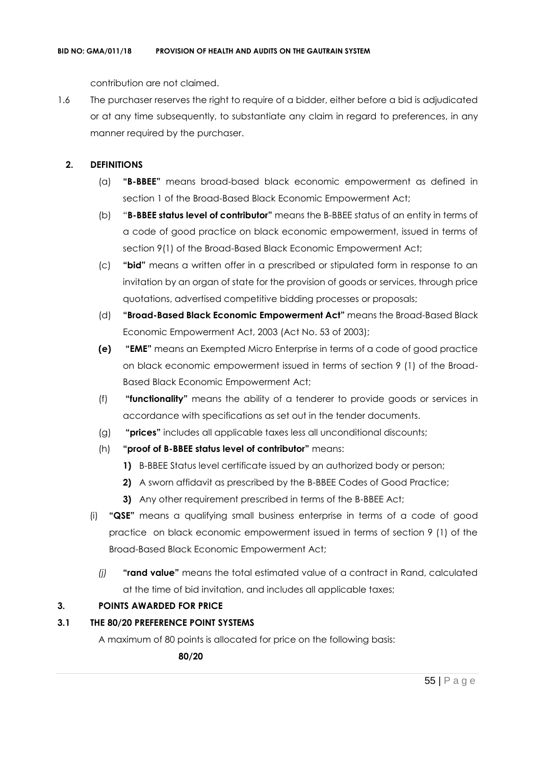contribution are not claimed.

1.6 The purchaser reserves the right to require of a bidder, either before a bid is adjudicated or at any time subsequently, to substantiate any claim in regard to preferences, in any manner required by the purchaser.

## 2. DEFINITIONS

(a) **"B-BBEE"** means broad-based black economic empowerment as defined in section 1 of the Broad-Based Black Economic Empowerment Act;

(b) "**B-BBEE status level of contributor"** means the B-BBEE status of an entity in terms of a code of good practice on black economic empowerment, issued in terms of section 9(1) of the Broad-Based Black Economic Empowerment Act;

(c) **"bid"** means a written offer in a prescribed or stipulated form in response to an invitation by an organ of state for the provision of goods or services, through price quotations, advertised competitive bidding processes or proposals;

(d) **"Broad-Based Black Economic Empowerment Act"** means the Broad-Based Black Economic Empowerment Act, 2003 (Act No. 53 of 2003);

**(e)** **"EME"** means an Exempted Micro Enterprise in terms of a code of good practice on black economic empowerment issued in terms of section 9 (1) of the Broad-Based Black Economic Empowerment Act;

(f) **"functionality"** means the ability of a tenderer to provide goods or services in accordance with specifications as set out in the tender documents.

(g) **"prices"** includes all applicable taxes less all unconditional discounts;

(h) **"proof of B-BBEE status level of contributor"** means:

**1)** B-BBEE Status level certificate issued by an authorized body or person;

**2)** A sworn affidavit as prescribed by the B-BBEE Codes of Good Practice;

**3)** Any other requirement prescribed in terms of the B-BBEE Act;

(i) **"QSE"** means a qualifying small business enterprise in terms of a code of good practice on black economic empowerment issued in terms of section 9 (1) of the Broad-Based Black Economic Empowerment Act;

*(j)* **"rand value"** means the total estimated value of a contract in Rand, calculated at the time of bid invitation, and includes all applicable taxes;

## 3. POINTS AWARDED FOR PRICE

### 3.1 THE 80/20 PREFERENCE POINT SYSTEMS

A maximum of 80 points is allocated for price on the following basis:

**80/20**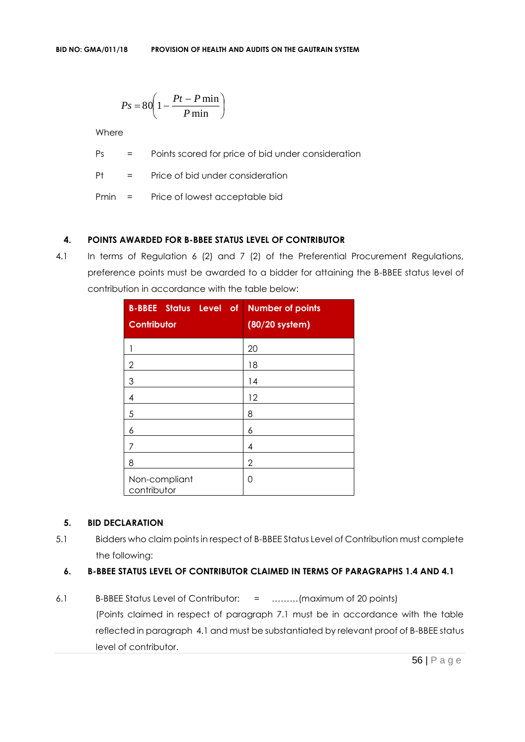$$Ps = 80\left(1 - \frac{Pt - P\min}{P\min}\right)$$

Where

Ps = Points scored for price of bid under consideration

Pt = Price of bid under consideration

Pmin = Price of lowest acceptable bid

## 4. POINTS AWARDED FOR B-BBEE STATUS LEVEL OF CONTRIBUTOR

4.1 In terms of Regulation 6 (2) and 7 (2) of the Preferential Procurement Regulations, preference points must be awarded to a bidder for attaining the B-BBEE status level of contribution in accordance with the table below:

| B-BBEE Status Level of Contributor | Number of points (80/20 system) |
|---|---|
| 1 | 20 |
| 2 | 18 |
| 3 | 14 |
| 4 | 12 |
| 5 | 8 |
| 6 | 6 |
| 7 | 4 |
| 8 | 2 |
| Non-compliant contributor | 0 |

## 5. BID DECLARATION

5.1 Bidders who claim points in respect of B-BBEE Status Level of Contribution must complete the following:

## 6. B-BBEE STATUS LEVEL OF CONTRIBUTOR CLAIMED IN TERMS OF PARAGRAPHS 1.4 AND 4.1

6.1 B-BBEE Status Level of Contributor: = ………(maximum of 20 points)

(Points claimed in respect of paragraph 7.1 must be in accordance with the table reflected in paragraph 4.1 and must be substantiated by relevant proof of B-BBEE status level of contributor.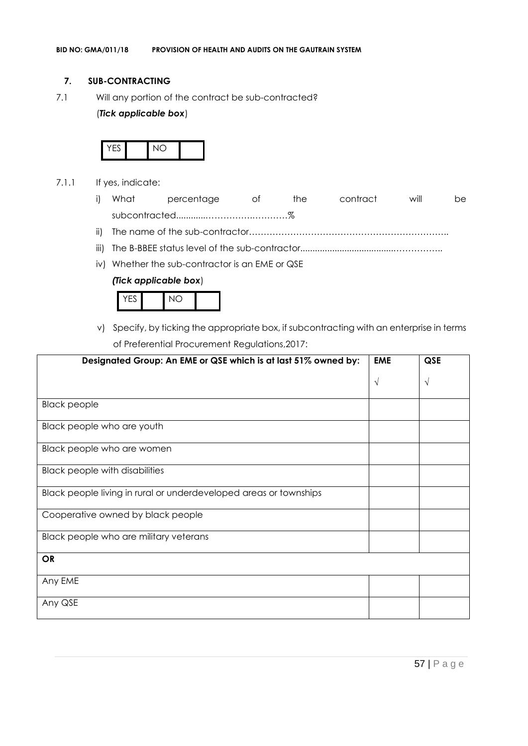## 7. SUB-CONTRACTING

7.1 Will any portion of the contract be sub-contracted?

(*Tick applicable box*)

| YES | | NO | |
|---|---|---|---|

7.1.1 If yes, indicate:

i) What percentage of the contract will be subcontracted............…………….………%

ii) The name of the sub-contractor…………………………………………………………..

iii) The B-BBEE status level of the sub-contractor......................................……………..

iv) Whether the sub-contractor is an EME or QSE

***(Tick applicable box***)

| YES | | NO | |
|---|---|---|---|

v) Specify, by ticking the appropriate box, if subcontracting with an enterprise in terms of Preferential Procurement Regulations,2017:

| Designated Group: An EME or QSE which is at last 51% owned by: | EME | QSE |
|---|---|---|
| | √ | √ |
| Black people | | |
| Black people who are youth | | |
| Black people who are women | | |
| Black people with disabilities | | |
| Black people living in rural or underdeveloped areas or townships | | |
| Cooperative owned by black people | | |
| Black people who are military veterans | | |
| **OR** | | |
| Any EME | | |
| Any QSE | | |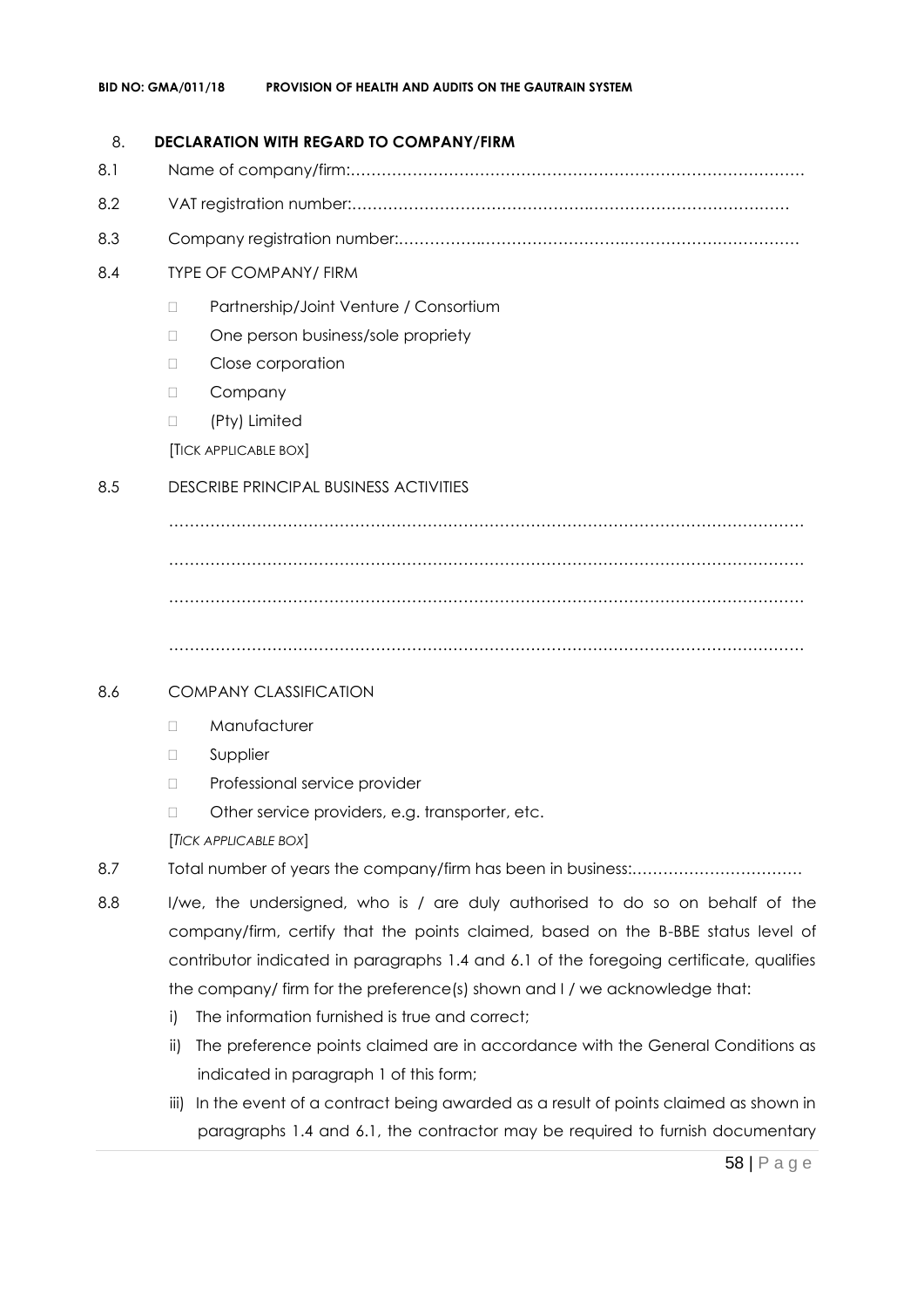## 8. DECLARATION WITH REGARD TO COMPANY/FIRM

8.1 Name of company/firm:…………………………………………………………………………….

8.2 VAT registration number:……………………………………….…………………………………

8.3 Company registration number:…………….……………………….…………………………….

8.4 TYPE OF COMPANY/ FIRM

- Partnership/Joint Venture / Consortium
- One person business/sole propriety
- Close corporation
- Company
- (Pty) Limited

[TICK APPLICABLE BOX]

8.5 DESCRIBE PRINCIPAL BUSINESS ACTIVITIES

……………………………………………………………………………………………………………

……………………………………………………………………………………………………………

……………………………………………………………………………………………………………

……………………………………………………………………………………………………………

8.6 COMPANY CLASSIFICATION

- Manufacturer
- Supplier
- Professional service provider
- Other service providers, e.g. transporter, etc.

[*TICK APPLICABLE BOX*]

8.7 Total number of years the company/firm has been in business:……………………………

8.8 I/we, the undersigned, who is / are duly authorised to do so on behalf of the company/firm, certify that the points claimed, based on the B-BBE status level of contributor indicated in paragraphs 1.4 and 6.1 of the foregoing certificate, qualifies the company/ firm for the preference(s) shown and I / we acknowledge that:

i) The information furnished is true and correct;

ii) The preference points claimed are in accordance with the General Conditions as indicated in paragraph 1 of this form;

iii) In the event of a contract being awarded as a result of points claimed as shown in paragraphs 1.4 and 6.1, the contractor may be required to furnish documentary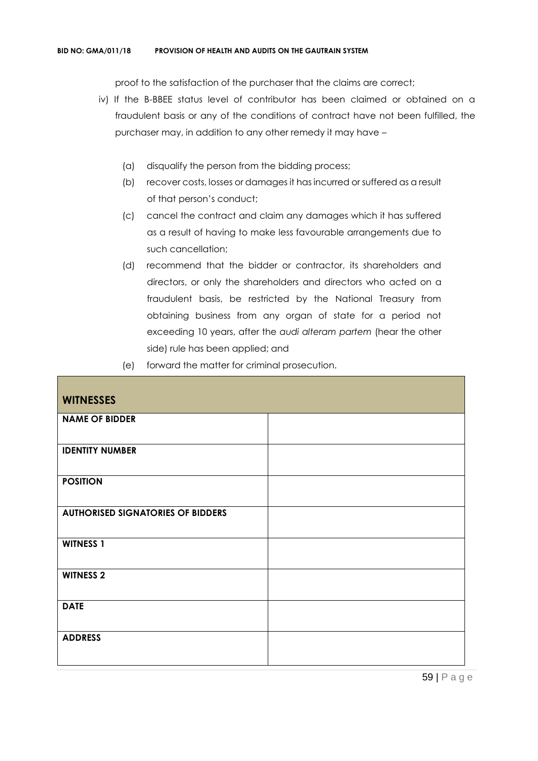proof to the satisfaction of the purchaser that the claims are correct;

iv) If the B-BBEE status level of contributor has been claimed or obtained on a fraudulent basis or any of the conditions of contract have not been fulfilled, the purchaser may, in addition to any other remedy it may have –

   (a) disqualify the person from the bidding process;

   (b) recover costs, losses or damages it has incurred or suffered as a result of that person's conduct;

   (c) cancel the contract and claim any damages which it has suffered as a result of having to make less favourable arrangements due to such cancellation;

   (d) recommend that the bidder or contractor, its shareholders and directors, or only the shareholders and directors who acted on a fraudulent basis, be restricted by the National Treasury from obtaining business from any organ of state for a period not exceeding 10 years, after the *audi alteram partem* (hear the other side) rule has been applied; and

   (e) forward the matter for criminal prosecution.

| **WITNESSES** | |
|---|---|
| **NAME OF BIDDER** | |
| **IDENTITY NUMBER** | |
| **POSITION** | |
| **AUTHORISED SIGNATORIES OF BIDDERS** | |
| **WITNESS 1** | |
| **WITNESS 2** | |
| **DATE** | |
| **ADDRESS** | |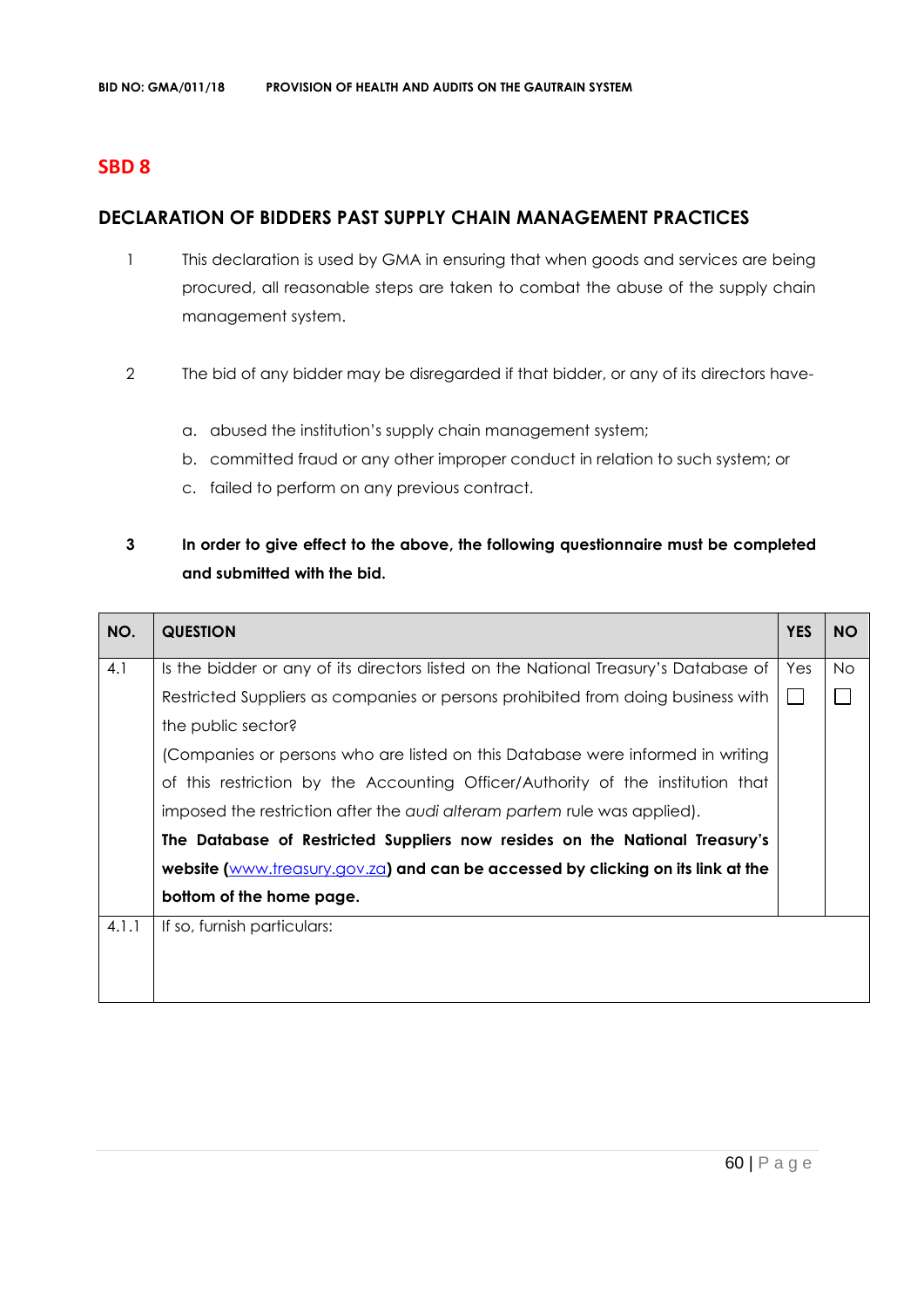## SBD 8

## DECLARATION OF BIDDERS PAST SUPPLY CHAIN MANAGEMENT PRACTICES

1 This declaration is used by GMA in ensuring that when goods and services are being procured, all reasonable steps are taken to combat the abuse of the supply chain management system.

2 The bid of any bidder may be disregarded if that bidder, or any of its directors have-

a. abused the institution's supply chain management system;
b. committed fraud or any other improper conduct in relation to such system; or
c. failed to perform on any previous contract.

**3 In order to give effect to the above, the following questionnaire must be completed and submitted with the bid.**

| NO. | QUESTION | YES | NO |
|---|---|---|---|
| 4.1 | Is the bidder or any of its directors listed on the National Treasury's Database of Restricted Suppliers as companies or persons prohibited from doing business with the public sector? (Companies or persons who are listed on this Database were informed in writing of this restriction by the Accounting Officer/Authority of the institution that imposed the restriction after the *audi alteram partem* rule was applied). **The Database of Restricted Suppliers now resides on the National Treasury's website (www.treasury.gov.za) and can be accessed by clicking on its link at the bottom of the home page.** | Yes ☐ | No ☐ |
| 4.1.1 | If so, furnish particulars: | | |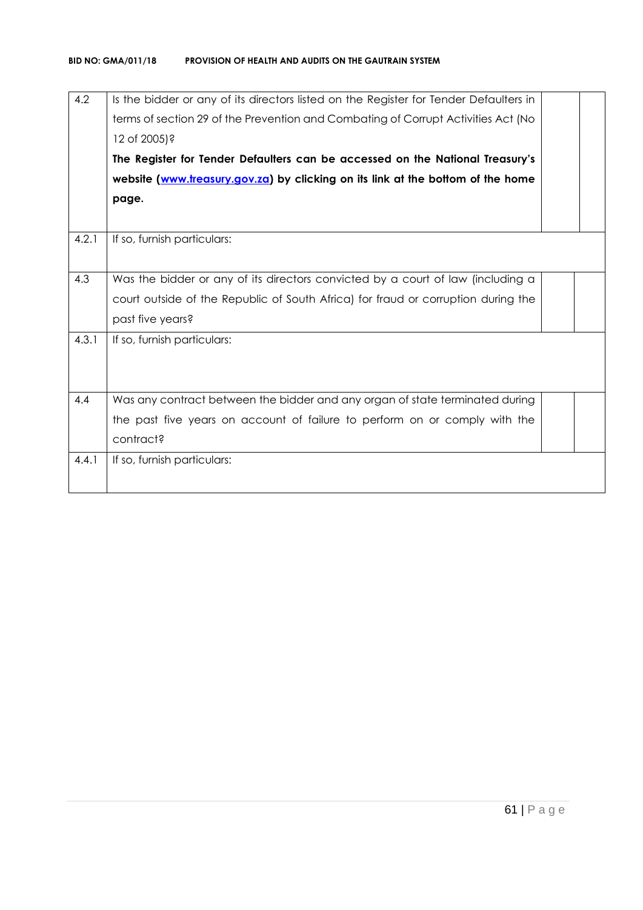| | | | |
|---|---|---|---|
| 4.2 | Is the bidder or any of its directors listed on the Register for Tender Defaulters in terms of section 29 of the Prevention and Combating of Corrupt Activities Act (No 12 of 2005)?<br>**The Register for Tender Defaulters can be accessed on the National Treasury's website ([www.treasury.gov.za](http://www.treasury.gov.za)) by clicking on its link at the bottom of the home page.** | | |
| 4.2.1 | If so, furnish particulars: | | |
| 4.3 | Was the bidder or any of its directors convicted by a court of law (including a court outside of the Republic of South Africa) for fraud or corruption during the past five years? | | |
| 4.3.1 | If so, furnish particulars: | | |
| 4.4 | Was any contract between the bidder and any organ of state terminated during the past five years on account of failure to perform on or comply with the contract? | | |
| 4.4.1 | If so, furnish particulars: | | |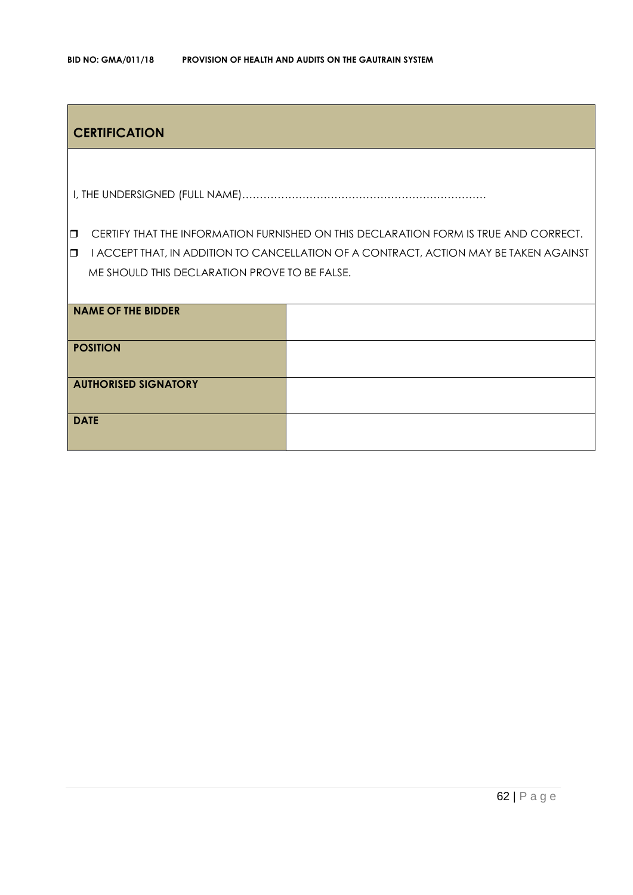## CERTIFICATION

I, THE UNDERSIGNED (FULL NAME)…………………………………………………………………

- ☐ CERTIFY THAT THE INFORMATION FURNISHED ON THIS DECLARATION FORM IS TRUE AND CORRECT.
- ☐ I ACCEPT THAT, IN ADDITION TO CANCELLATION OF A CONTRACT, ACTION MAY BE TAKEN AGAINST ME SHOULD THIS DECLARATION PROVE TO BE FALSE.

| | |
|---|---|
| **NAME OF THE BIDDER** | |
| **POSITION** | |
| **AUTHORISED SIGNATORY** | |
| **DATE** | |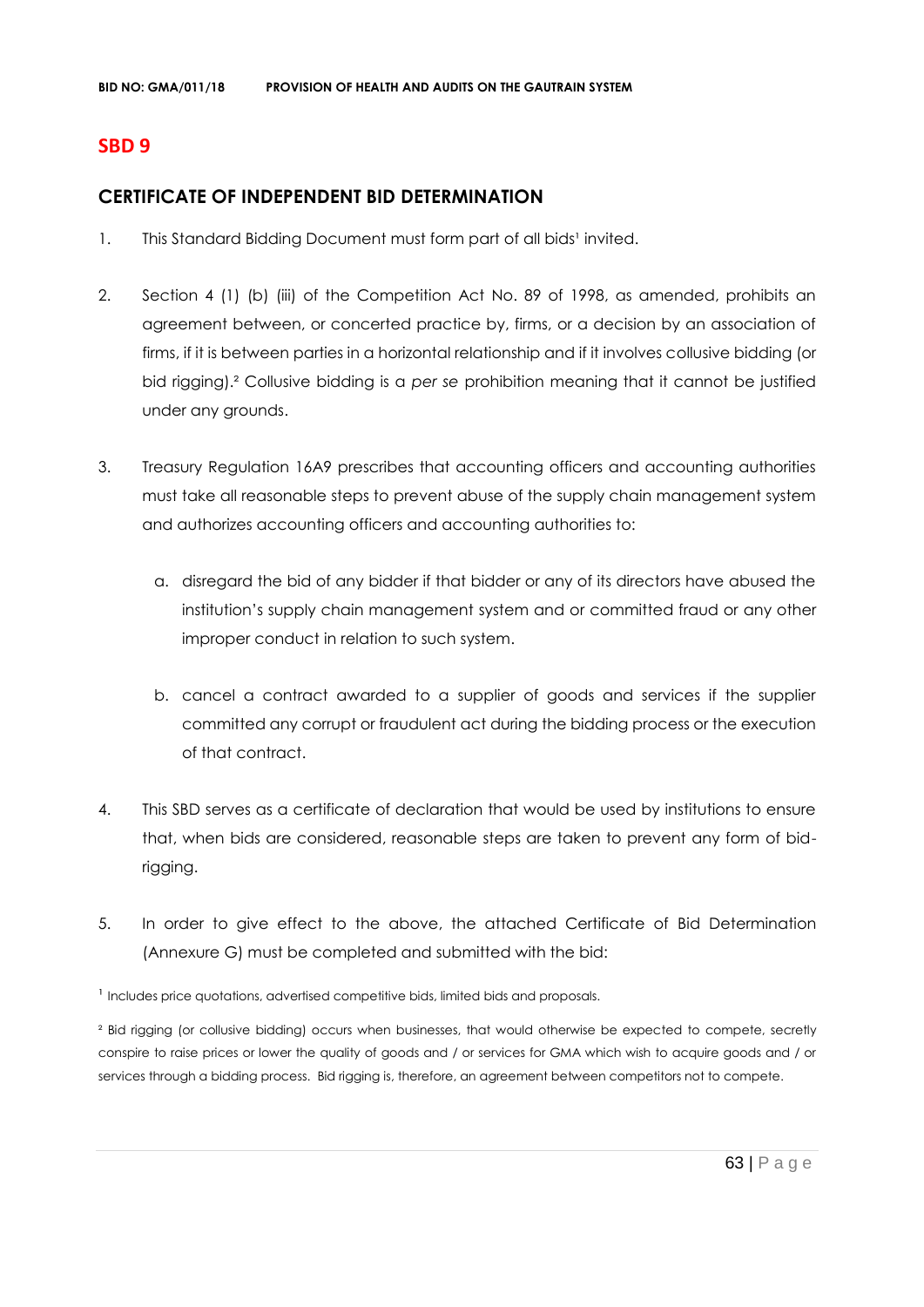## SBD 9

### CERTIFICATE OF INDEPENDENT BID DETERMINATION

1. This Standard Bidding Document must form part of all bids[1] invited.

2. Section 4 (1) (b) (iii) of the Competition Act No. 89 of 1998, as amended, prohibits an agreement between, or concerted practice by, firms, or a decision by an association of firms, if it is between parties in a horizontal relationship and if it involves collusive bidding (or bid rigging).[2] Collusive bidding is a *per se* prohibition meaning that it cannot be justified under any grounds.

3. Treasury Regulation 16A9 prescribes that accounting officers and accounting authorities must take all reasonable steps to prevent abuse of the supply chain management system and authorizes accounting officers and accounting authorities to:

   a. disregard the bid of any bidder if that bidder or any of its directors have abused the institution's supply chain management system and or committed fraud or any other improper conduct in relation to such system.

   b. cancel a contract awarded to a supplier of goods and services if the supplier committed any corrupt or fraudulent act during the bidding process or the execution of that contract.

4. This SBD serves as a certificate of declaration that would be used by institutions to ensure that, when bids are considered, reasonable steps are taken to prevent any form of bid-rigging.

5. In order to give effect to the above, the attached Certificate of Bid Determination (Annexure G) must be completed and submitted with the bid:

[1] Includes price quotations, advertised competitive bids, limited bids and proposals.

[2] Bid rigging (or collusive bidding) occurs when businesses, that would otherwise be expected to compete, secretly conspire to raise prices or lower the quality of goods and / or services for GMA which wish to acquire goods and / or services through a bidding process. Bid rigging is, therefore, an agreement between competitors not to compete.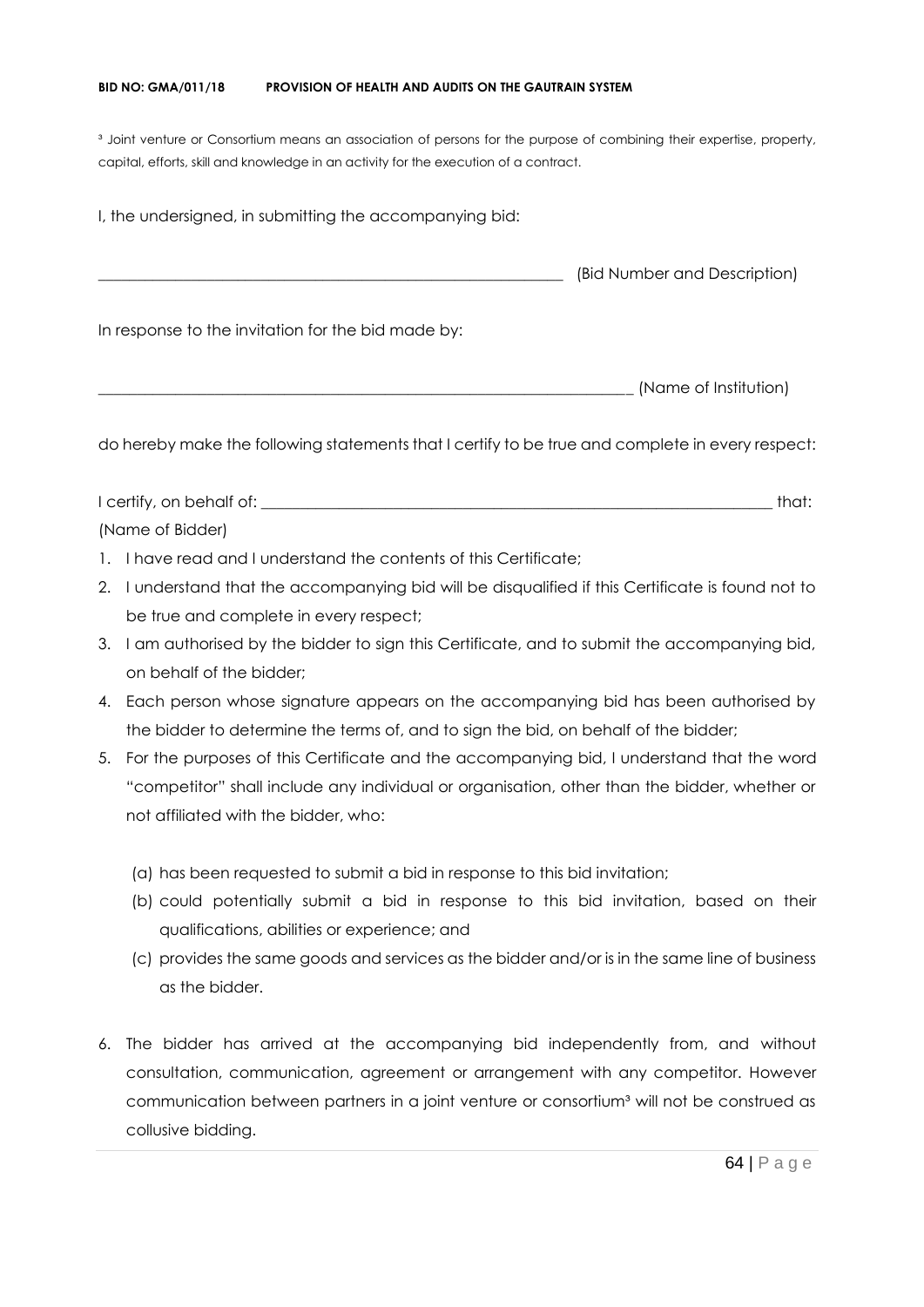[3] Joint venture or Consortium means an association of persons for the purpose of combining their expertise, property, capital, efforts, skill and knowledge in an activity for the execution of a contract.

I, the undersigned, in submitting the accompanying bid:

_____________________________________________________________ (Bid Number and Description)

In response to the invitation for the bid made by:

______________________________________________________________________ (Name of Institution)

do hereby make the following statements that I certify to be true and complete in every respect:

I certify, on behalf of: ___________________________________________________________________ that:
(Name of Bidder)

1. I have read and I understand the contents of this Certificate;
2. I understand that the accompanying bid will be disqualified if this Certificate is found not to be true and complete in every respect;
3. I am authorised by the bidder to sign this Certificate, and to submit the accompanying bid, on behalf of the bidder;
4. Each person whose signature appears on the accompanying bid has been authorised by the bidder to determine the terms of, and to sign the bid, on behalf of the bidder;
5. For the purposes of this Certificate and the accompanying bid, I understand that the word "competitor" shall include any individual or organisation, other than the bidder, whether or not affiliated with the bidder, who:

   (a) has been requested to submit a bid in response to this bid invitation;
   (b) could potentially submit a bid in response to this bid invitation, based on their qualifications, abilities or experience; and
   (c) provides the same goods and services as the bidder and/or is in the same line of business as the bidder.

6. The bidder has arrived at the accompanying bid independently from, and without consultation, communication, agreement or arrangement with any competitor. However communication between partners in a joint venture or consortium[3] will not be construed as collusive bidding.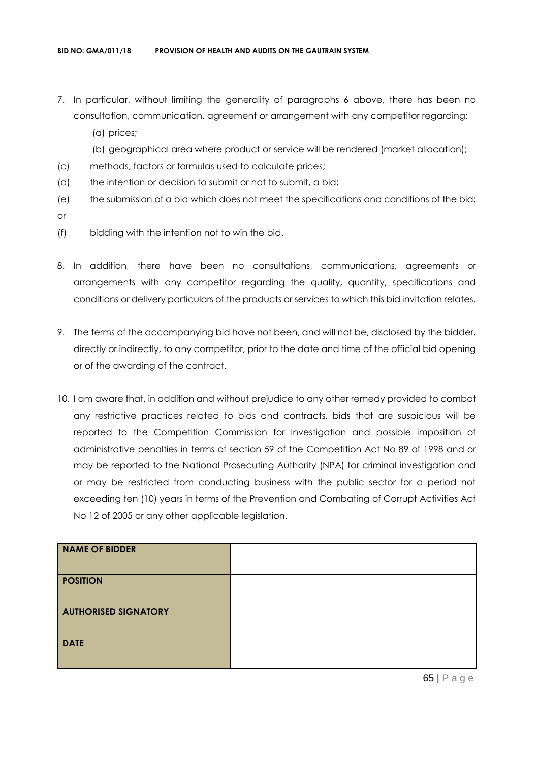7. In particular, without limiting the generality of paragraphs 6 above, there has been no consultation, communication, agreement or arrangement with any competitor regarding:
   (a) prices;
   (b) geographical area where product or service will be rendered (market allocation);
   (c) methods, factors or formulas used to calculate prices;
   (d) the intention or decision to submit or not to submit, a bid;
   (e) the submission of a bid which does not meet the specifications and conditions of the bid; or
   (f) bidding with the intention not to win the bid.

8. In addition, there have been no consultations, communications, agreements or arrangements with any competitor regarding the quality, quantity, specifications and conditions or delivery particulars of the products or services to which this bid invitation relates.

9. The terms of the accompanying bid have not been, and will not be, disclosed by the bidder, directly or indirectly, to any competitor, prior to the date and time of the official bid opening or of the awarding of the contract.

10. I am aware that, in addition and without prejudice to any other remedy provided to combat any restrictive practices related to bids and contracts, bids that are suspicious will be reported to the Competition Commission for investigation and possible imposition of administrative penalties in terms of section 59 of the Competition Act No 89 of 1998 and or may be reported to the National Prosecuting Authority (NPA) for criminal investigation and or may be restricted from conducting business with the public sector for a period not exceeding ten (10) years in terms of the Prevention and Combating of Corrupt Activities Act No 12 of 2005 or any other applicable legislation.

| | |
|---|---|
| **NAME OF BIDDER** | |
| **POSITION** | |
| **AUTHORISED SIGNATORY** | |
| **DATE** | |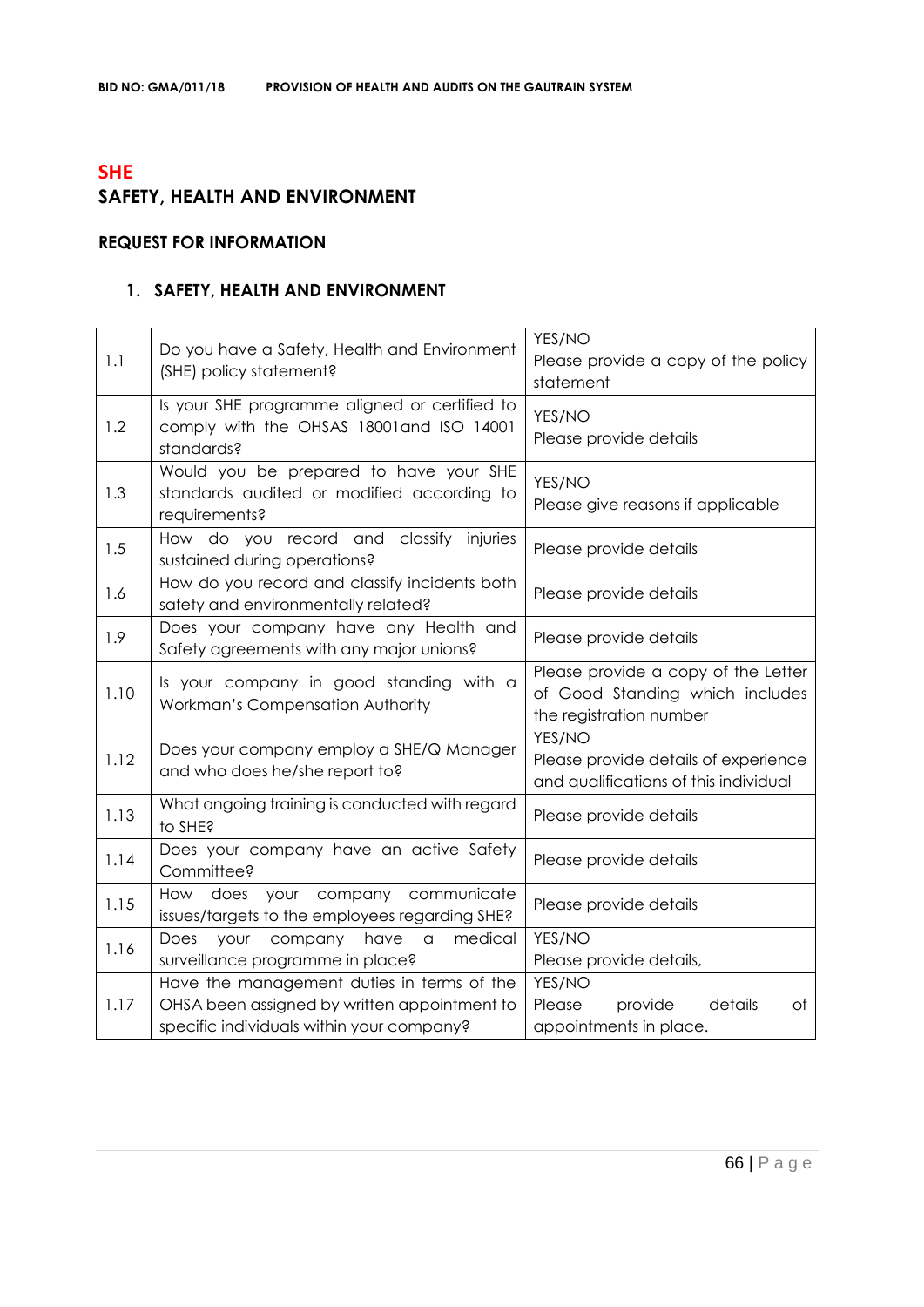## SHE

## SAFETY, HEALTH AND ENVIRONMENT

### REQUEST FOR INFORMATION

### 1. SAFETY, HEALTH AND ENVIRONMENT

| | | |
|---|---|---|
| 1.1 | Do you have a Safety, Health and Environment (SHE) policy statement? | YES/NO<br>Please provide a copy of the policy statement |
| 1.2 | Is your SHE programme aligned or certified to comply with the OHSAS 18001and ISO 14001 standards? | YES/NO<br>Please provide details |
| 1.3 | Would you be prepared to have your SHE standards audited or modified according to requirements? | YES/NO<br>Please give reasons if applicable |
| 1.5 | How do you record and classify injuries sustained during operations? | Please provide details |
| 1.6 | How do you record and classify incidents both safety and environmentally related? | Please provide details |
| 1.9 | Does your company have any Health and Safety agreements with any major unions? | Please provide details |
| 1.10 | Is your company in good standing with a Workman's Compensation Authority | Please provide a copy of the Letter of Good Standing which includes the registration number |
| 1.12 | Does your company employ a SHE/Q Manager and who does he/she report to? | YES/NO<br>Please provide details of experience and qualifications of this individual |
| 1.13 | What ongoing training is conducted with regard to SHE? | Please provide details |
| 1.14 | Does your company have an active Safety Committee? | Please provide details |
| 1.15 | How does your company communicate issues/targets to the employees regarding SHE? | Please provide details |
| 1.16 | Does your company have a medical surveillance programme in place? | YES/NO<br>Please provide details, |
| 1.17 | Have the management duties in terms of the OHSA been assigned by written appointment to specific individuals within your company? | YES/NO<br>Please provide details of appointments in place. |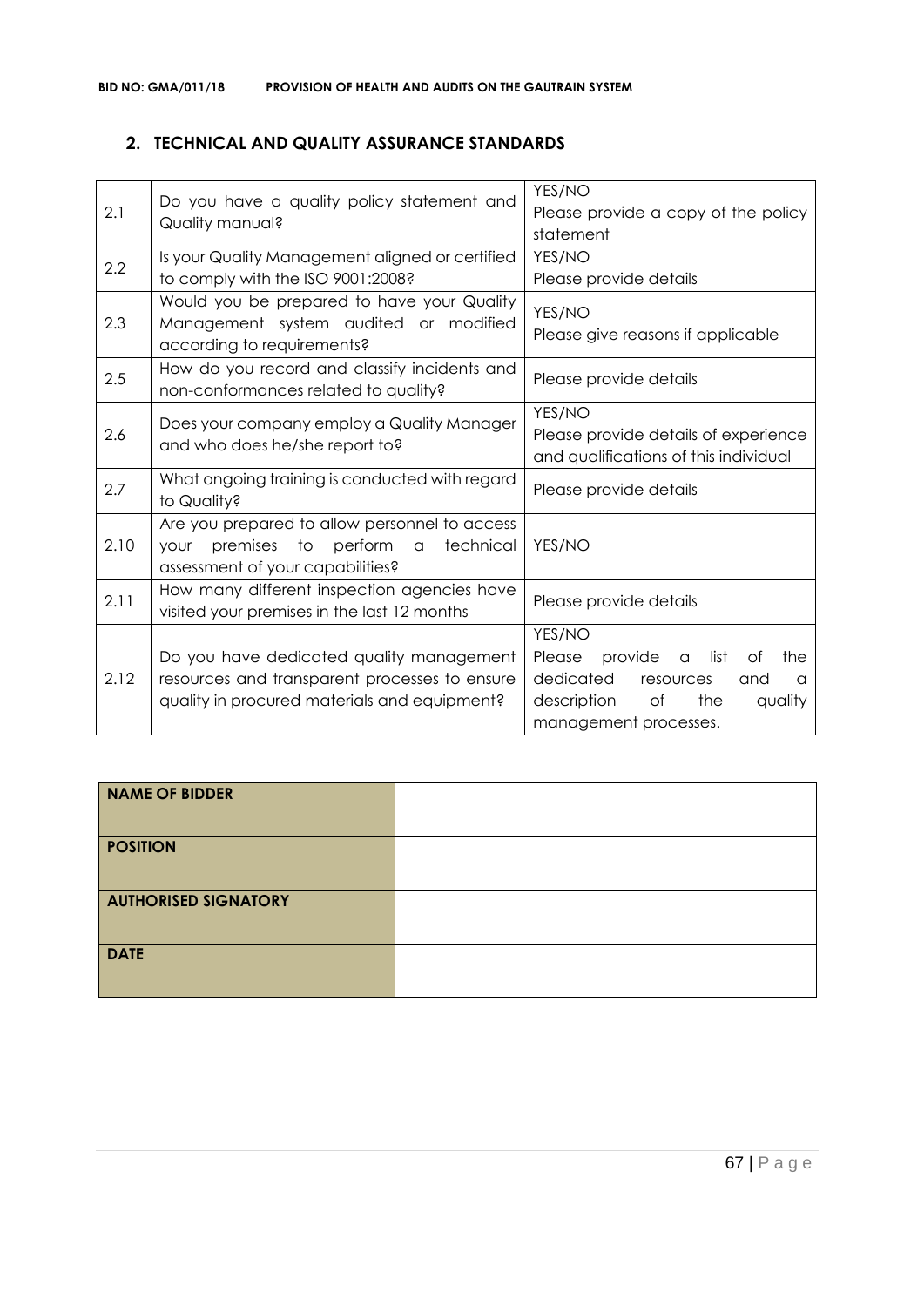## 2. TECHNICAL AND QUALITY ASSURANCE STANDARDS

| | | |
|---|---|---|
| 2.1 | Do you have a quality policy statement and Quality manual? | YES/NO<br>Please provide a copy of the policy statement |
| 2.2 | Is your Quality Management aligned or certified to comply with the ISO 9001:2008? | YES/NO<br>Please provide details |
| 2.3 | Would you be prepared to have your Quality Management system audited or modified according to requirements? | YES/NO<br>Please give reasons if applicable |
| 2.5 | How do you record and classify incidents and non-conformances related to quality? | Please provide details |
| 2.6 | Does your company employ a Quality Manager and who does he/she report to? | YES/NO<br>Please provide details of experience and qualifications of this individual |
| 2.7 | What ongoing training is conducted with regard to Quality? | Please provide details |
| 2.10 | Are you prepared to allow personnel to access your premises to perform a technical assessment of your capabilities? | YES/NO |
| 2.11 | How many different inspection agencies have visited your premises in the last 12 months | Please provide details |
| 2.12 | Do you have dedicated quality management resources and transparent processes to ensure quality in procured materials and equipment? | YES/NO<br>Please provide a list of the dedicated resources and a description of the quality management processes. |

| | |
|---|---|
| **NAME OF BIDDER** | |
| **POSITION** | |
| **AUTHORISED SIGNATORY** | |
| **DATE** | |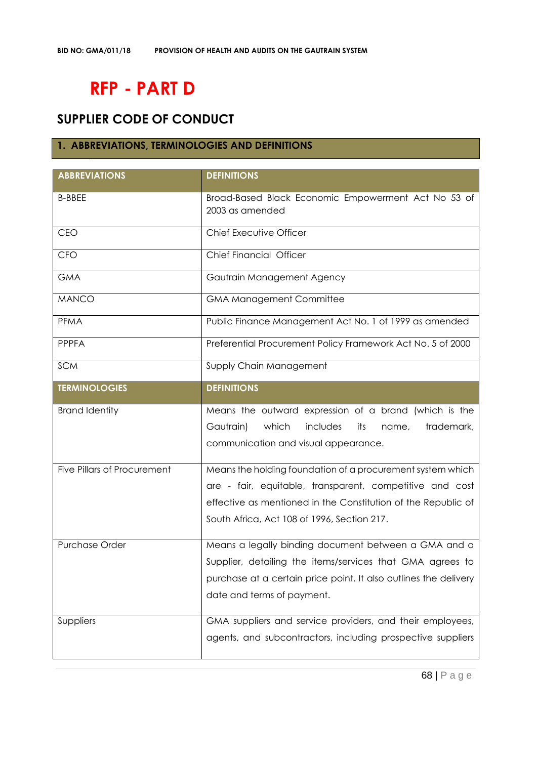# RFP - PART D

## SUPPLIER CODE OF CONDUCT

### 1. ABBREVIATIONS, TERMINOLOGIES AND DEFINITIONS

| ABBREVIATIONS | DEFINITIONS |
|---|---|
| B-BBEE | Broad-Based Black Economic Empowerment Act No 53 of 2003 as amended |
| CEO | Chief Executive Officer |
| CFO | Chief Financial Officer |
| GMA | Gautrain Management Agency |
| MANCO | GMA Management Committee |
| PFMA | Public Finance Management Act No. 1 of 1999 as amended |
| PPPFA | Preferential Procurement Policy Framework Act No. 5 of 2000 |
| SCM | Supply Chain Management |
| **TERMINOLOGIES** | **DEFINITIONS** |
| Brand Identity | Means the outward expression of a brand (which is the Gautrain) which includes its name, trademark, communication and visual appearance. |
| Five Pillars of Procurement | Means the holding foundation of a procurement system which are - fair, equitable, transparent, competitive and cost effective as mentioned in the Constitution of the Republic of South Africa, Act 108 of 1996, Section 217. |
| Purchase Order | Means a legally binding document between a GMA and a Supplier, detailing the items/services that GMA agrees to purchase at a certain price point. It also outlines the delivery date and terms of payment. |
| Suppliers | GMA suppliers and service providers, and their employees, agents, and subcontractors, including prospective suppliers |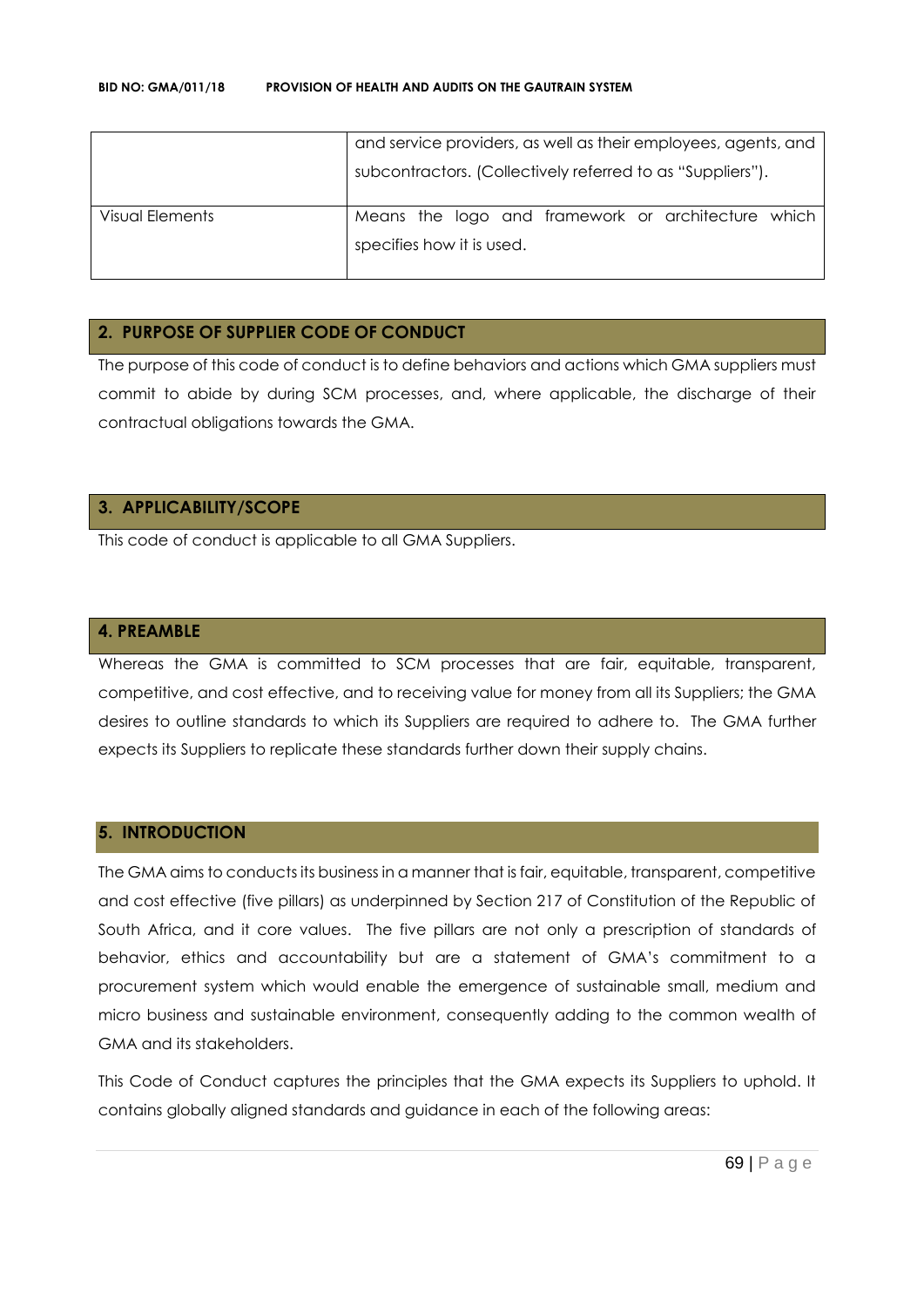|  |  |
|---|---|
|  | and service providers, as well as their employees, agents, and subcontractors. (Collectively referred to as "Suppliers"). |
| Visual Elements | Means the logo and framework or architecture which specifies how it is used. |

## 2. PURPOSE OF SUPPLIER CODE OF CONDUCT

The purpose of this code of conduct is to define behaviors and actions which GMA suppliers must commit to abide by during SCM processes, and, where applicable, the discharge of their contractual obligations towards the GMA.

## 3. APPLICABILITY/SCOPE

This code of conduct is applicable to all GMA Suppliers.

## 4. PREAMBLE

Whereas the GMA is committed to SCM processes that are fair, equitable, transparent, competitive, and cost effective, and to receiving value for money from all its Suppliers; the GMA desires to outline standards to which its Suppliers are required to adhere to. The GMA further expects its Suppliers to replicate these standards further down their supply chains.

## 5. INTRODUCTION

The GMA aims to conducts its business in a manner that is fair, equitable, transparent, competitive and cost effective (five pillars) as underpinned by Section 217 of Constitution of the Republic of South Africa, and it core values. The five pillars are not only a prescription of standards of behavior, ethics and accountability but are a statement of GMA's commitment to a procurement system which would enable the emergence of sustainable small, medium and micro business and sustainable environment, consequently adding to the common wealth of GMA and its stakeholders.

This Code of Conduct captures the principles that the GMA expects its Suppliers to uphold. It contains globally aligned standards and guidance in each of the following areas: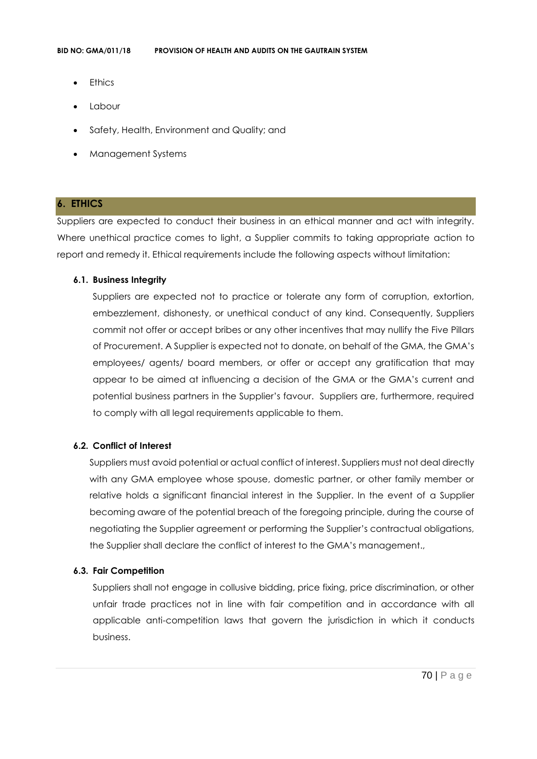- Ethics
- Labour
- Safety, Health, Environment and Quality; and
- Management Systems

## 6. ETHICS

Suppliers are expected to conduct their business in an ethical manner and act with integrity. Where unethical practice comes to light, a Supplier commits to taking appropriate action to report and remedy it. Ethical requirements include the following aspects without limitation:

### 6.1. Business Integrity

Suppliers are expected not to practice or tolerate any form of corruption, extortion, embezzlement, dishonesty, or unethical conduct of any kind. Consequently, Suppliers commit not offer or accept bribes or any other incentives that may nullify the Five Pillars of Procurement. A Supplier is expected not to donate, on behalf of the GMA, the GMA's employees/ agents/ board members, or offer or accept any gratification that may appear to be aimed at influencing a decision of the GMA or the GMA's current and potential business partners in the Supplier's favour. Suppliers are, furthermore, required to comply with all legal requirements applicable to them.

### 6.2. Conflict of Interest

Suppliers must avoid potential or actual conflict of interest. Suppliers must not deal directly with any GMA employee whose spouse, domestic partner, or other family member or relative holds a significant financial interest in the Supplier. In the event of a Supplier becoming aware of the potential breach of the foregoing principle, during the course of negotiating the Supplier agreement or performing the Supplier's contractual obligations, the Supplier shall declare the conflict of interest to the GMA's management.,

### 6.3. Fair Competition

Suppliers shall not engage in collusive bidding, price fixing, price discrimination, or other unfair trade practices not in line with fair competition and in accordance with all applicable anti-competition laws that govern the jurisdiction in which it conducts business.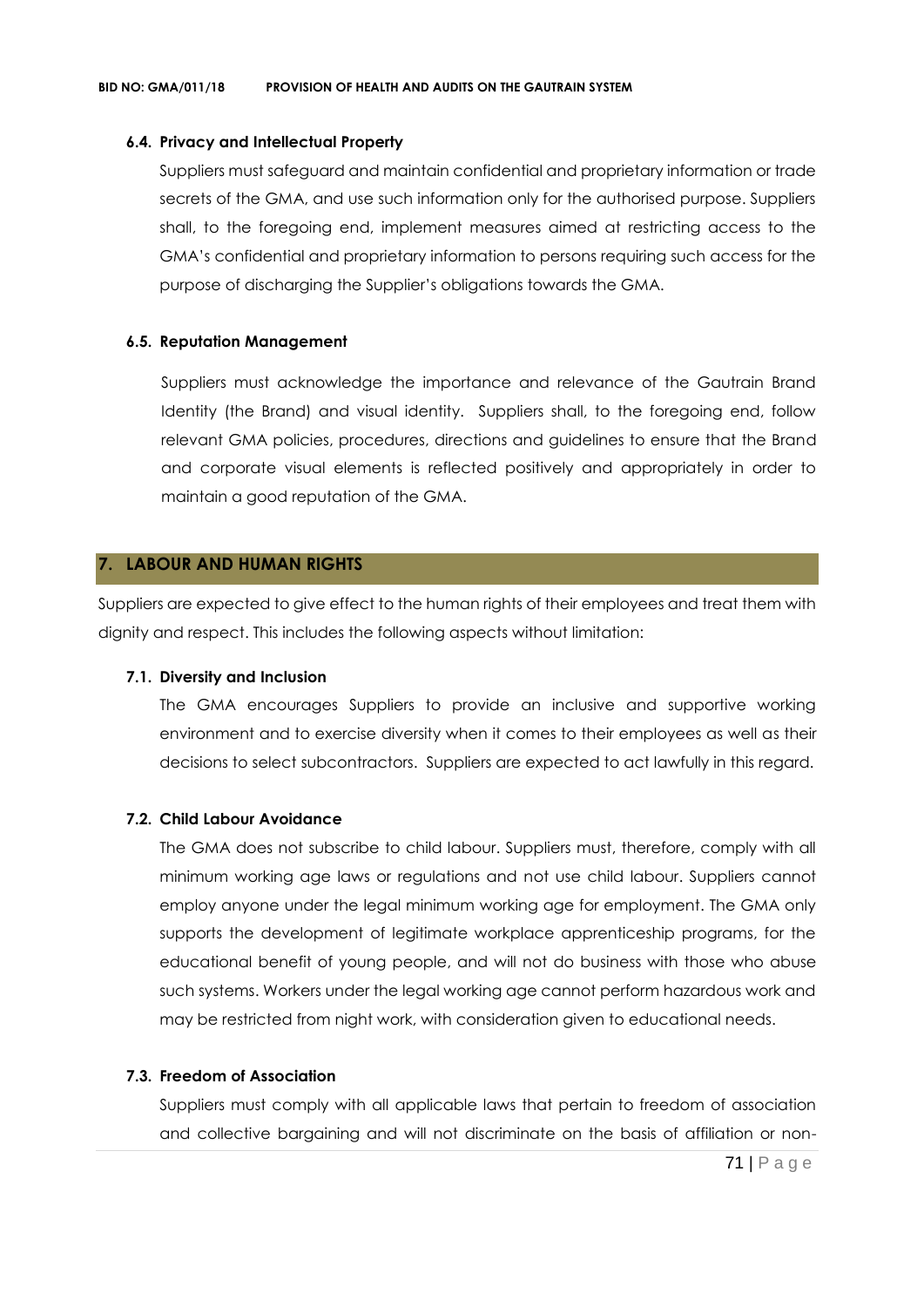### 6.4. Privacy and Intellectual Property

Suppliers must safeguard and maintain confidential and proprietary information or trade secrets of the GMA, and use such information only for the authorised purpose. Suppliers shall, to the foregoing end, implement measures aimed at restricting access to the GMA's confidential and proprietary information to persons requiring such access for the purpose of discharging the Supplier's obligations towards the GMA.

### 6.5. Reputation Management

Suppliers must acknowledge the importance and relevance of the Gautrain Brand Identity (the Brand) and visual identity. Suppliers shall, to the foregoing end, follow relevant GMA policies, procedures, directions and guidelines to ensure that the Brand and corporate visual elements is reflected positively and appropriately in order to maintain a good reputation of the GMA.

## 7. LABOUR AND HUMAN RIGHTS

Suppliers are expected to give effect to the human rights of their employees and treat them with dignity and respect. This includes the following aspects without limitation:

### 7.1. Diversity and Inclusion

The GMA encourages Suppliers to provide an inclusive and supportive working environment and to exercise diversity when it comes to their employees as well as their decisions to select subcontractors. Suppliers are expected to act lawfully in this regard.

### 7.2. Child Labour Avoidance

The GMA does not subscribe to child labour. Suppliers must, therefore, comply with all minimum working age laws or regulations and not use child labour. Suppliers cannot employ anyone under the legal minimum working age for employment. The GMA only supports the development of legitimate workplace apprenticeship programs, for the educational benefit of young people, and will not do business with those who abuse such systems. Workers under the legal working age cannot perform hazardous work and may be restricted from night work, with consideration given to educational needs.

### 7.3. Freedom of Association

Suppliers must comply with all applicable laws that pertain to freedom of association and collective bargaining and will not discriminate on the basis of affiliation or non-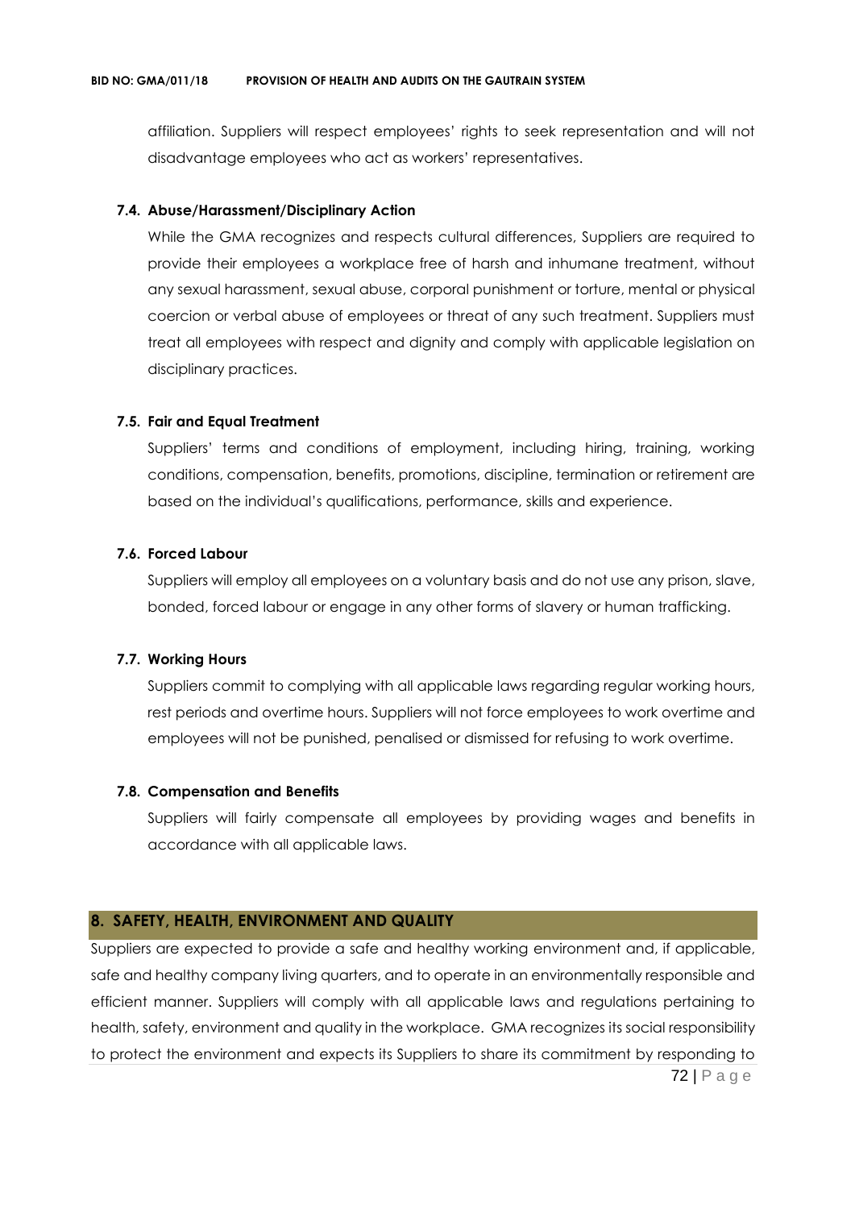affiliation. Suppliers will respect employees' rights to seek representation and will not disadvantage employees who act as workers' representatives.

### 7.4. Abuse/Harassment/Disciplinary Action

While the GMA recognizes and respects cultural differences, Suppliers are required to provide their employees a workplace free of harsh and inhumane treatment, without any sexual harassment, sexual abuse, corporal punishment or torture, mental or physical coercion or verbal abuse of employees or threat of any such treatment. Suppliers must treat all employees with respect and dignity and comply with applicable legislation on disciplinary practices.

### 7.5. Fair and Equal Treatment

Suppliers' terms and conditions of employment, including hiring, training, working conditions, compensation, benefits, promotions, discipline, termination or retirement are based on the individual's qualifications, performance, skills and experience.

### 7.6. Forced Labour

Suppliers will employ all employees on a voluntary basis and do not use any prison, slave, bonded, forced labour or engage in any other forms of slavery or human trafficking.

### 7.7. Working Hours

Suppliers commit to complying with all applicable laws regarding regular working hours, rest periods and overtime hours. Suppliers will not force employees to work overtime and employees will not be punished, penalised or dismissed for refusing to work overtime.

### 7.8. Compensation and Benefits

Suppliers will fairly compensate all employees by providing wages and benefits in accordance with all applicable laws.

## 8. SAFETY, HEALTH, ENVIRONMENT AND QUALITY

Suppliers are expected to provide a safe and healthy working environment and, if applicable, safe and healthy company living quarters, and to operate in an environmentally responsible and efficient manner. Suppliers will comply with all applicable laws and regulations pertaining to health, safety, environment and quality in the workplace. GMA recognizes its social responsibility to protect the environment and expects its Suppliers to share its commitment by responding to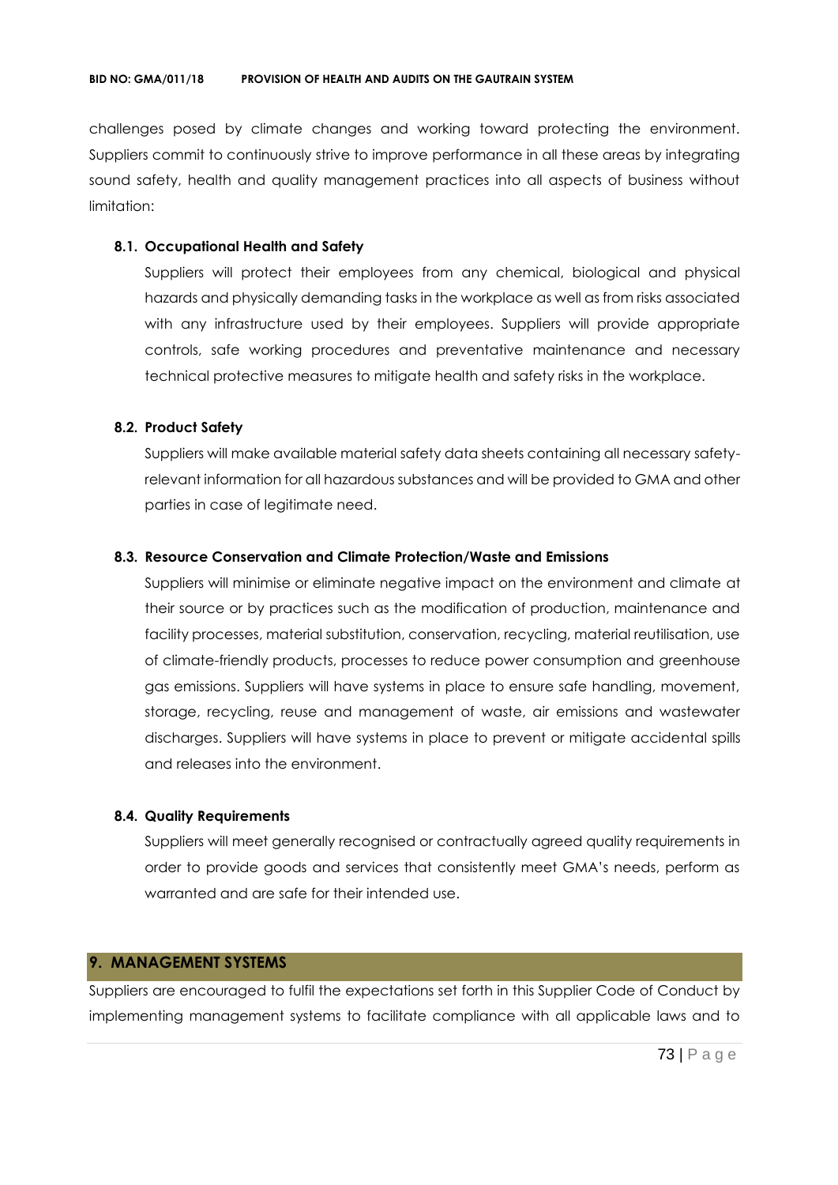challenges posed by climate changes and working toward protecting the environment. Suppliers commit to continuously strive to improve performance in all these areas by integrating sound safety, health and quality management practices into all aspects of business without limitation:

### 8.1. Occupational Health and Safety

Suppliers will protect their employees from any chemical, biological and physical hazards and physically demanding tasks in the workplace as well as from risks associated with any infrastructure used by their employees. Suppliers will provide appropriate controls, safe working procedures and preventative maintenance and necessary technical protective measures to mitigate health and safety risks in the workplace.

### 8.2. Product Safety

Suppliers will make available material safety data sheets containing all necessary safety-relevant information for all hazardous substances and will be provided to GMA and other parties in case of legitimate need.

### 8.3. Resource Conservation and Climate Protection/Waste and Emissions

Suppliers will minimise or eliminate negative impact on the environment and climate at their source or by practices such as the modification of production, maintenance and facility processes, material substitution, conservation, recycling, material reutilisation, use of climate-friendly products, processes to reduce power consumption and greenhouse gas emissions. Suppliers will have systems in place to ensure safe handling, movement, storage, recycling, reuse and management of waste, air emissions and wastewater discharges. Suppliers will have systems in place to prevent or mitigate accidental spills and releases into the environment.

### 8.4. Quality Requirements

Suppliers will meet generally recognised or contractually agreed quality requirements in order to provide goods and services that consistently meet GMA's needs, perform as warranted and are safe for their intended use.

## 9. MANAGEMENT SYSTEMS

Suppliers are encouraged to fulfil the expectations set forth in this Supplier Code of Conduct by implementing management systems to facilitate compliance with all applicable laws and to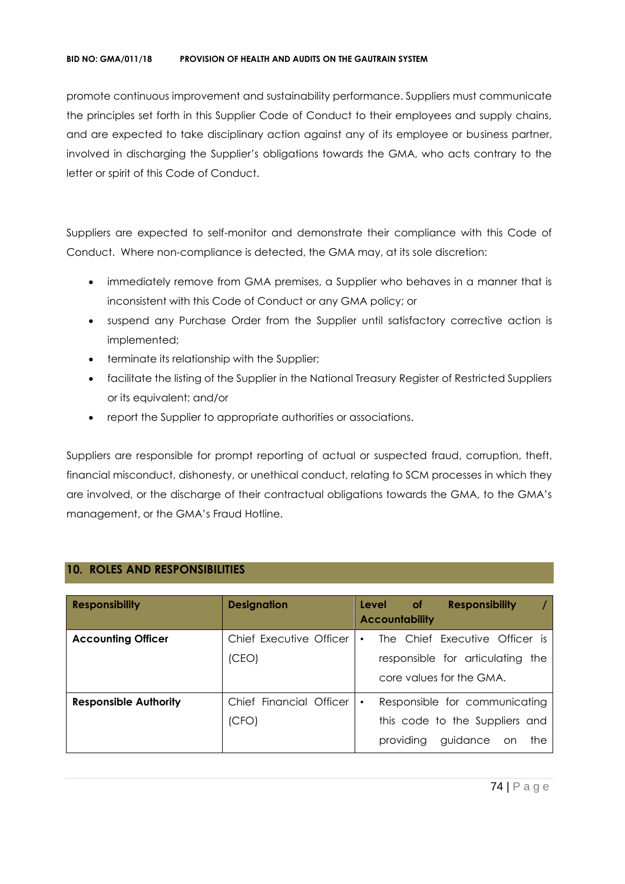promote continuous improvement and sustainability performance. Suppliers must communicate the principles set forth in this Supplier Code of Conduct to their employees and supply chains, and are expected to take disciplinary action against any of its employee or business partner, involved in discharging the Supplier's obligations towards the GMA, who acts contrary to the letter or spirit of this Code of Conduct.

Suppliers are expected to self-monitor and demonstrate their compliance with this Code of Conduct. Where non-compliance is detected, the GMA may, at its sole discretion:

- immediately remove from GMA premises, a Supplier who behaves in a manner that is inconsistent with this Code of Conduct or any GMA policy; or
- suspend any Purchase Order from the Supplier until satisfactory corrective action is implemented;
- terminate its relationship with the Supplier;
- facilitate the listing of the Supplier in the National Treasury Register of Restricted Suppliers or its equivalent; and/or
- report the Supplier to appropriate authorities or associations.

Suppliers are responsible for prompt reporting of actual or suspected fraud, corruption, theft, financial misconduct, dishonesty, or unethical conduct, relating to SCM processes in which they are involved, or the discharge of their contractual obligations towards the GMA, to the GMA's management, or the GMA's Fraud Hotline.

## 10. ROLES AND RESPONSIBILITIES

| Responsibility | Designation | Level of Responsibility / Accountability |
|---|---|---|
| **Accounting Officer** | Chief Executive Officer (CEO) | • The Chief Executive Officer is responsible for articulating the core values for the GMA. |
| **Responsible Authority** | Chief Financial Officer (CFO) | • Responsible for communicating this code to the Suppliers and providing guidance on the |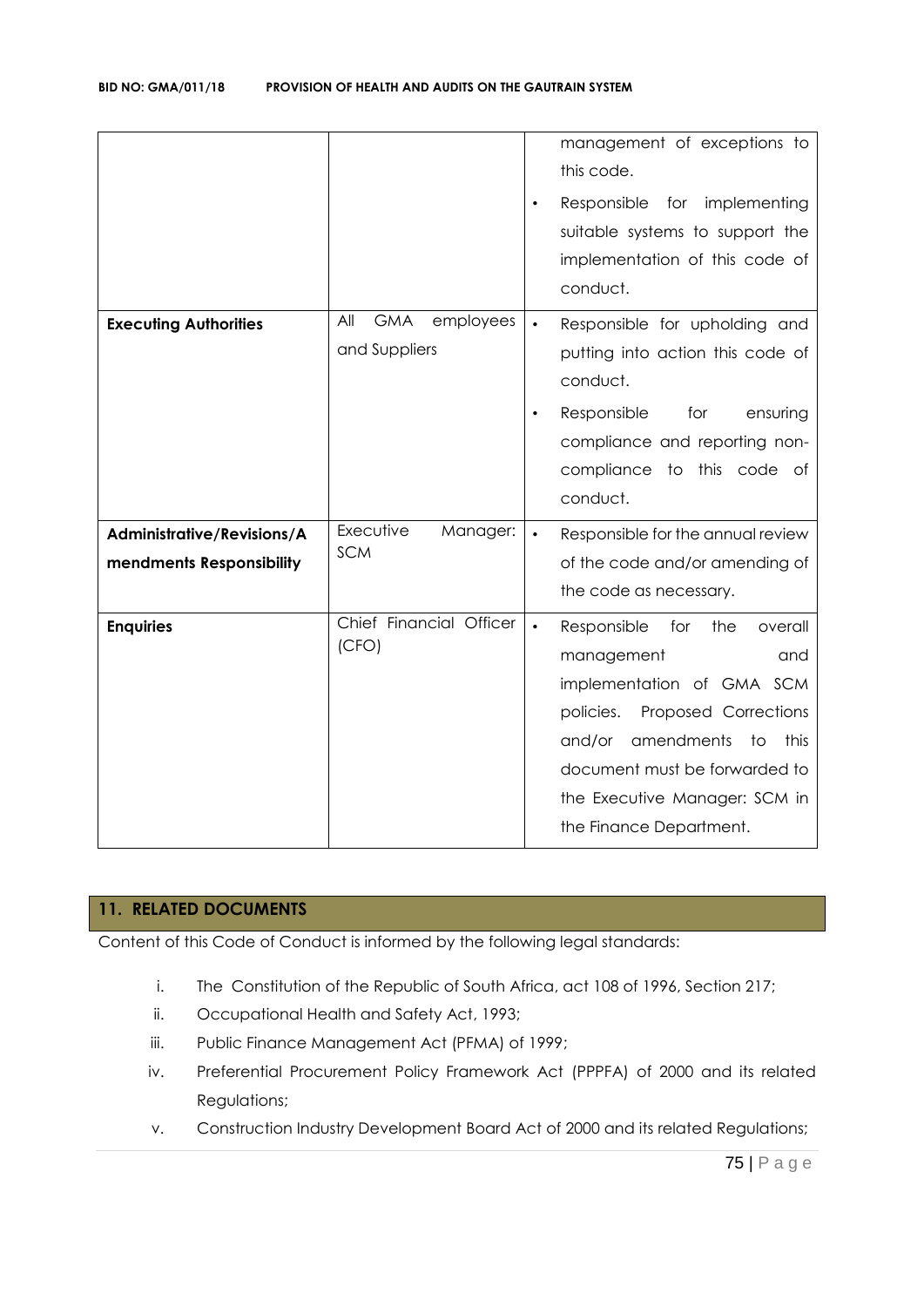| | | |
|---|---|---|
| | | management of exceptions to this code.<br>• Responsible for implementing suitable systems to support the implementation of this code of conduct. |
| **Executing Authorities** | All GMA employees and Suppliers | • Responsible for upholding and putting into action this code of conduct.<br>• Responsible for ensuring compliance and reporting non-compliance to this code of conduct. |
| **Administrative/Revisions/Amendments Responsibility** | Executive Manager: SCM | • Responsible for the annual review of the code and/or amending of the code as necessary. |
| **Enquiries** | Chief Financial Officer (CFO) | • Responsible for the overall management and implementation of GMA SCM policies. Proposed Corrections and/or amendments to this document must be forwarded to the Executive Manager: SCM in the Finance Department. |

## 11. RELATED DOCUMENTS

Content of this Code of Conduct is informed by the following legal standards:

i. The Constitution of the Republic of South Africa, act 108 of 1996, Section 217;

ii. Occupational Health and Safety Act, 1993;

iii. Public Finance Management Act (PFMA) of 1999;

iv. Preferential Procurement Policy Framework Act (PPPFA) of 2000 and its related Regulations;

v. Construction Industry Development Board Act of 2000 and its related Regulations;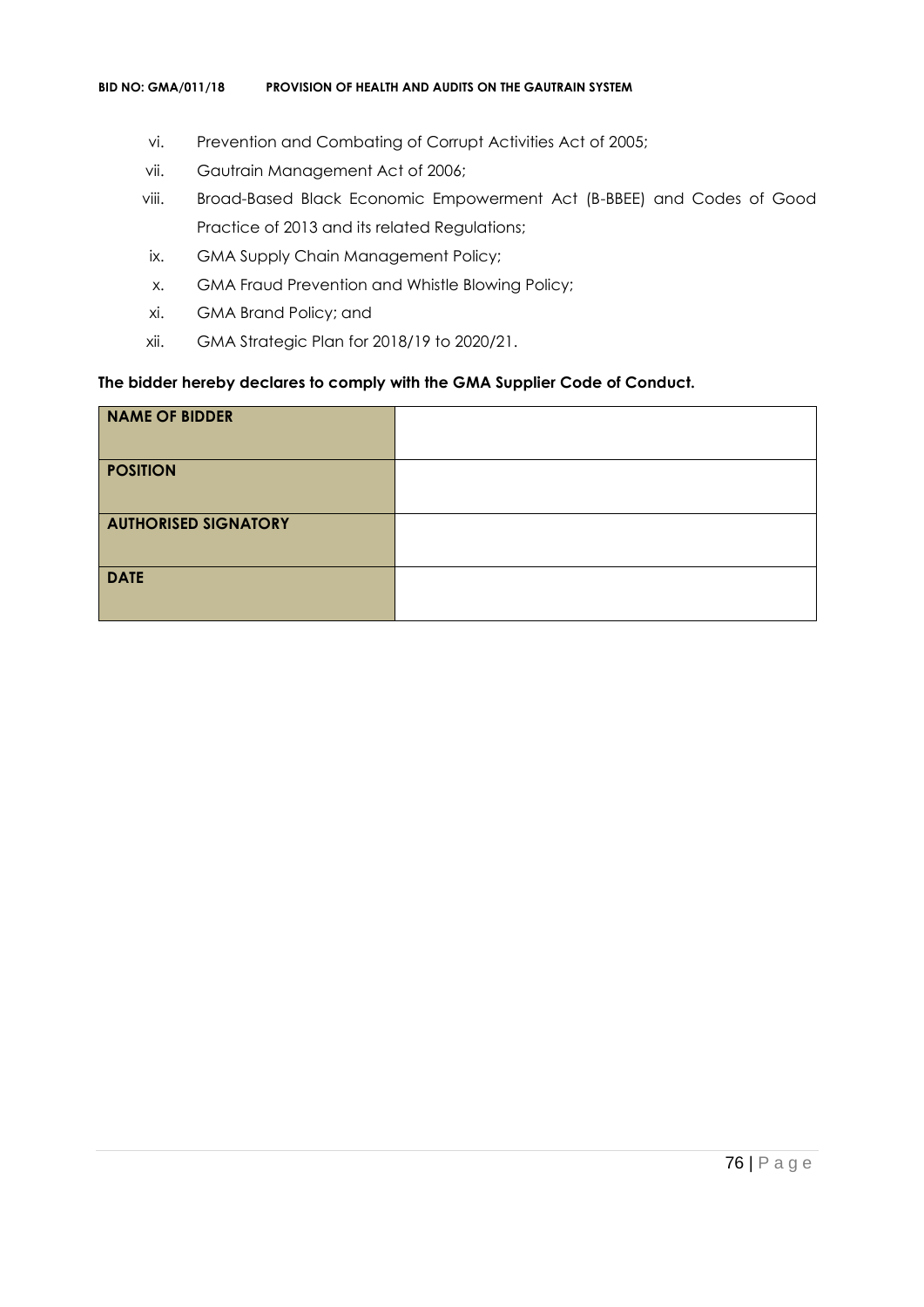vi. Prevention and Combating of Corrupt Activities Act of 2005;

vii. Gautrain Management Act of 2006;

viii. Broad-Based Black Economic Empowerment Act (B-BBEE) and Codes of Good Practice of 2013 and its related Regulations;

ix. GMA Supply Chain Management Policy;

x. GMA Fraud Prevention and Whistle Blowing Policy;

xi. GMA Brand Policy; and

xii. GMA Strategic Plan for 2018/19 to 2020/21.

**The bidder hereby declares to comply with the GMA Supplier Code of Conduct.**

| | |
|---|---|
| **NAME OF BIDDER** | |
| **POSITION** | |
| **AUTHORISED SIGNATORY** | |
| **DATE** | |